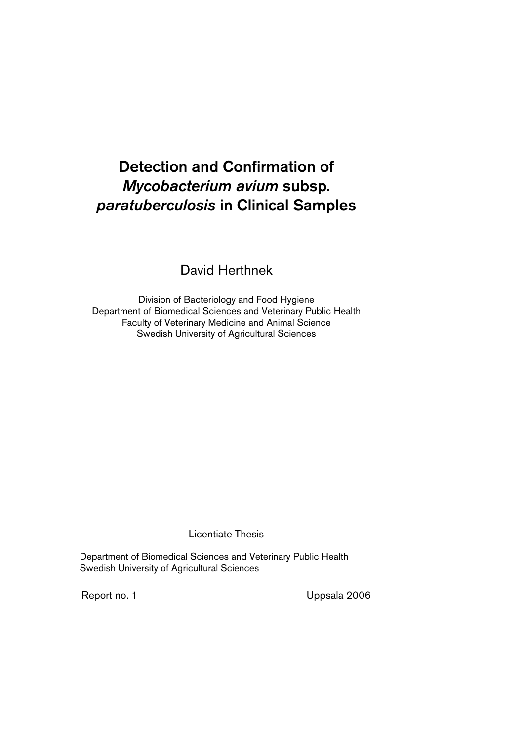# Detection and Confirmation of *Mycobacterium avium* subsp. *paratuberculosis* in Clinical Samples

David Herthnek

Division of Bacteriology and Food Hygiene
Department of Biomedical Sciences and Veterinary Public Health
Faculty of Veterinary Medicine and Animal Science
Swedish University of Agricultural Sciences

Licentiate Thesis

Department of Biomedical Sciences and Veterinary Public Health
Swedish University of Agricultural Sciences

Report no. 1

Uppsala 2006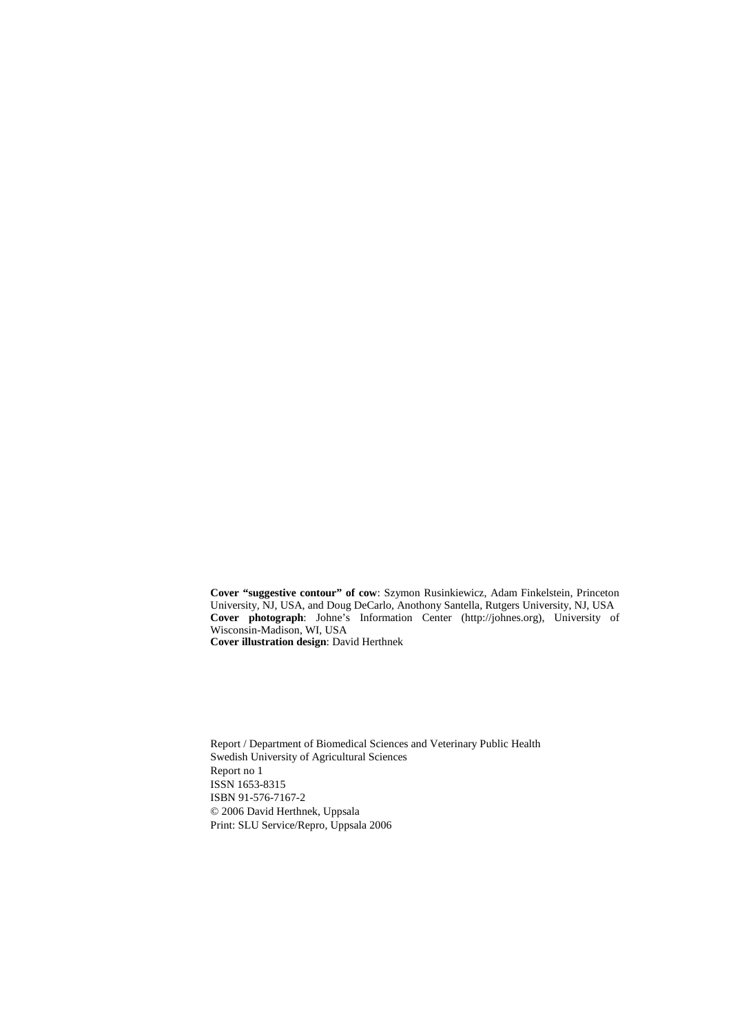**Cover "suggestive contour" of cow**: Szymon Rusinkiewicz, Adam Finkelstein, Princeton University, NJ, USA, and Doug DeCarlo, Anothony Santella, Rutgers University, NJ, USA
**Cover photograph**: Johne's Information Center (http://johnes.org), University of Wisconsin-Madison, WI, USA
**Cover illustration design**: David Herthnek

Report / Department of Biomedical Sciences and Veterinary Public Health
Swedish University of Agricultural Sciences
Report no 1
ISSN 1653-8315
ISBN 91-576-7167-2
© 2006 David Herthnek, Uppsala
Print: SLU Service/Repro, Uppsala 2006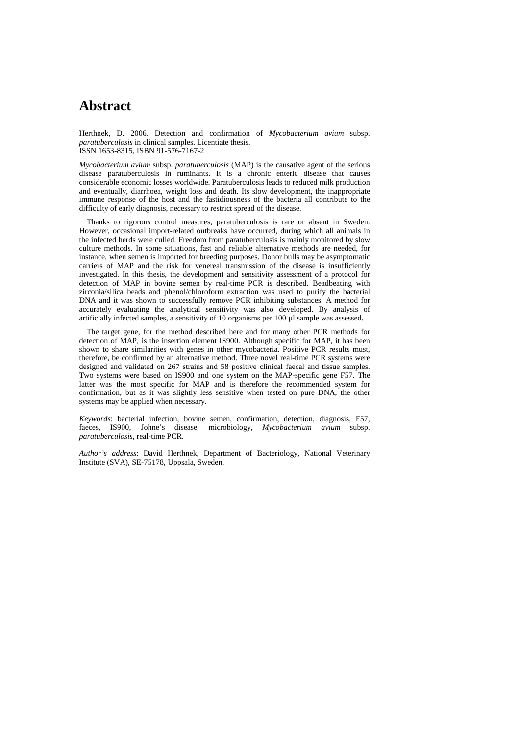# Abstract

Herthnek, D. 2006. Detection and confirmation of *Mycobacterium avium* subsp. *paratuberculosis* in clinical samples. Licentiate thesis.
ISSN 1653-8315, ISBN 91-576-7167-2

*Mycobacterium avium* subsp. *paratuberculosis* (MAP) is the causative agent of the serious disease paratuberculosis in ruminants. It is a chronic enteric disease that causes considerable economic losses worldwide. Paratuberculosis leads to reduced milk production and eventually, diarrhoea, weight loss and death. Its slow development, the inappropriate immune response of the host and the fastidiousness of the bacteria all contribute to the difficulty of early diagnosis, necessary to restrict spread of the disease.

Thanks to rigorous control measures, paratuberculosis is rare or absent in Sweden. However, occasional import-related outbreaks have occurred, during which all animals in the infected herds were culled. Freedom from paratuberculosis is mainly monitored by slow culture methods. In some situations, fast and reliable alternative methods are needed, for instance, when semen is imported for breeding purposes. Donor bulls may be asymptomatic carriers of MAP and the risk for venereal transmission of the disease is insufficiently investigated. In this thesis, the development and sensitivity assessment of a protocol for detection of MAP in bovine semen by real-time PCR is described. Beadbeating with zirconia/silica beads and phenol/chloroform extraction was used to purify the bacterial DNA and it was shown to successfully remove PCR inhibiting substances. A method for accurately evaluating the analytical sensitivity was also developed. By analysis of artificially infected samples, a sensitivity of 10 organisms per 100 µl sample was assessed.

The target gene, for the method described here and for many other PCR methods for detection of MAP, is the insertion element IS900. Although specific for MAP, it has been shown to share similarities with genes in other mycobacteria. Positive PCR results must, therefore, be confirmed by an alternative method. Three novel real-time PCR systems were designed and validated on 267 strains and 58 positive clinical faecal and tissue samples. Two systems were based on IS900 and one system on the MAP-specific gene F57. The latter was the most specific for MAP and is therefore the recommended system for confirmation, but as it was slightly less sensitive when tested on pure DNA, the other systems may be applied when necessary.

*Keywords*: bacterial infection, bovine semen, confirmation, detection, diagnosis, F57, faeces, IS900, Johne's disease, microbiology, *Mycobacterium avium* subsp. *paratuberculosis*, real-time PCR.

*Author's address*: David Herthnek, Department of Bacteriology, National Veterinary Institute (SVA), SE-75178, Uppsala, Sweden.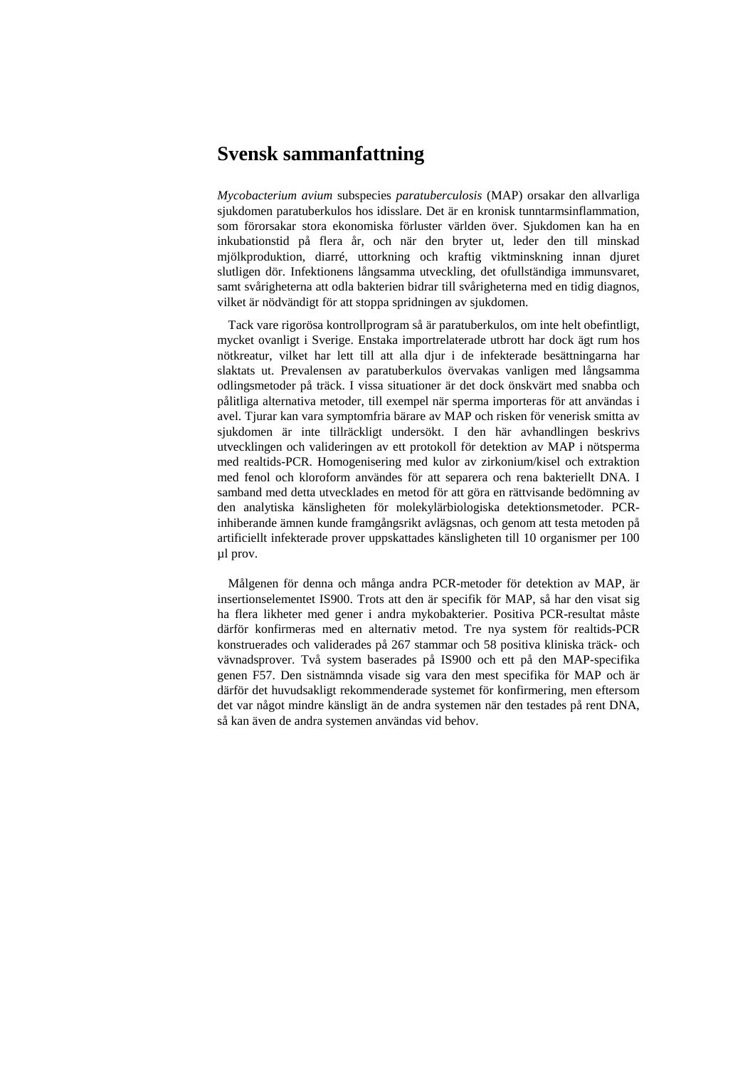# Svensk sammanfattning

*Mycobacterium avium* subspecies *paratuberculosis* (MAP) orsakar den allvarliga sjukdomen paratuberkulos hos idisslare. Det är en kronisk tunntarmsinflammation, som förorsakar stora ekonomiska förluster världen över. Sjukdomen kan ha en inkubationstid på flera år, och när den bryter ut, leder den till minskad mjölkproduktion, diarré, uttorkning och kraftig viktminskning innan djuret slutligen dör. Infektionens långsamma utveckling, det ofullständiga immunsvaret, samt svårigheterna att odla bakterien bidrar till svårigheterna med en tidig diagnos, vilket är nödvändigt för att stoppa spridningen av sjukdomen.

Tack vare rigorösa kontrollprogram så är paratuberkulos, om inte helt obefintligt, mycket ovanligt i Sverige. Enstaka importrelaterade utbrott har dock ägt rum hos nötkreatur, vilket har lett till att alla djur i de infekterade besättningarna har slaktats ut. Prevalensen av paratuberkulos övervakas vanligen med långsamma odlingsmetoder på träck. I vissa situationer är det dock önskvärt med snabba och pålitliga alternativa metoder, till exempel när sperma importeras för att användas i avel. Tjurar kan vara symptomfria bärare av MAP och risken för venerisk smitta av sjukdomen är inte tillräckligt undersökt. I den här avhandlingen beskrivs utvecklingen och valideringen av ett protokoll för detektion av MAP i nötsperma med realtids-PCR. Homogenisering med kulor av zirkonium/kisel och extraktion med fenol och kloroform användes för att separera och rena bakteriellt DNA. I samband med detta utvecklades en metod för att göra en rättvisande bedömning av den analytiska känsligheten för molekylärbiologiska detektionsmetoder. PCR-inhiberande ämnen kunde framgångsrikt avlägsnas, och genom att testa metoden på artificiellt infekterade prover uppskattades känsligheten till 10 organismer per 100 µl prov.

Målgenen för denna och många andra PCR-metoder för detektion av MAP, är insertionselementet IS900. Trots att den är specifik för MAP, så har den visat sig ha flera likheter med gener i andra mykobakterier. Positiva PCR-resultat måste därför konfirmeras med en alternativ metod. Tre nya system för realtids-PCR konstruerades och validerades på 267 stammar och 58 positiva kliniska träck- och vävnadsprover. Två system baserades på IS900 och ett på den MAP-specifika genen F57. Den sistnämnda visade sig vara den mest specifika för MAP och är därför det huvudsakligt rekommenderade systemet för konfirmering, men eftersom det var något mindre känsligt än de andra systemen när den testades på rent DNA, så kan även de andra systemen användas vid behov.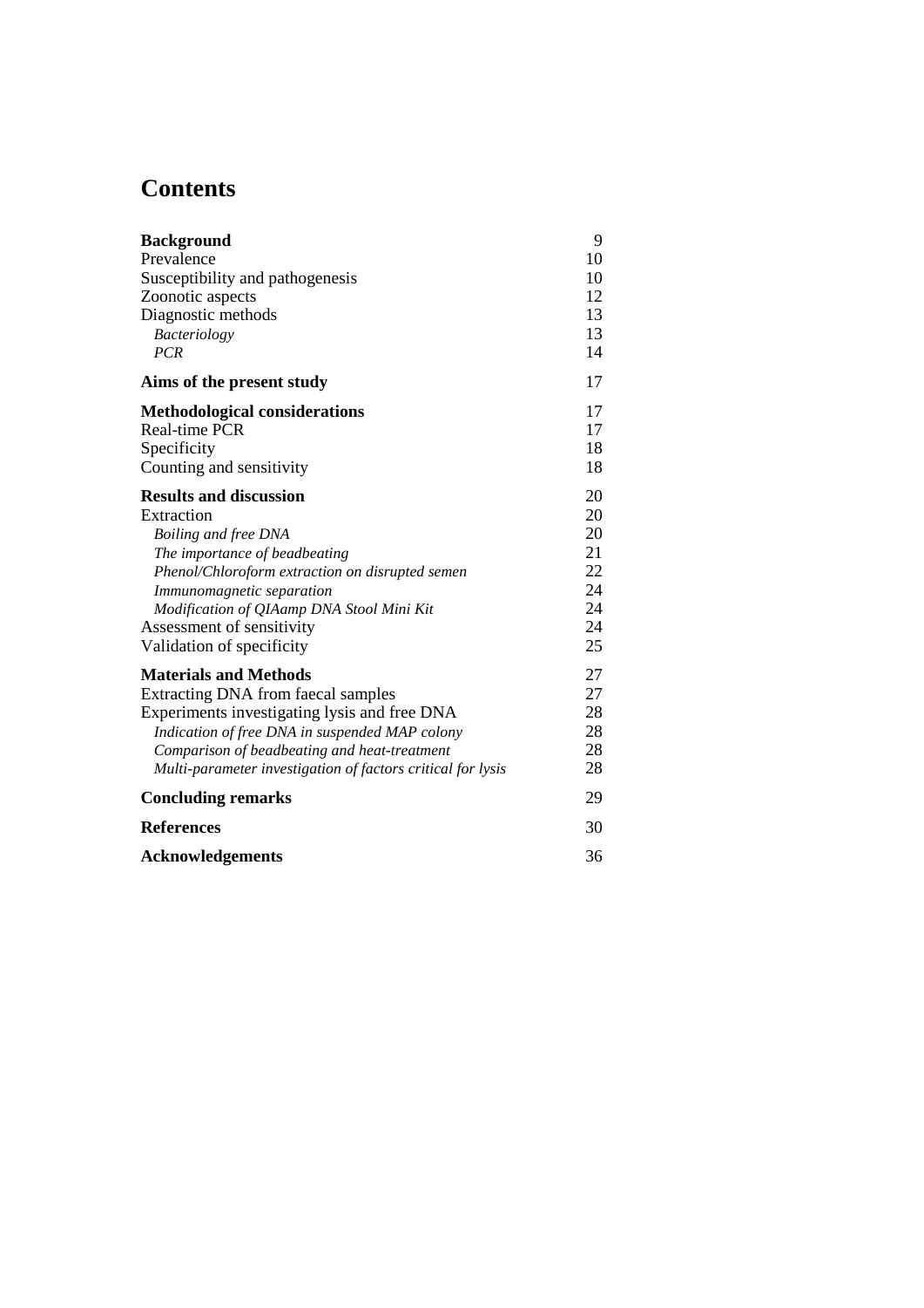# Contents

| | |
|---|---|
| **Background** | 9 |
| Prevalence | 10 |
| Susceptibility and pathogenesis | 10 |
| Zoonotic aspects | 12 |
| Diagnostic methods | 13 |
| *Bacteriology* | 13 |
| *PCR* | 14 |
| **Aims of the present study** | 17 |
| **Methodological considerations** | 17 |
| Real-time PCR | 17 |
| Specificity | 18 |
| Counting and sensitivity | 18 |
| **Results and discussion** | 20 |
| Extraction | 20 |
| *Boiling and free DNA* | 20 |
| *The importance of beadbeating* | 21 |
| *Phenol/Chloroform extraction on disrupted semen* | 22 |
| *Immunomagnetic separation* | 24 |
| *Modification of QIAamp DNA Stool Mini Kit* | 24 |
| Assessment of sensitivity | 24 |
| Validation of specificity | 25 |
| **Materials and Methods** | 27 |
| Extracting DNA from faecal samples | 27 |
| Experiments investigating lysis and free DNA | 28 |
| *Indication of free DNA in suspended MAP colony* | 28 |
| *Comparison of beadbeating and heat-treatment* | 28 |
| *Multi-parameter investigation of factors critical for lysis* | 28 |
| **Concluding remarks** | 29 |
| **References** | 30 |
| **Acknowledgements** | 36 |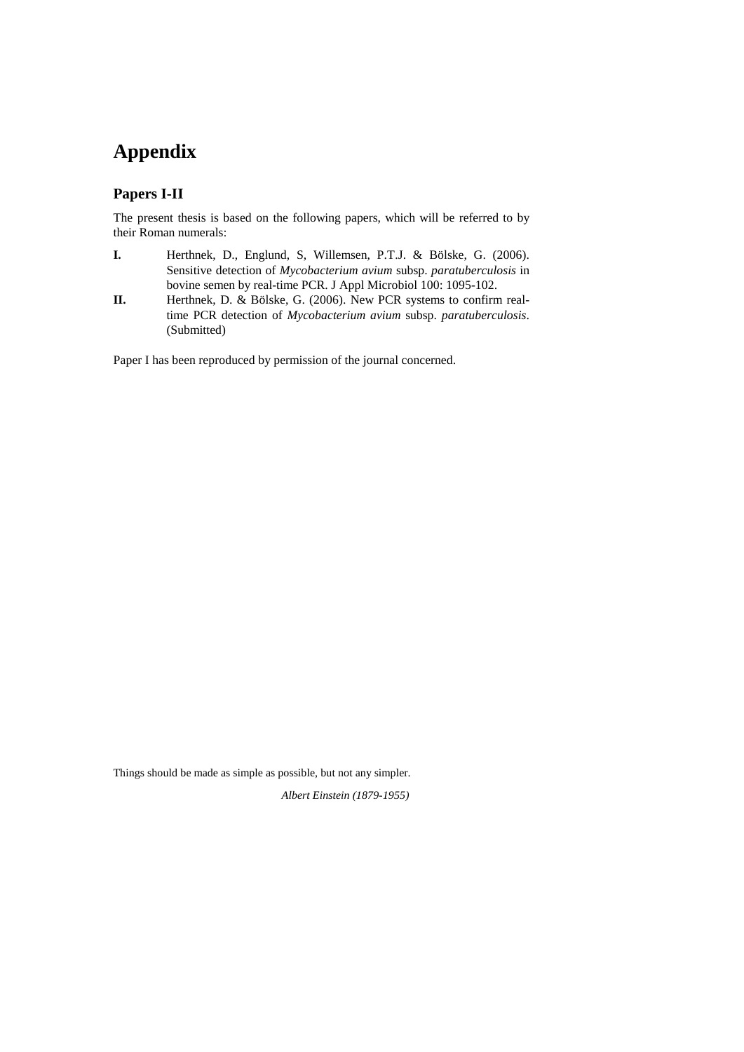# Appendix

## Papers I-II

The present thesis is based on the following papers, which will be referred to by their Roman numerals:

**I.** Herthnek, D., Englund, S, Willemsen, P.T.J. & Bölske, G. (2006). Sensitive detection of *Mycobacterium avium* subsp. *paratuberculosis* in bovine semen by real-time PCR. J Appl Microbiol 100: 1095-102.

**II.** Herthnek, D. & Bölske, G. (2006). New PCR systems to confirm real-time PCR detection of *Mycobacterium avium* subsp. *paratuberculosis*. (Submitted)

Paper I has been reproduced by permission of the journal concerned.

Things should be made as simple as possible, but not any simpler.

*Albert Einstein (1879-1955)*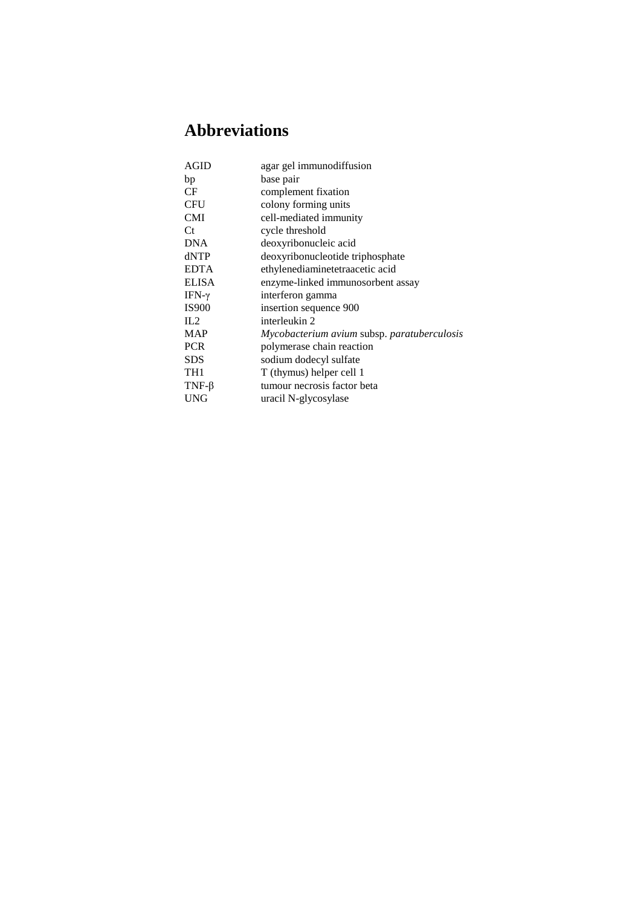# Abbreviations

| | |
|---|---|
| AGID | agar gel immunodiffusion |
| bp | base pair |
| CF | complement fixation |
| CFU | colony forming units |
| CMI | cell-mediated immunity |
| Ct | cycle threshold |
| DNA | deoxyribonucleic acid |
| dNTP | deoxyribonucleotide triphosphate |
| EDTA | ethylenediaminetetraacetic acid |
| ELISA | enzyme-linked immunosorbent assay |
| IFN-γ | interferon gamma |
| IS900 | insertion sequence 900 |
| IL2 | interleukin 2 |
| MAP | *Mycobacterium avium* subsp. *paratuberculosis* |
| PCR | polymerase chain reaction |
| SDS | sodium dodecyl sulfate |
| TH1 | T (thymus) helper cell 1 |
| TNF-β | tumour necrosis factor beta |
| UNG | uracil N-glycosylase |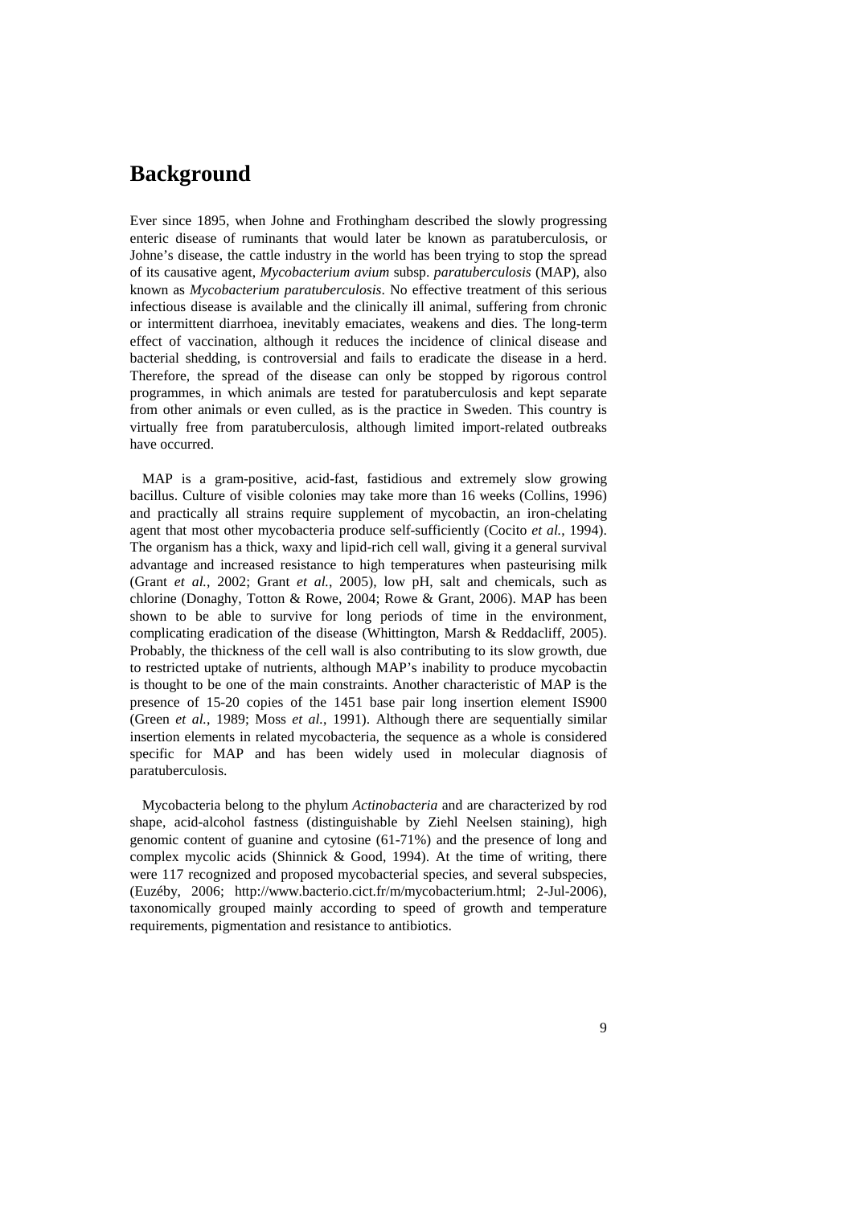# Background

Ever since 1895, when Johne and Frothingham described the slowly progressing enteric disease of ruminants that would later be known as paratuberculosis, or Johne's disease, the cattle industry in the world has been trying to stop the spread of its causative agent, *Mycobacterium avium* subsp. *paratuberculosis* (MAP), also known as *Mycobacterium paratuberculosis*. No effective treatment of this serious infectious disease is available and the clinically ill animal, suffering from chronic or intermittent diarrhoea, inevitably emaciates, weakens and dies. The long-term effect of vaccination, although it reduces the incidence of clinical disease and bacterial shedding, is controversial and fails to eradicate the disease in a herd. Therefore, the spread of the disease can only be stopped by rigorous control programmes, in which animals are tested for paratuberculosis and kept separate from other animals or even culled, as is the practice in Sweden. This country is virtually free from paratuberculosis, although limited import-related outbreaks have occurred.

MAP is a gram-positive, acid-fast, fastidious and extremely slow growing bacillus. Culture of visible colonies may take more than 16 weeks (Collins, 1996) and practically all strains require supplement of mycobactin, an iron-chelating agent that most other mycobacteria produce self-sufficiently (Cocito *et al.*, 1994). The organism has a thick, waxy and lipid-rich cell wall, giving it a general survival advantage and increased resistance to high temperatures when pasteurising milk (Grant *et al.*, 2002; Grant *et al.*, 2005), low pH, salt and chemicals, such as chlorine (Donaghy, Totton & Rowe, 2004; Rowe & Grant, 2006). MAP has been shown to be able to survive for long periods of time in the environment, complicating eradication of the disease (Whittington, Marsh & Reddacliff, 2005). Probably, the thickness of the cell wall is also contributing to its slow growth, due to restricted uptake of nutrients, although MAP's inability to produce mycobactin is thought to be one of the main constraints. Another characteristic of MAP is the presence of 15-20 copies of the 1451 base pair long insertion element IS900 (Green *et al.*, 1989; Moss *et al.*, 1991). Although there are sequentially similar insertion elements in related mycobacteria, the sequence as a whole is considered specific for MAP and has been widely used in molecular diagnosis of paratuberculosis.

Mycobacteria belong to the phylum *Actinobacteria* and are characterized by rod shape, acid-alcohol fastness (distinguishable by Ziehl Neelsen staining), high genomic content of guanine and cytosine (61-71%) and the presence of long and complex mycolic acids (Shinnick & Good, 1994). At the time of writing, there were 117 recognized and proposed mycobacterial species, and several subspecies, (Euzéby, 2006; http://www.bacterio.cict.fr/m/mycobacterium.html; 2-Jul-2006), taxonomically grouped mainly according to speed of growth and temperature requirements, pigmentation and resistance to antibiotics.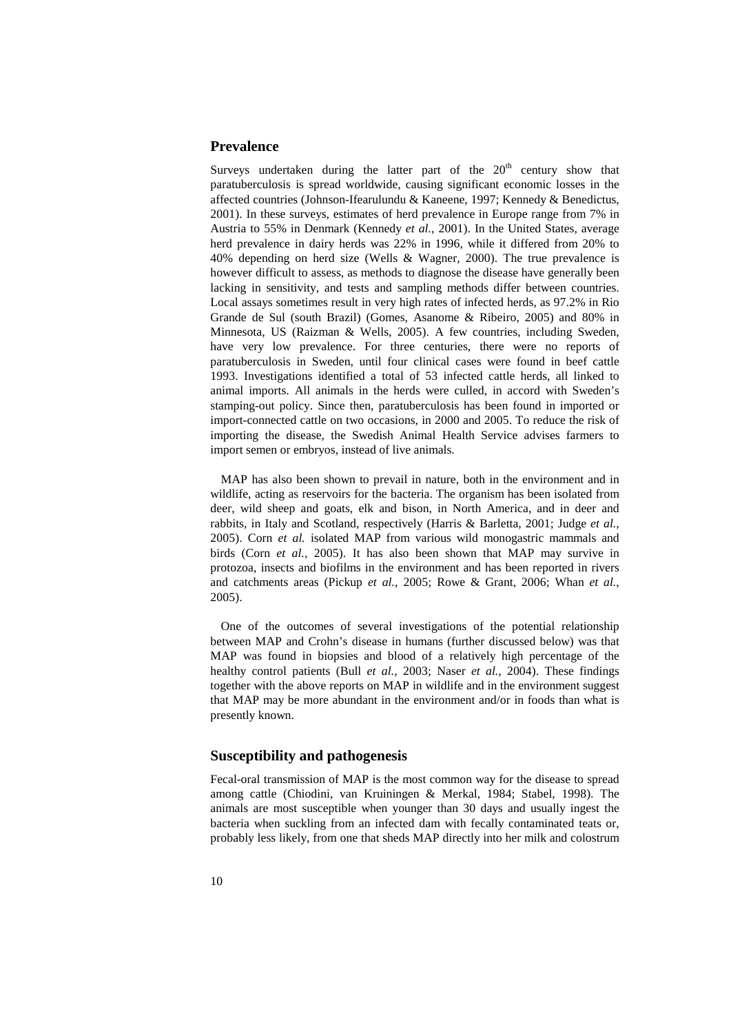## Prevalence

Surveys undertaken during the latter part of the $20^{th}$ century show that paratuberculosis is spread worldwide, causing significant economic losses in the affected countries (Johnson-Ifearulundu & Kaneene, 1997; Kennedy & Benedictus, 2001). In these surveys, estimates of herd prevalence in Europe range from 7% in Austria to 55% in Denmark (Kennedy *et al.*, 2001). In the United States, average herd prevalence in dairy herds was 22% in 1996, while it differed from 20% to 40% depending on herd size (Wells & Wagner, 2000). The true prevalence is however difficult to assess, as methods to diagnose the disease have generally been lacking in sensitivity, and tests and sampling methods differ between countries. Local assays sometimes result in very high rates of infected herds, as 97.2% in Rio Grande de Sul (south Brazil) (Gomes, Asanome & Ribeiro, 2005) and 80% in Minnesota, US (Raizman & Wells, 2005). A few countries, including Sweden, have very low prevalence. For three centuries, there were no reports of paratuberculosis in Sweden, until four clinical cases were found in beef cattle 1993. Investigations identified a total of 53 infected cattle herds, all linked to animal imports. All animals in the herds were culled, in accord with Sweden's stamping-out policy. Since then, paratuberculosis has been found in imported or import-connected cattle on two occasions, in 2000 and 2005. To reduce the risk of importing the disease, the Swedish Animal Health Service advises farmers to import semen or embryos, instead of live animals.

MAP has also been shown to prevail in nature, both in the environment and in wildlife, acting as reservoirs for the bacteria. The organism has been isolated from deer, wild sheep and goats, elk and bison, in North America, and in deer and rabbits, in Italy and Scotland, respectively (Harris & Barletta, 2001; Judge *et al.*, 2005). Corn *et al.* isolated MAP from various wild monogastric mammals and birds (Corn *et al.*, 2005). It has also been shown that MAP may survive in protozoa, insects and biofilms in the environment and has been reported in rivers and catchments areas (Pickup *et al.*, 2005; Rowe & Grant, 2006; Whan *et al.*, 2005).

One of the outcomes of several investigations of the potential relationship between MAP and Crohn's disease in humans (further discussed below) was that MAP was found in biopsies and blood of a relatively high percentage of the healthy control patients (Bull *et al.*, 2003; Naser *et al.*, 2004). These findings together with the above reports on MAP in wildlife and in the environment suggest that MAP may be more abundant in the environment and/or in foods than what is presently known.

## Susceptibility and pathogenesis

Fecal-oral transmission of MAP is the most common way for the disease to spread among cattle (Chiodini, van Kruiningen & Merkal, 1984; Stabel, 1998). The animals are most susceptible when younger than 30 days and usually ingest the bacteria when suckling from an infected dam with fecally contaminated teats or, probably less likely, from one that sheds MAP directly into her milk and colostrum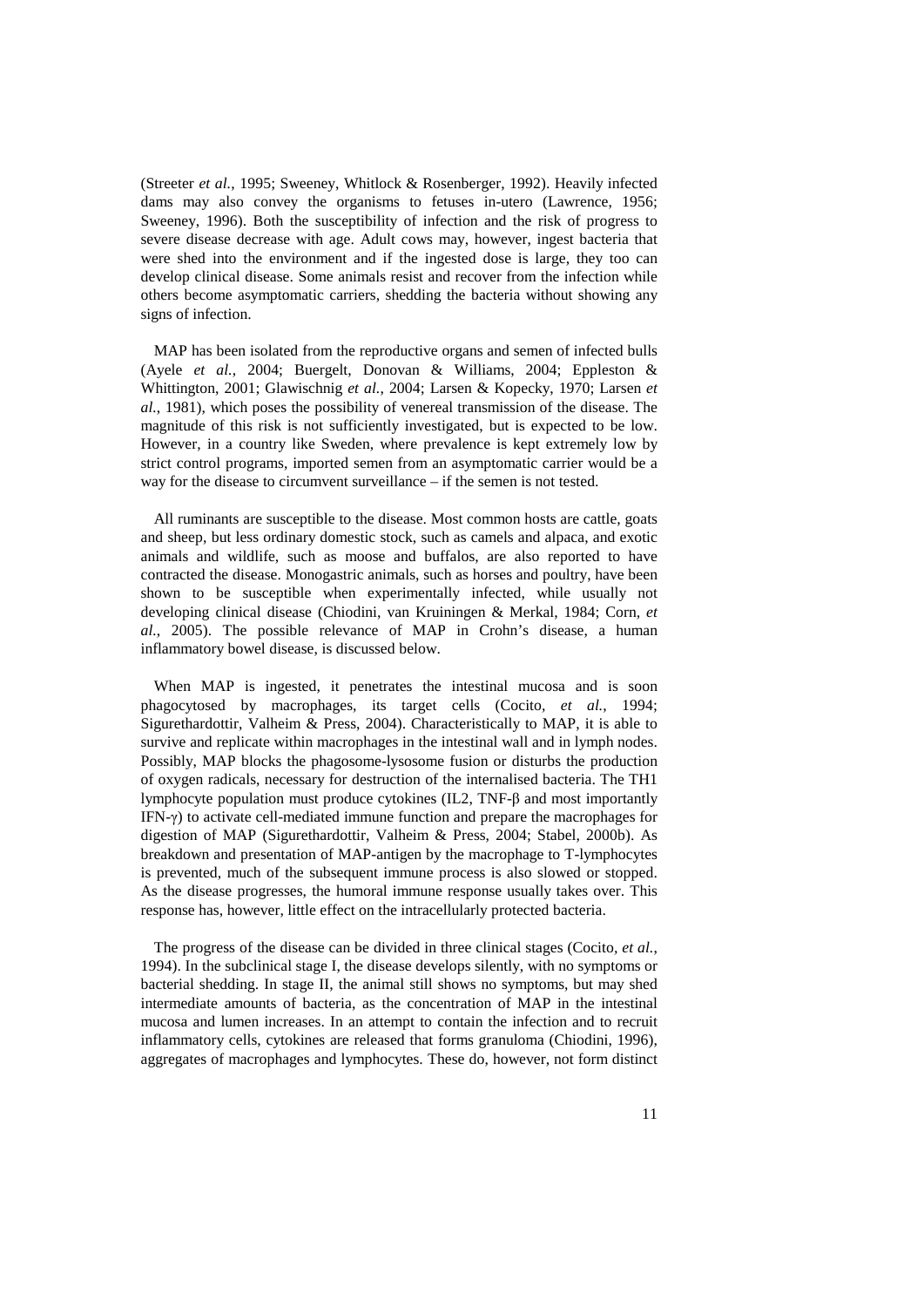(Streeter *et al.*, 1995; Sweeney, Whitlock & Rosenberger, 1992). Heavily infected dams may also convey the organisms to fetuses in-utero (Lawrence, 1956; Sweeney, 1996). Both the susceptibility of infection and the risk of progress to severe disease decrease with age. Adult cows may, however, ingest bacteria that were shed into the environment and if the ingested dose is large, they too can develop clinical disease. Some animals resist and recover from the infection while others become asymptomatic carriers, shedding the bacteria without showing any signs of infection.

MAP has been isolated from the reproductive organs and semen of infected bulls (Ayele *et al.*, 2004; Buergelt, Donovan & Williams, 2004; Eppleston & Whittington, 2001; Glawischnig *et al.*, 2004; Larsen & Kopecky, 1970; Larsen *et al.*, 1981), which poses the possibility of venereal transmission of the disease. The magnitude of this risk is not sufficiently investigated, but is expected to be low. However, in a country like Sweden, where prevalence is kept extremely low by strict control programs, imported semen from an asymptomatic carrier would be a way for the disease to circumvent surveillance – if the semen is not tested.

All ruminants are susceptible to the disease. Most common hosts are cattle, goats and sheep, but less ordinary domestic stock, such as camels and alpaca, and exotic animals and wildlife, such as moose and buffalos, are also reported to have contracted the disease. Monogastric animals, such as horses and poultry, have been shown to be susceptible when experimentally infected, while usually not developing clinical disease (Chiodini, van Kruiningen & Merkal, 1984; Corn, *et al.*, 2005). The possible relevance of MAP in Crohn's disease, a human inflammatory bowel disease, is discussed below.

When MAP is ingested, it penetrates the intestinal mucosa and is soon phagocytosed by macrophages, its target cells (Cocito, *et al.*, 1994; Sigurethardottir, Valheim & Press, 2004). Characteristically to MAP, it is able to survive and replicate within macrophages in the intestinal wall and in lymph nodes. Possibly, MAP blocks the phagosome-lysosome fusion or disturbs the production of oxygen radicals, necessary for destruction of the internalised bacteria. The TH1 lymphocyte population must produce cytokines (IL2, TNF-β and most importantly IFN-γ) to activate cell-mediated immune function and prepare the macrophages for digestion of MAP (Sigurethardottir, Valheim & Press, 2004; Stabel, 2000b). As breakdown and presentation of MAP-antigen by the macrophage to T-lymphocytes is prevented, much of the subsequent immune process is also slowed or stopped. As the disease progresses, the humoral immune response usually takes over. This response has, however, little effect on the intracellularly protected bacteria.

The progress of the disease can be divided in three clinical stages (Cocito, *et al.*, 1994). In the subclinical stage I, the disease develops silently, with no symptoms or bacterial shedding. In stage II, the animal still shows no symptoms, but may shed intermediate amounts of bacteria, as the concentration of MAP in the intestinal mucosa and lumen increases. In an attempt to contain the infection and to recruit inflammatory cells, cytokines are released that forms granuloma (Chiodini, 1996), aggregates of macrophages and lymphocytes. These do, however, not form distinct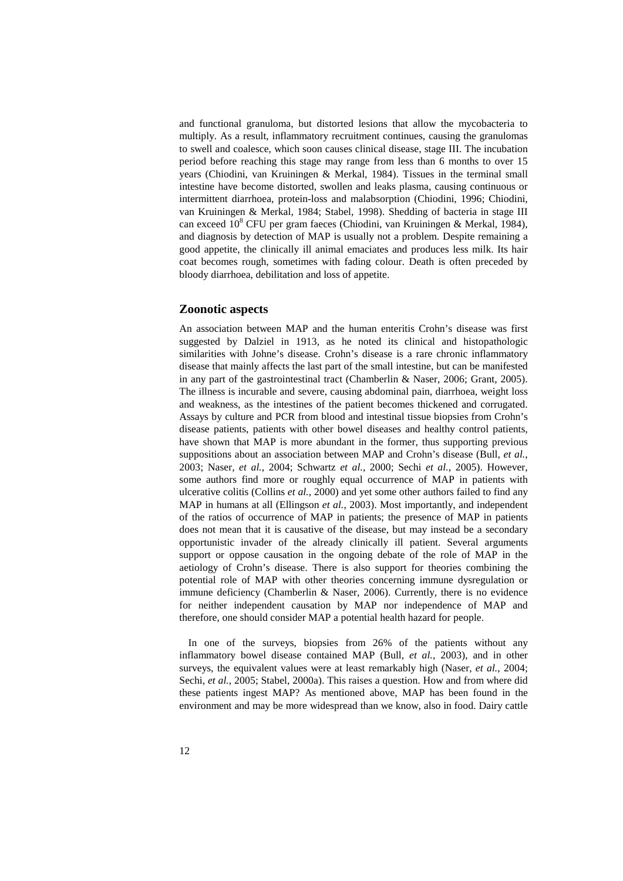and functional granuloma, but distorted lesions that allow the mycobacteria to multiply. As a result, inflammatory recruitment continues, causing the granulomas to swell and coalesce, which soon causes clinical disease, stage III. The incubation period before reaching this stage may range from less than 6 months to over 15 years (Chiodini, van Kruiningen & Merkal, 1984). Tissues in the terminal small intestine have become distorted, swollen and leaks plasma, causing continuous or intermittent diarrhoea, protein-loss and malabsorption (Chiodini, 1996; Chiodini, van Kruiningen & Merkal, 1984; Stabel, 1998). Shedding of bacteria in stage III can exceed $10^8$ CFU per gram faeces (Chiodini, van Kruiningen & Merkal, 1984), and diagnosis by detection of MAP is usually not a problem. Despite remaining a good appetite, the clinically ill animal emaciates and produces less milk. Its hair coat becomes rough, sometimes with fading colour. Death is often preceded by bloody diarrhoea, debilitation and loss of appetite.

## Zoonotic aspects

An association between MAP and the human enteritis Crohn's disease was first suggested by Dalziel in 1913, as he noted its clinical and histopathologic similarities with Johne's disease. Crohn's disease is a rare chronic inflammatory disease that mainly affects the last part of the small intestine, but can be manifested in any part of the gastrointestinal tract (Chamberlin & Naser, 2006; Grant, 2005). The illness is incurable and severe, causing abdominal pain, diarrhoea, weight loss and weakness, as the intestines of the patient becomes thickened and corrugated. Assays by culture and PCR from blood and intestinal tissue biopsies from Crohn's disease patients, patients with other bowel diseases and healthy control patients, have shown that MAP is more abundant in the former, thus supporting previous suppositions about an association between MAP and Crohn's disease (Bull, *et al.*, 2003; Naser, *et al.*, 2004; Schwartz *et al.*, 2000; Sechi *et al.*, 2005). However, some authors find more or roughly equal occurrence of MAP in patients with ulcerative colitis (Collins *et al.*, 2000) and yet some other authors failed to find any MAP in humans at all (Ellingson *et al.*, 2003). Most importantly, and independent of the ratios of occurrence of MAP in patients; the presence of MAP in patients does not mean that it is causative of the disease, but may instead be a secondary opportunistic invader of the already clinically ill patient. Several arguments support or oppose causation in the ongoing debate of the role of MAP in the aetiology of Crohn's disease. There is also support for theories combining the potential role of MAP with other theories concerning immune dysregulation or immune deficiency (Chamberlin & Naser, 2006). Currently, there is no evidence for neither independent causation by MAP nor independence of MAP and therefore, one should consider MAP a potential health hazard for people.

In one of the surveys, biopsies from 26% of the patients without any inflammatory bowel disease contained MAP (Bull, *et al.*, 2003), and in other surveys, the equivalent values were at least remarkably high (Naser, *et al.*, 2004; Sechi, *et al.*, 2005; Stabel, 2000a). This raises a question. How and from where did these patients ingest MAP? As mentioned above, MAP has been found in the environment and may be more widespread than we know, also in food. Dairy cattle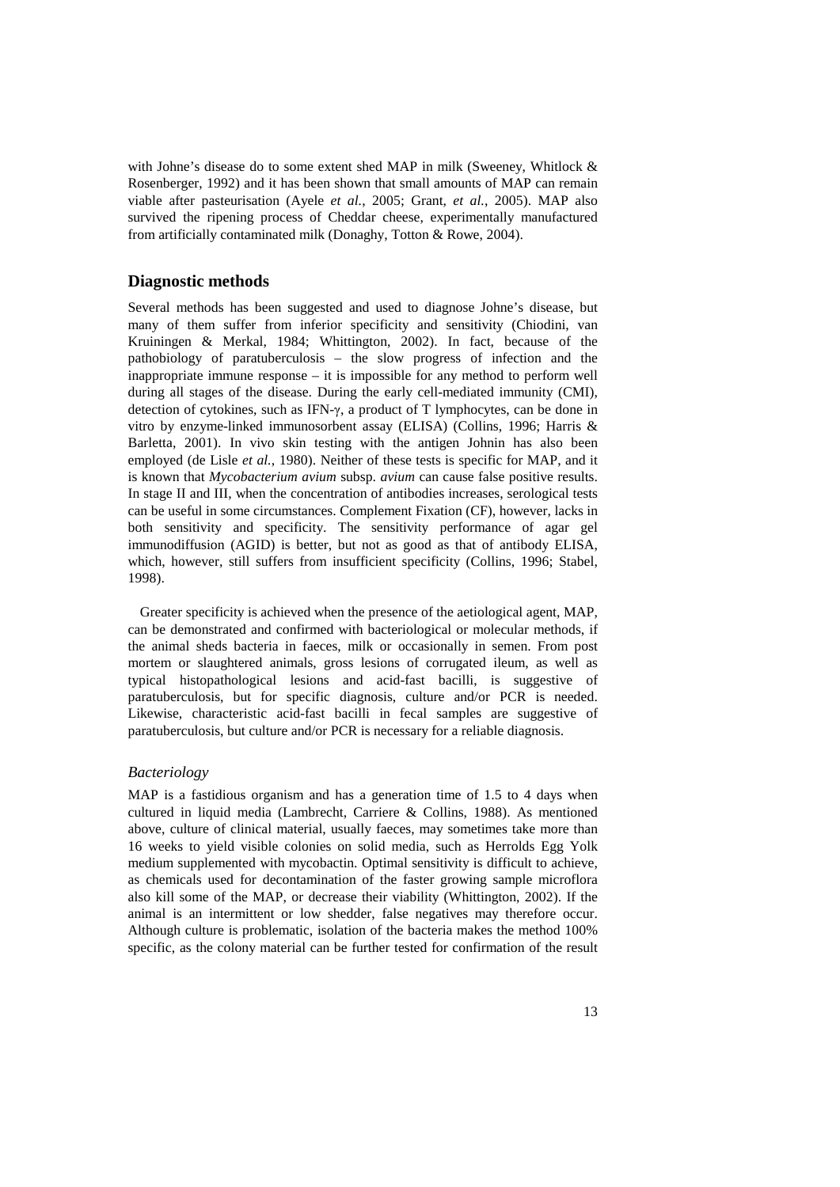with Johne's disease do to some extent shed MAP in milk (Sweeney, Whitlock & Rosenberger, 1992) and it has been shown that small amounts of MAP can remain viable after pasteurisation (Ayele *et al.*, 2005; Grant, *et al.*, 2005). MAP also survived the ripening process of Cheddar cheese, experimentally manufactured from artificially contaminated milk (Donaghy, Totton & Rowe, 2004).

## Diagnostic methods

Several methods has been suggested and used to diagnose Johne's disease, but many of them suffer from inferior specificity and sensitivity (Chiodini, van Kruiningen & Merkal, 1984; Whittington, 2002). In fact, because of the pathobiology of paratuberculosis – the slow progress of infection and the inappropriate immune response – it is impossible for any method to perform well during all stages of the disease. During the early cell-mediated immunity (CMI), detection of cytokines, such as IFN-γ, a product of T lymphocytes, can be done in vitro by enzyme-linked immunosorbent assay (ELISA) (Collins, 1996; Harris & Barletta, 2001). In vivo skin testing with the antigen Johnin has also been employed (de Lisle *et al.*, 1980). Neither of these tests is specific for MAP, and it is known that *Mycobacterium avium* subsp. *avium* can cause false positive results. In stage II and III, when the concentration of antibodies increases, serological tests can be useful in some circumstances. Complement Fixation (CF), however, lacks in both sensitivity and specificity. The sensitivity performance of agar gel immunodiffusion (AGID) is better, but not as good as that of antibody ELISA, which, however, still suffers from insufficient specificity (Collins, 1996; Stabel, 1998).

Greater specificity is achieved when the presence of the aetiological agent, MAP, can be demonstrated and confirmed with bacteriological or molecular methods, if the animal sheds bacteria in faeces, milk or occasionally in semen. From post mortem or slaughtered animals, gross lesions of corrugated ileum, as well as typical histopathological lesions and acid-fast bacilli, is suggestive of paratuberculosis, but for specific diagnosis, culture and/or PCR is needed. Likewise, characteristic acid-fast bacilli in fecal samples are suggestive of paratuberculosis, but culture and/or PCR is necessary for a reliable diagnosis.

### *Bacteriology*

MAP is a fastidious organism and has a generation time of 1.5 to 4 days when cultured in liquid media (Lambrecht, Carriere & Collins, 1988). As mentioned above, culture of clinical material, usually faeces, may sometimes take more than 16 weeks to yield visible colonies on solid media, such as Herrolds Egg Yolk medium supplemented with mycobactin. Optimal sensitivity is difficult to achieve, as chemicals used for decontamination of the faster growing sample microflora also kill some of the MAP, or decrease their viability (Whittington, 2002). If the animal is an intermittent or low shedder, false negatives may therefore occur. Although culture is problematic, isolation of the bacteria makes the method 100% specific, as the colony material can be further tested for confirmation of the result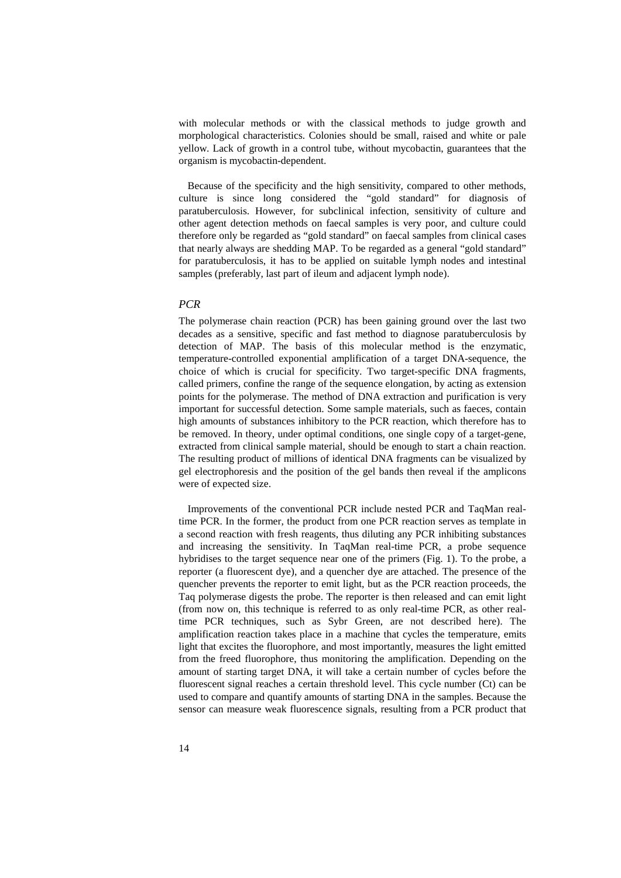with molecular methods or with the classical methods to judge growth and morphological characteristics. Colonies should be small, raised and white or pale yellow. Lack of growth in a control tube, without mycobactin, guarantees that the organism is mycobactin-dependent.

Because of the specificity and the high sensitivity, compared to other methods, culture is since long considered the "gold standard" for diagnosis of paratuberculosis. However, for subclinical infection, sensitivity of culture and other agent detection methods on faecal samples is very poor, and culture could therefore only be regarded as "gold standard" on faecal samples from clinical cases that nearly always are shedding MAP. To be regarded as a general "gold standard" for paratuberculosis, it has to be applied on suitable lymph nodes and intestinal samples (preferably, last part of ileum and adjacent lymph node).

### *PCR*

The polymerase chain reaction (PCR) has been gaining ground over the last two decades as a sensitive, specific and fast method to diagnose paratuberculosis by detection of MAP. The basis of this molecular method is the enzymatic, temperature-controlled exponential amplification of a target DNA-sequence, the choice of which is crucial for specificity. Two target-specific DNA fragments, called primers, confine the range of the sequence elongation, by acting as extension points for the polymerase. The method of DNA extraction and purification is very important for successful detection. Some sample materials, such as faeces, contain high amounts of substances inhibitory to the PCR reaction, which therefore has to be removed. In theory, under optimal conditions, one single copy of a target-gene, extracted from clinical sample material, should be enough to start a chain reaction. The resulting product of millions of identical DNA fragments can be visualized by gel electrophoresis and the position of the gel bands then reveal if the amplicons were of expected size.

Improvements of the conventional PCR include nested PCR and TaqMan real-time PCR. In the former, the product from one PCR reaction serves as template in a second reaction with fresh reagents, thus diluting any PCR inhibiting substances and increasing the sensitivity. In TaqMan real-time PCR, a probe sequence hybridises to the target sequence near one of the primers (Fig. 1). To the probe, a reporter (a fluorescent dye), and a quencher dye are attached. The presence of the quencher prevents the reporter to emit light, but as the PCR reaction proceeds, the Taq polymerase digests the probe. The reporter is then released and can emit light (from now on, this technique is referred to as only real-time PCR, as other real-time PCR techniques, such as Sybr Green, are not described here). The amplification reaction takes place in a machine that cycles the temperature, emits light that excites the fluorophore, and most importantly, measures the light emitted from the freed fluorophore, thus monitoring the amplification. Depending on the amount of starting target DNA, it will take a certain number of cycles before the fluorescent signal reaches a certain threshold level. This cycle number (Ct) can be used to compare and quantify amounts of starting DNA in the samples. Because the sensor can measure weak fluorescence signals, resulting from a PCR product that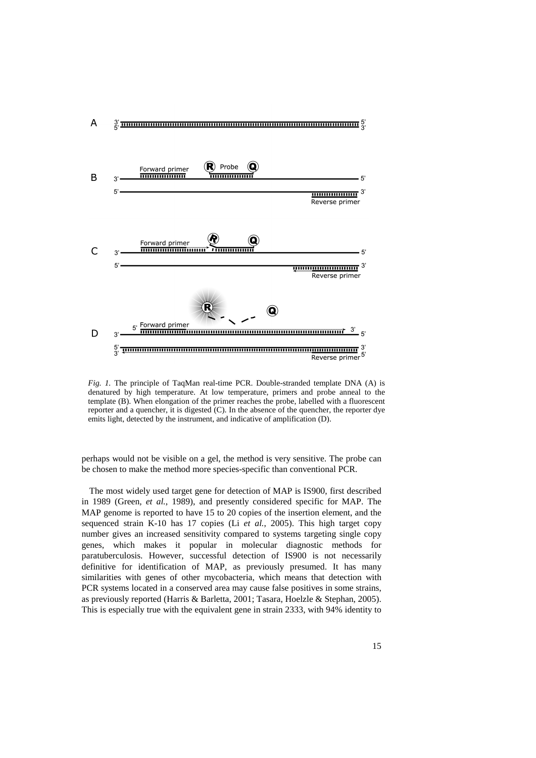*Fig. 1.* The principle of TaqMan real-time PCR. Double-stranded template DNA (A) is denatured by high temperature. At low temperature, primers and probe anneal to the template (B). When elongation of the primer reaches the probe, labelled with a fluorescent reporter and a quencher, it is digested (C). In the absence of the quencher, the reporter dye emits light, detected by the instrument, and indicative of amplification (D).

perhaps would not be visible on a gel, the method is very sensitive. The probe can be chosen to make the method more species-specific than conventional PCR.

The most widely used target gene for detection of MAP is IS900, first described in 1989 (Green, *et al.*, 1989), and presently considered specific for MAP. The MAP genome is reported to have 15 to 20 copies of the insertion element, and the sequenced strain K-10 has 17 copies (Li *et al.*, 2005). This high target copy number gives an increased sensitivity compared to systems targeting single copy genes, which makes it popular in molecular diagnostic methods for paratuberculosis. However, successful detection of IS900 is not necessarily definitive for identification of MAP, as previously presumed. It has many similarities with genes of other mycobacteria, which means that detection with PCR systems located in a conserved area may cause false positives in some strains, as previously reported (Harris & Barletta, 2001; Tasara, Hoelzle & Stephan, 2005). This is especially true with the equivalent gene in strain 2333, with 94% identity to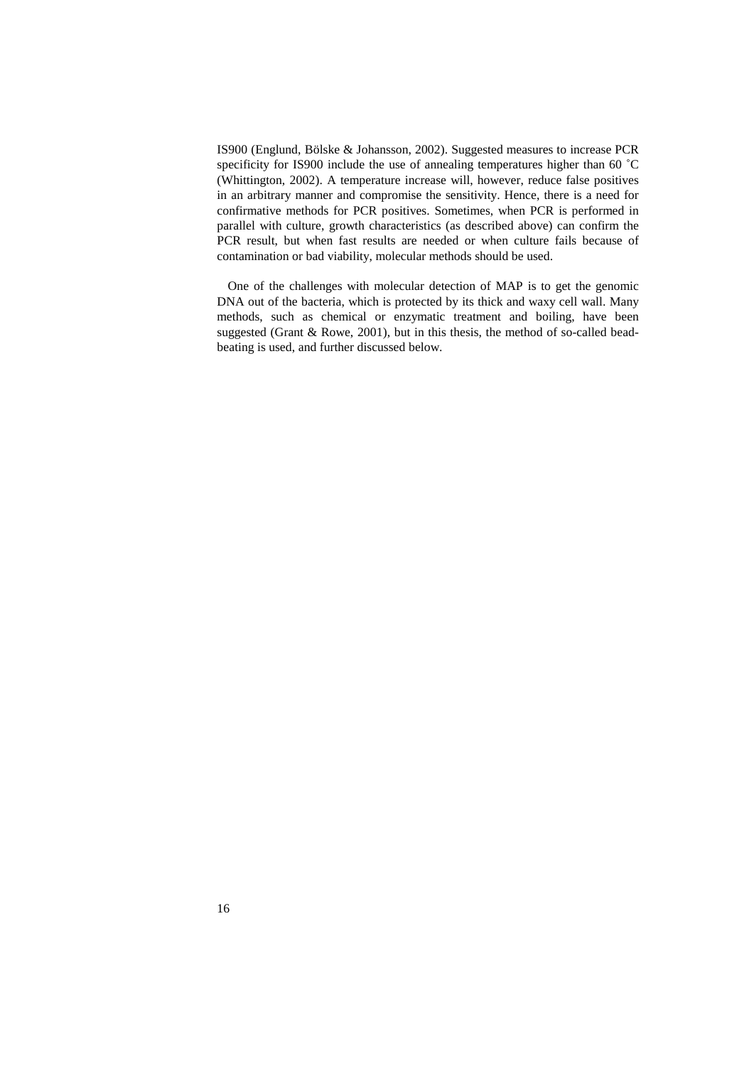IS900 (Englund, Bölske & Johansson, 2002). Suggested measures to increase PCR specificity for IS900 include the use of annealing temperatures higher than 60 ˚C (Whittington, 2002). A temperature increase will, however, reduce false positives in an arbitrary manner and compromise the sensitivity. Hence, there is a need for confirmative methods for PCR positives. Sometimes, when PCR is performed in parallel with culture, growth characteristics (as described above) can confirm the PCR result, but when fast results are needed or when culture fails because of contamination or bad viability, molecular methods should be used.

One of the challenges with molecular detection of MAP is to get the genomic DNA out of the bacteria, which is protected by its thick and waxy cell wall. Many methods, such as chemical or enzymatic treatment and boiling, have been suggested (Grant & Rowe, 2001), but in this thesis, the method of so-called bead-beating is used, and further discussed below.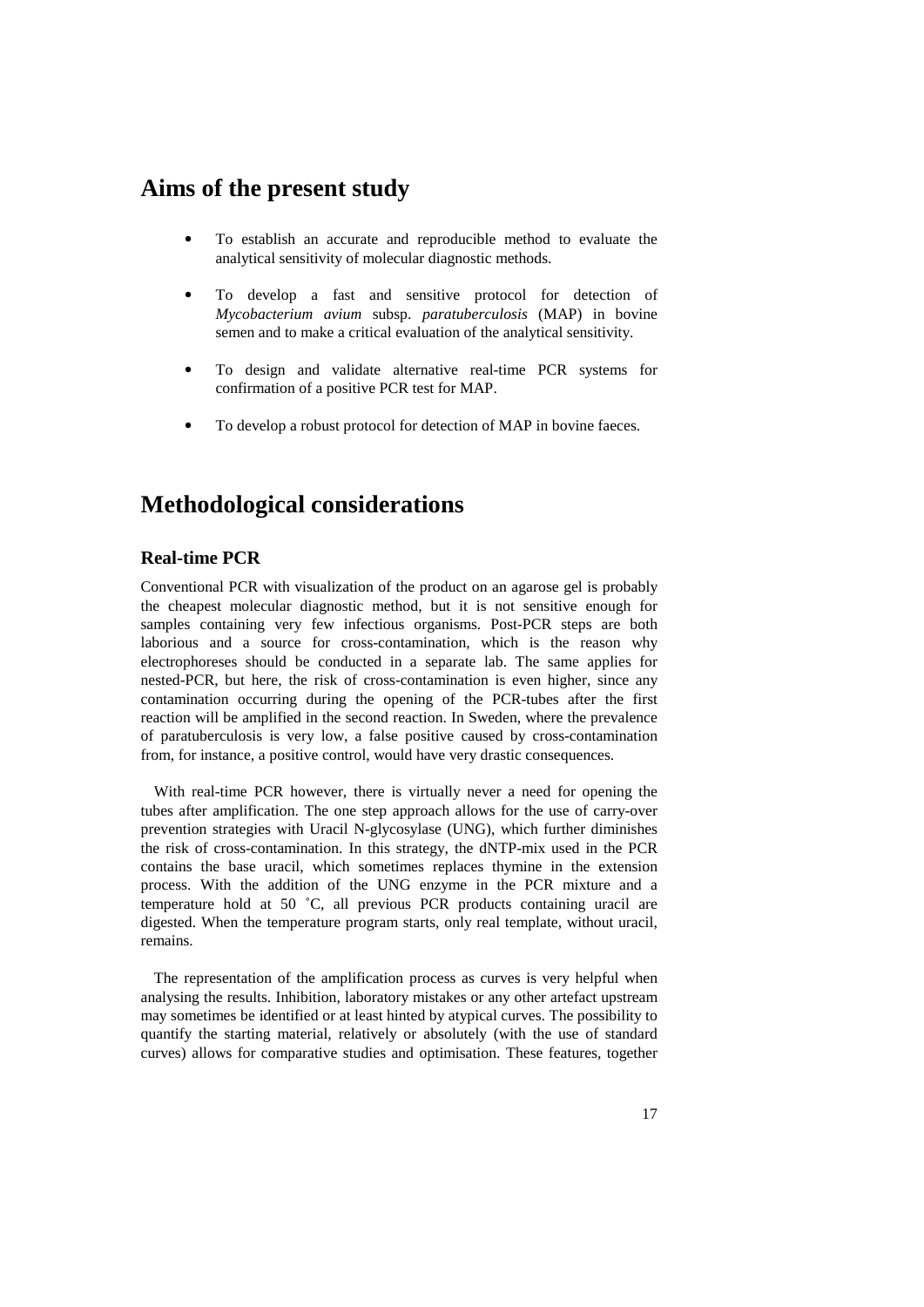# Aims of the present study

- To establish an accurate and reproducible method to evaluate the analytical sensitivity of molecular diagnostic methods.
- To develop a fast and sensitive protocol for detection of *Mycobacterium avium* subsp. *paratuberculosis* (MAP) in bovine semen and to make a critical evaluation of the analytical sensitivity.
- To design and validate alternative real-time PCR systems for confirmation of a positive PCR test for MAP.
- To develop a robust protocol for detection of MAP in bovine faeces.

# Methodological considerations

## Real-time PCR

Conventional PCR with visualization of the product on an agarose gel is probably the cheapest molecular diagnostic method, but it is not sensitive enough for samples containing very few infectious organisms. Post-PCR steps are both laborious and a source for cross-contamination, which is the reason why electrophoreses should be conducted in a separate lab. The same applies for nested-PCR, but here, the risk of cross-contamination is even higher, since any contamination occurring during the opening of the PCR-tubes after the first reaction will be amplified in the second reaction. In Sweden, where the prevalence of paratuberculosis is very low, a false positive caused by cross-contamination from, for instance, a positive control, would have very drastic consequences.

With real-time PCR however, there is virtually never a need for opening the tubes after amplification. The one step approach allows for the use of carry-over prevention strategies with Uracil N-glycosylase (UNG), which further diminishes the risk of cross-contamination. In this strategy, the dNTP-mix used in the PCR contains the base uracil, which sometimes replaces thymine in the extension process. With the addition of the UNG enzyme in the PCR mixture and a temperature hold at 50 ˚C, all previous PCR products containing uracil are digested. When the temperature program starts, only real template, without uracil, remains.

The representation of the amplification process as curves is very helpful when analysing the results. Inhibition, laboratory mistakes or any other artefact upstream may sometimes be identified or at least hinted by atypical curves. The possibility to quantify the starting material, relatively or absolutely (with the use of standard curves) allows for comparative studies and optimisation. These features, together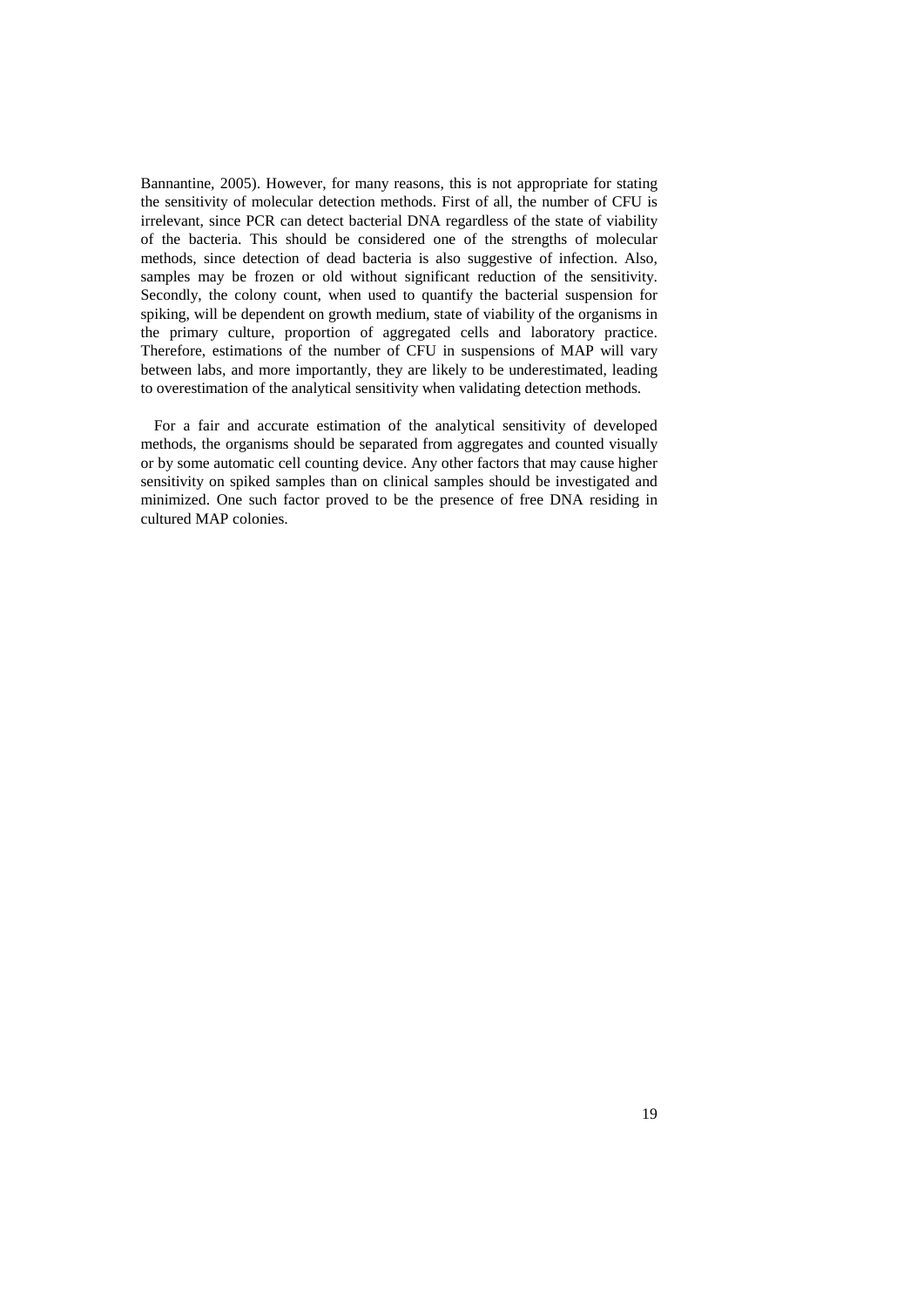Bannantine, 2005). However, for many reasons, this is not appropriate for stating the sensitivity of molecular detection methods. First of all, the number of CFU is irrelevant, since PCR can detect bacterial DNA regardless of the state of viability of the bacteria. This should be considered one of the strengths of molecular methods, since detection of dead bacteria is also suggestive of infection. Also, samples may be frozen or old without significant reduction of the sensitivity. Secondly, the colony count, when used to quantify the bacterial suspension for spiking, will be dependent on growth medium, state of viability of the organisms in the primary culture, proportion of aggregated cells and laboratory practice. Therefore, estimations of the number of CFU in suspensions of MAP will vary between labs, and more importantly, they are likely to be underestimated, leading to overestimation of the analytical sensitivity when validating detection methods.

For a fair and accurate estimation of the analytical sensitivity of developed methods, the organisms should be separated from aggregates and counted visually or by some automatic cell counting device. Any other factors that may cause higher sensitivity on spiked samples than on clinical samples should be investigated and minimized. One such factor proved to be the presence of free DNA residing in cultured MAP colonies.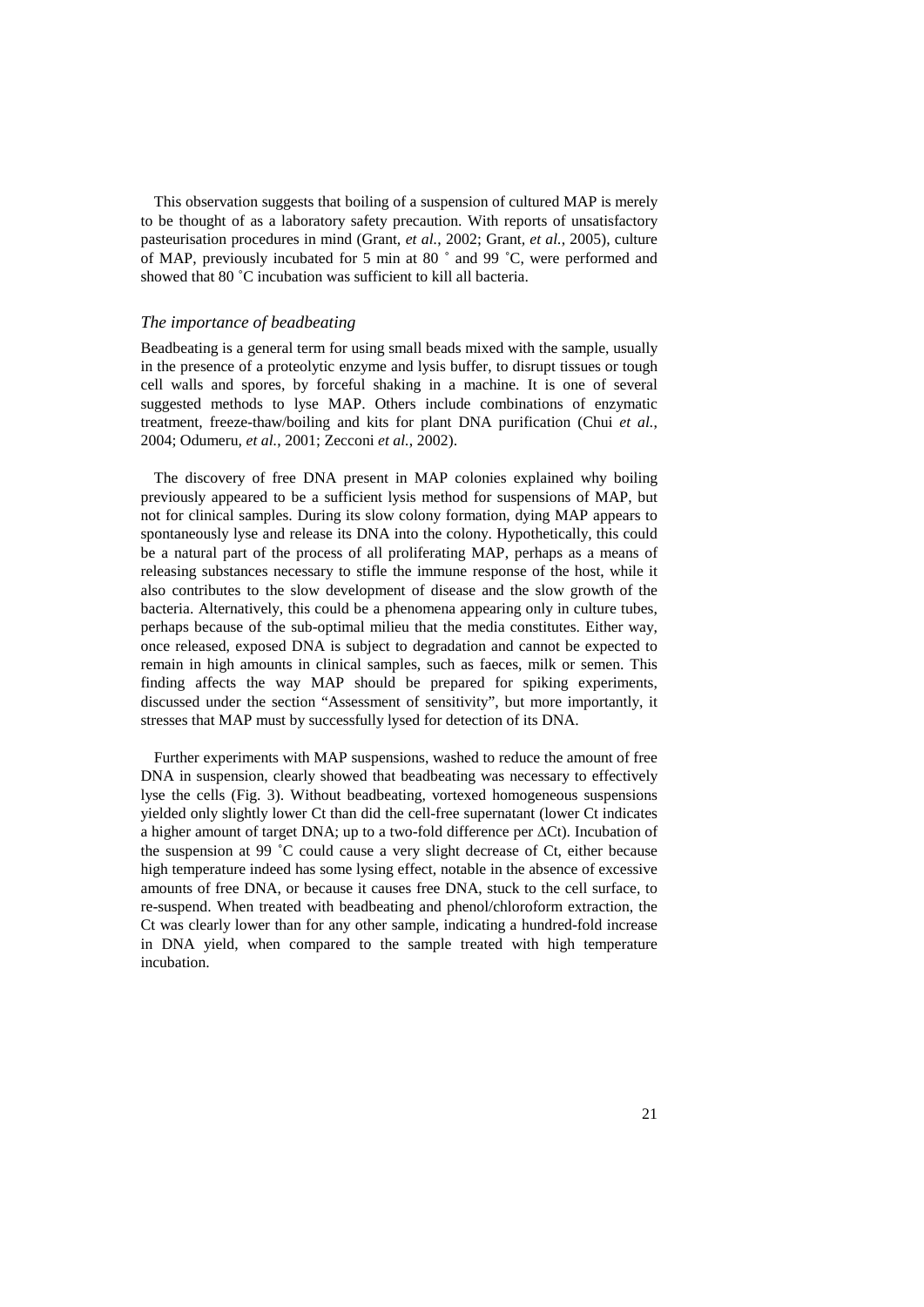This observation suggests that boiling of a suspension of cultured MAP is merely to be thought of as a laboratory safety precaution. With reports of unsatisfactory pasteurisation procedures in mind (Grant, *et al.*, 2002; Grant, *et al.*, 2005), culture of MAP, previously incubated for 5 min at 80 ˚ and 99 ˚C, were performed and showed that 80 ˚C incubation was sufficient to kill all bacteria.

### *The importance of beadbeating*

Beadbeating is a general term for using small beads mixed with the sample, usually in the presence of a proteolytic enzyme and lysis buffer, to disrupt tissues or tough cell walls and spores, by forceful shaking in a machine. It is one of several suggested methods to lyse MAP. Others include combinations of enzymatic treatment, freeze-thaw/boiling and kits for plant DNA purification (Chui *et al.*, 2004; Odumeru, *et al.*, 2001; Zecconi *et al.*, 2002).

The discovery of free DNA present in MAP colonies explained why boiling previously appeared to be a sufficient lysis method for suspensions of MAP, but not for clinical samples. During its slow colony formation, dying MAP appears to spontaneously lyse and release its DNA into the colony. Hypothetically, this could be a natural part of the process of all proliferating MAP, perhaps as a means of releasing substances necessary to stifle the immune response of the host, while it also contributes to the slow development of disease and the slow growth of the bacteria. Alternatively, this could be a phenomena appearing only in culture tubes, perhaps because of the sub-optimal milieu that the media constitutes. Either way, once released, exposed DNA is subject to degradation and cannot be expected to remain in high amounts in clinical samples, such as faeces, milk or semen. This finding affects the way MAP should be prepared for spiking experiments, discussed under the section "Assessment of sensitivity", but more importantly, it stresses that MAP must by successfully lysed for detection of its DNA.

Further experiments with MAP suspensions, washed to reduce the amount of free DNA in suspension, clearly showed that beadbeating was necessary to effectively lyse the cells (Fig. 3). Without beadbeating, vortexed homogeneous suspensions yielded only slightly lower Ct than did the cell-free supernatant (lower Ct indicates a higher amount of target DNA; up to a two-fold difference per $\Delta$Ct). Incubation of the suspension at 99 ˚C could cause a very slight decrease of Ct, either because high temperature indeed has some lysing effect, notable in the absence of excessive amounts of free DNA, or because it causes free DNA, stuck to the cell surface, to re-suspend. When treated with beadbeating and phenol/chloroform extraction, the Ct was clearly lower than for any other sample, indicating a hundred-fold increase in DNA yield, when compared to the sample treated with high temperature incubation.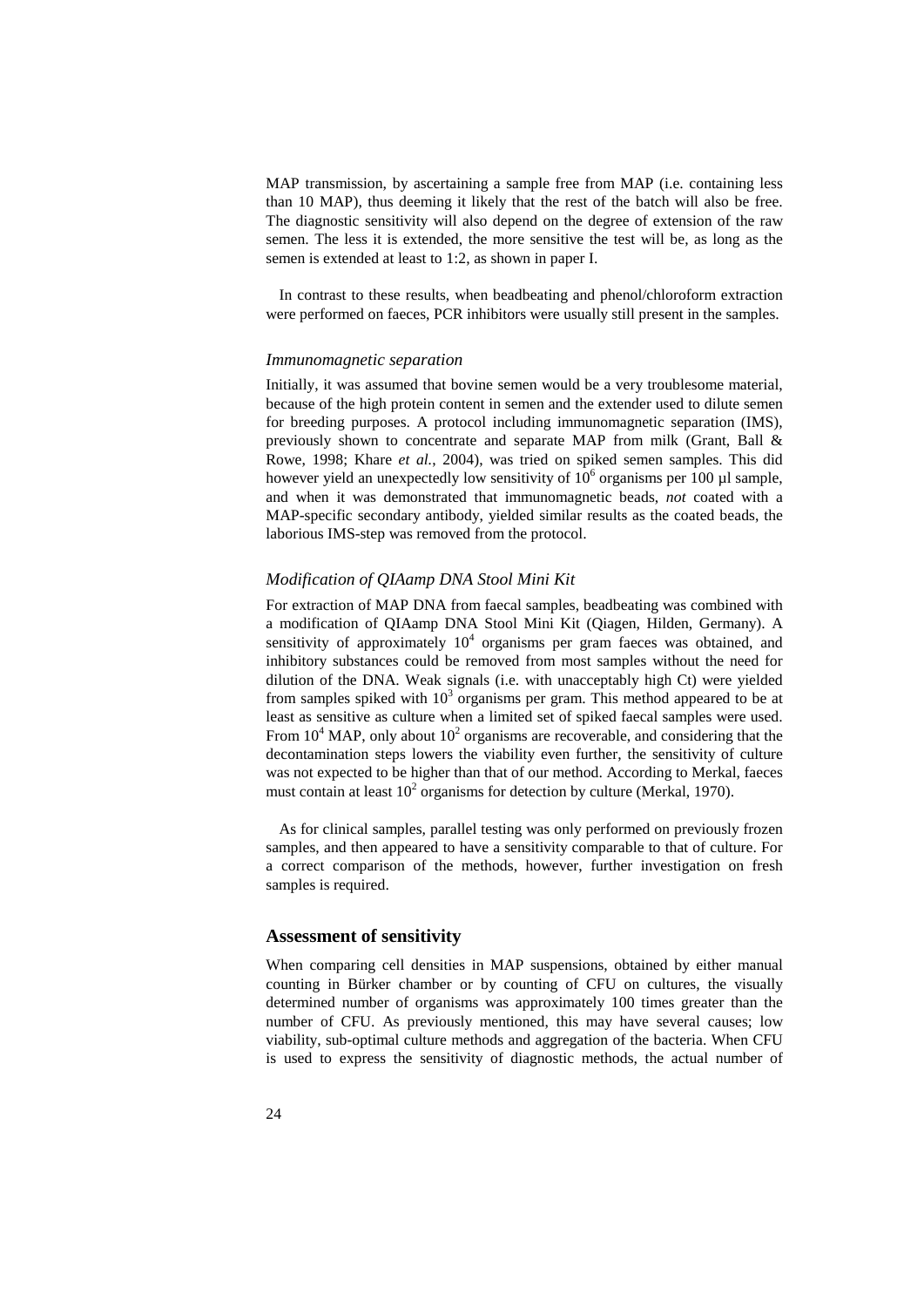MAP transmission, by ascertaining a sample free from MAP (i.e. containing less than 10 MAP), thus deeming it likely that the rest of the batch will also be free. The diagnostic sensitivity will also depend on the degree of extension of the raw semen. The less it is extended, the more sensitive the test will be, as long as the semen is extended at least to 1:2, as shown in paper I.

In contrast to these results, when beadbeating and phenol/chloroform extraction were performed on faeces, PCR inhibitors were usually still present in the samples.

### *Immunomagnetic separation*

Initially, it was assumed that bovine semen would be a very troublesome material, because of the high protein content in semen and the extender used to dilute semen for breeding purposes. A protocol including immunomagnetic separation (IMS), previously shown to concentrate and separate MAP from milk (Grant, Ball & Rowe, 1998; Khare *et al.*, 2004), was tried on spiked semen samples. This did however yield an unexpectedly low sensitivity of $10^6$ organisms per 100 µl sample, and when it was demonstrated that immunomagnetic beads, *not* coated with a MAP-specific secondary antibody, yielded similar results as the coated beads, the laborious IMS-step was removed from the protocol.

### *Modification of QIAamp DNA Stool Mini Kit*

For extraction of MAP DNA from faecal samples, beadbeating was combined with a modification of QIAamp DNA Stool Mini Kit (Qiagen, Hilden, Germany). A sensitivity of approximately $10^4$ organisms per gram faeces was obtained, and inhibitory substances could be removed from most samples without the need for dilution of the DNA. Weak signals (i.e. with unacceptably high Ct) were yielded from samples spiked with $10^3$ organisms per gram. This method appeared to be at least as sensitive as culture when a limited set of spiked faecal samples were used. From $10^4$ MAP, only about $10^2$ organisms are recoverable, and considering that the decontamination steps lowers the viability even further, the sensitivity of culture was not expected to be higher than that of our method. According to Merkal, faeces must contain at least $10^2$ organisms for detection by culture (Merkal, 1970).

As for clinical samples, parallel testing was only performed on previously frozen samples, and then appeared to have a sensitivity comparable to that of culture. For a correct comparison of the methods, however, further investigation on fresh samples is required.

## Assessment of sensitivity

When comparing cell densities in MAP suspensions, obtained by either manual counting in Bürker chamber or by counting of CFU on cultures, the visually determined number of organisms was approximately 100 times greater than the number of CFU. As previously mentioned, this may have several causes; low viability, sub-optimal culture methods and aggregation of the bacteria. When CFU is used to express the sensitivity of diagnostic methods, the actual number of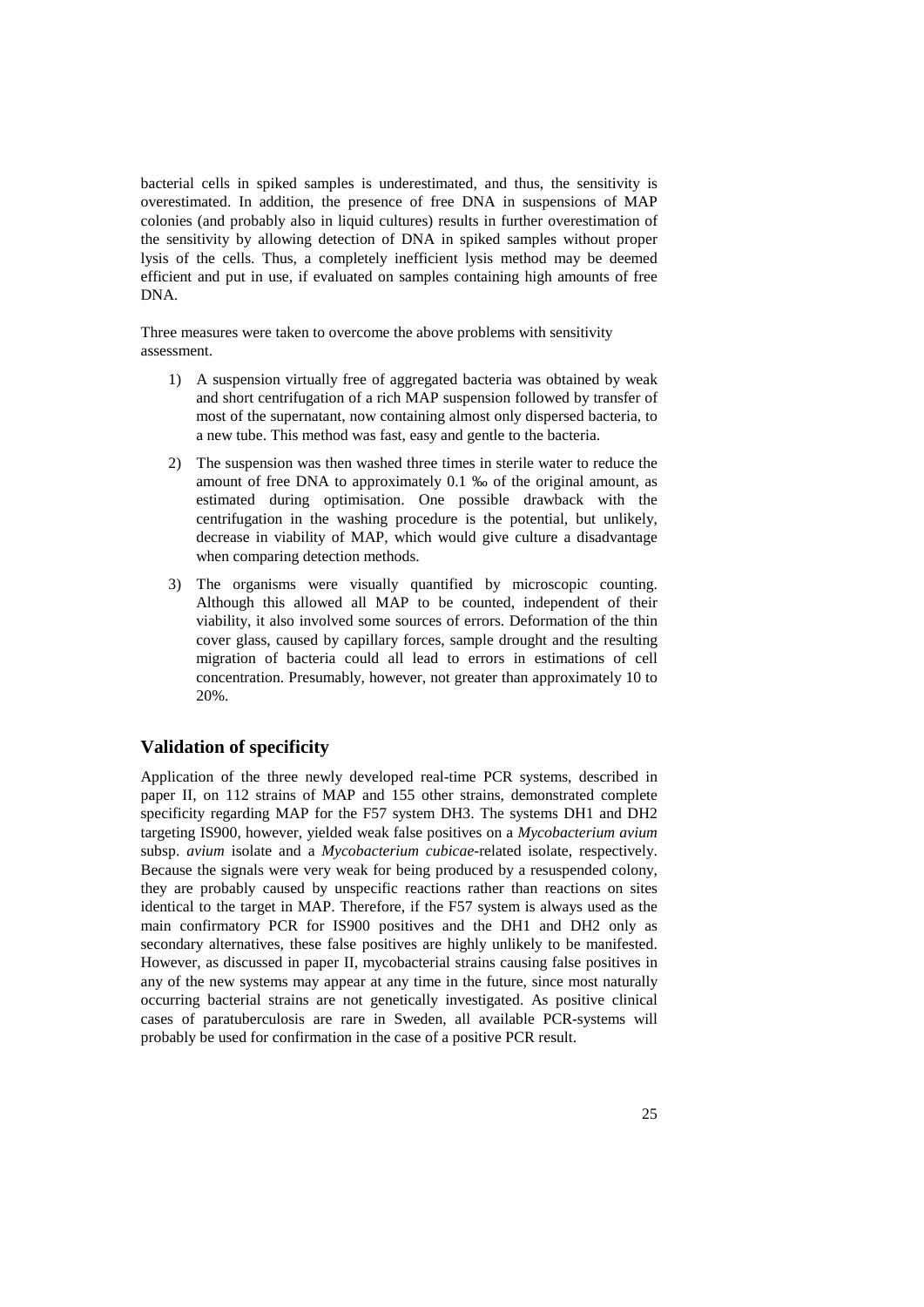bacterial cells in spiked samples is underestimated, and thus, the sensitivity is overestimated. In addition, the presence of free DNA in suspensions of MAP colonies (and probably also in liquid cultures) results in further overestimation of the sensitivity by allowing detection of DNA in spiked samples without proper lysis of the cells. Thus, a completely inefficient lysis method may be deemed efficient and put in use, if evaluated on samples containing high amounts of free DNA.

Three measures were taken to overcome the above problems with sensitivity assessment.

1) A suspension virtually free of aggregated bacteria was obtained by weak and short centrifugation of a rich MAP suspension followed by transfer of most of the supernatant, now containing almost only dispersed bacteria, to a new tube. This method was fast, easy and gentle to the bacteria.

2) The suspension was then washed three times in sterile water to reduce the amount of free DNA to approximately 0.1 ‰ of the original amount, as estimated during optimisation. One possible drawback with the centrifugation in the washing procedure is the potential, but unlikely, decrease in viability of MAP, which would give culture a disadvantage when comparing detection methods.

3) The organisms were visually quantified by microscopic counting. Although this allowed all MAP to be counted, independent of their viability, it also involved some sources of errors. Deformation of the thin cover glass, caused by capillary forces, sample drought and the resulting migration of bacteria could all lead to errors in estimations of cell concentration. Presumably, however, not greater than approximately 10 to 20%.

## Validation of specificity

Application of the three newly developed real-time PCR systems, described in paper II, on 112 strains of MAP and 155 other strains, demonstrated complete specificity regarding MAP for the F57 system DH3. The systems DH1 and DH2 targeting IS900, however, yielded weak false positives on a *Mycobacterium avium* subsp. *avium* isolate and a *Mycobacterium cubicae*-related isolate, respectively. Because the signals were very weak for being produced by a resuspended colony, they are probably caused by unspecific reactions rather than reactions on sites identical to the target in MAP. Therefore, if the F57 system is always used as the main confirmatory PCR for IS900 positives and the DH1 and DH2 only as secondary alternatives, these false positives are highly unlikely to be manifested. However, as discussed in paper II, mycobacterial strains causing false positives in any of the new systems may appear at any time in the future, since most naturally occurring bacterial strains are not genetically investigated. As positive clinical cases of paratuberculosis are rare in Sweden, all available PCR-systems will probably be used for confirmation in the case of a positive PCR result.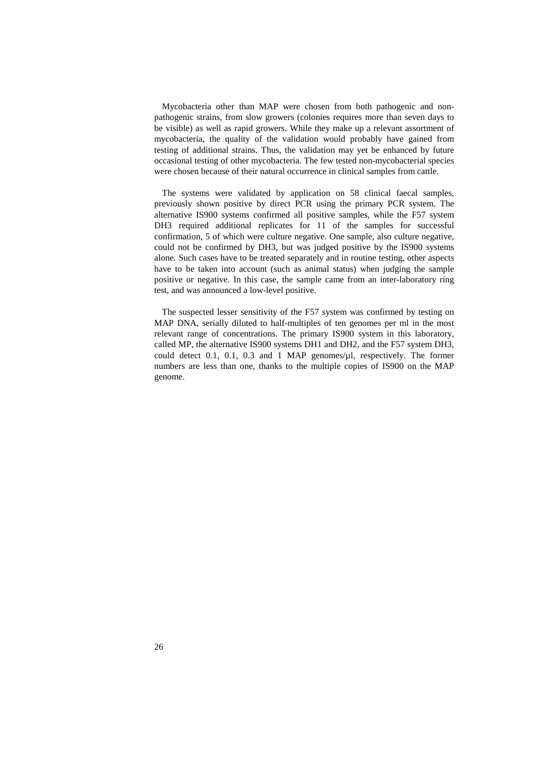Mycobacteria other than MAP were chosen from both pathogenic and non-pathogenic strains, from slow growers (colonies requires more than seven days to be visible) as well as rapid growers. While they make up a relevant assortment of mycobacteria, the quality of the validation would probably have gained from testing of additional strains. Thus, the validation may yet be enhanced by future occasional testing of other mycobacteria. The few tested non-mycobacterial species were chosen because of their natural occurrence in clinical samples from cattle.

The systems were validated by application on 58 clinical faecal samples, previously shown positive by direct PCR using the primary PCR system. The alternative IS900 systems confirmed all positive samples, while the F57 system DH3 required additional replicates for 11 of the samples for successful confirmation, 5 of which were culture negative. One sample, also culture negative, could not be confirmed by DH3, but was judged positive by the IS900 systems alone. Such cases have to be treated separately and in routine testing, other aspects have to be taken into account (such as animal status) when judging the sample positive or negative. In this case, the sample came from an inter-laboratory ring test, and was announced a low-level positive.

The suspected lesser sensitivity of the F57 system was confirmed by testing on MAP DNA, serially diluted to half-multiples of ten genomes per ml in the most relevant range of concentrations. The primary IS900 system in this laboratory, called MP, the alternative IS900 systems DH1 and DH2, and the F57 system DH3, could detect 0.1, 0.1, 0.3 and 1 MAP genomes/µl, respectively. The former numbers are less than one, thanks to the multiple copies of IS900 on the MAP genome.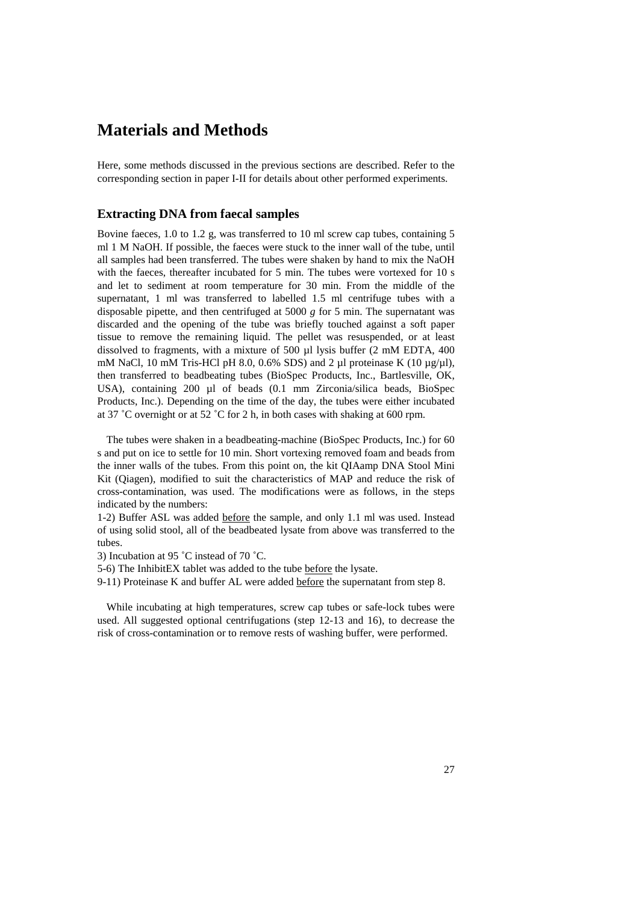# Materials and Methods

Here, some methods discussed in the previous sections are described. Refer to the corresponding section in paper I-II for details about other performed experiments.

## Extracting DNA from faecal samples

Bovine faeces, 1.0 to 1.2 g, was transferred to 10 ml screw cap tubes, containing 5 ml 1 M NaOH. If possible, the faeces were stuck to the inner wall of the tube, until all samples had been transferred. The tubes were shaken by hand to mix the NaOH with the faeces, thereafter incubated for 5 min. The tubes were vortexed for 10 s and let to sediment at room temperature for 30 min. From the middle of the supernatant, 1 ml was transferred to labelled 1.5 ml centrifuge tubes with a disposable pipette, and then centrifuged at 5000 *g* for 5 min. The supernatant was discarded and the opening of the tube was briefly touched against a soft paper tissue to remove the remaining liquid. The pellet was resuspended, or at least dissolved to fragments, with a mixture of 500 µl lysis buffer (2 mM EDTA, 400 mM NaCl, 10 mM Tris-HCl pH 8.0, 0.6% SDS) and 2 µl proteinase K (10 µg/µl), then transferred to beadbeating tubes (BioSpec Products, Inc., Bartlesville, OK, USA), containing 200 µl of beads (0.1 mm Zirconia/silica beads, BioSpec Products, Inc.). Depending on the time of the day, the tubes were either incubated at 37 ˚C overnight or at 52 ˚C for 2 h, in both cases with shaking at 600 rpm.

The tubes were shaken in a beadbeating-machine (BioSpec Products, Inc.) for 60 s and put on ice to settle for 10 min. Short vortexing removed foam and beads from the inner walls of the tubes. From this point on, the kit QIAamp DNA Stool Mini Kit (Qiagen), modified to suit the characteristics of MAP and reduce the risk of cross-contamination, was used. The modifications were as follows, in the steps indicated by the numbers:

1-2) Buffer ASL was added before the sample, and only 1.1 ml was used. Instead of using solid stool, all of the beadbeated lysate from above was transferred to the tubes.

3) Incubation at 95 ˚C instead of 70 ˚C.

5-6) The InhibitEX tablet was added to the tube before the lysate.

9-11) Proteinase K and buffer AL were added before the supernatant from step 8.

While incubating at high temperatures, screw cap tubes or safe-lock tubes were used. All suggested optional centrifugations (step 12-13 and 16), to decrease the risk of cross-contamination or to remove rests of washing buffer, were performed.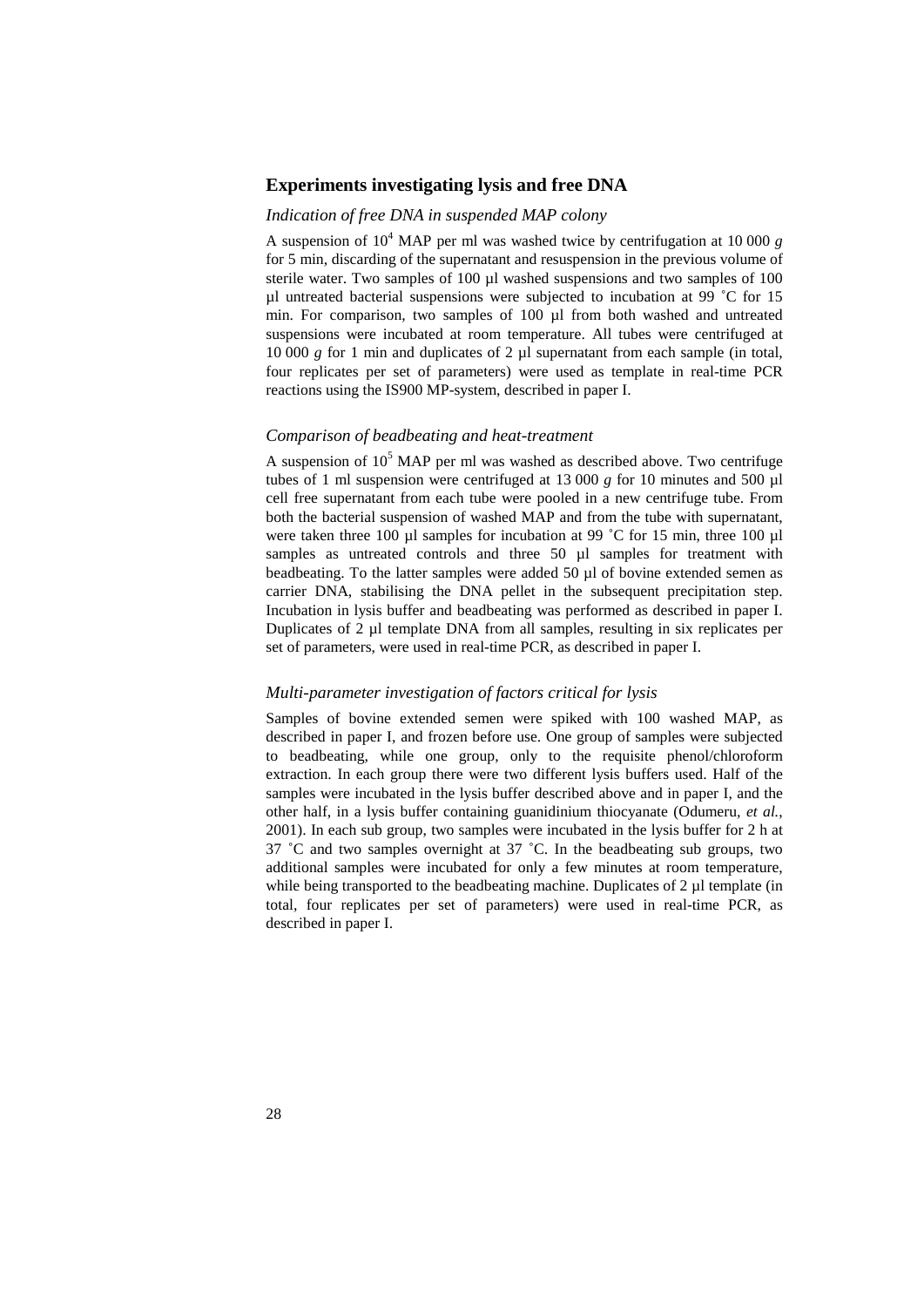## Experiments investigating lysis and free DNA

### *Indication of free DNA in suspended MAP colony*

A suspension of $10^4$ MAP per ml was washed twice by centrifugation at 10 000 *g* for 5 min, discarding of the supernatant and resuspension in the previous volume of sterile water. Two samples of 100 µl washed suspensions and two samples of 100 µl untreated bacterial suspensions were subjected to incubation at 99 ˚C for 15 min. For comparison, two samples of 100 µl from both washed and untreated suspensions were incubated at room temperature. All tubes were centrifuged at 10 000 *g* for 1 min and duplicates of 2 µl supernatant from each sample (in total, four replicates per set of parameters) were used as template in real-time PCR reactions using the IS900 MP-system, described in paper I.

### *Comparison of beadbeating and heat-treatment*

A suspension of $10^5$ MAP per ml was washed as described above. Two centrifuge tubes of 1 ml suspension were centrifuged at 13 000 *g* for 10 minutes and 500 µl cell free supernatant from each tube were pooled in a new centrifuge tube. From both the bacterial suspension of washed MAP and from the tube with supernatant, were taken three 100 µl samples for incubation at 99 ˚C for 15 min, three 100 µl samples as untreated controls and three 50 µl samples for treatment with beadbeating. To the latter samples were added 50 µl of bovine extended semen as carrier DNA, stabilising the DNA pellet in the subsequent precipitation step. Incubation in lysis buffer and beadbeating was performed as described in paper I. Duplicates of 2 µl template DNA from all samples, resulting in six replicates per set of parameters, were used in real-time PCR, as described in paper I.

### *Multi-parameter investigation of factors critical for lysis*

Samples of bovine extended semen were spiked with 100 washed MAP, as described in paper I, and frozen before use. One group of samples were subjected to beadbeating, while one group, only to the requisite phenol/chloroform extraction. In each group there were two different lysis buffers used. Half of the samples were incubated in the lysis buffer described above and in paper I, and the other half, in a lysis buffer containing guanidinium thiocyanate (Odumeru, *et al.*, 2001). In each sub group, two samples were incubated in the lysis buffer for 2 h at 37 ˚C and two samples overnight at 37 ˚C. In the beadbeating sub groups, two additional samples were incubated for only a few minutes at room temperature, while being transported to the beadbeating machine. Duplicates of 2 µl template (in total, four replicates per set of parameters) were used in real-time PCR, as described in paper I.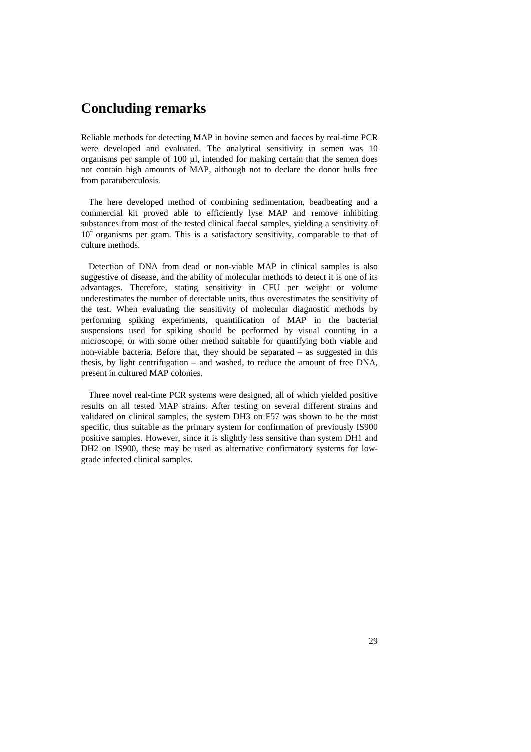# Concluding remarks

Reliable methods for detecting MAP in bovine semen and faeces by real-time PCR were developed and evaluated. The analytical sensitivity in semen was 10 organisms per sample of 100 µl, intended for making certain that the semen does not contain high amounts of MAP, although not to declare the donor bulls free from paratuberculosis.

The here developed method of combining sedimentation, beadbeating and a commercial kit proved able to efficiently lyse MAP and remove inhibiting substances from most of the tested clinical faecal samples, yielding a sensitivity of $10^4$ organisms per gram. This is a satisfactory sensitivity, comparable to that of culture methods.

Detection of DNA from dead or non-viable MAP in clinical samples is also suggestive of disease, and the ability of molecular methods to detect it is one of its advantages. Therefore, stating sensitivity in CFU per weight or volume underestimates the number of detectable units, thus overestimates the sensitivity of the test. When evaluating the sensitivity of molecular diagnostic methods by performing spiking experiments, quantification of MAP in the bacterial suspensions used for spiking should be performed by visual counting in a microscope, or with some other method suitable for quantifying both viable and non-viable bacteria. Before that, they should be separated – as suggested in this thesis, by light centrifugation – and washed, to reduce the amount of free DNA, present in cultured MAP colonies.

Three novel real-time PCR systems were designed, all of which yielded positive results on all tested MAP strains. After testing on several different strains and validated on clinical samples, the system DH3 on F57 was shown to be the most specific, thus suitable as the primary system for confirmation of previously IS900 positive samples. However, since it is slightly less sensitive than system DH1 and DH2 on IS900, these may be used as alternative confirmatory systems for low-grade infected clinical samples.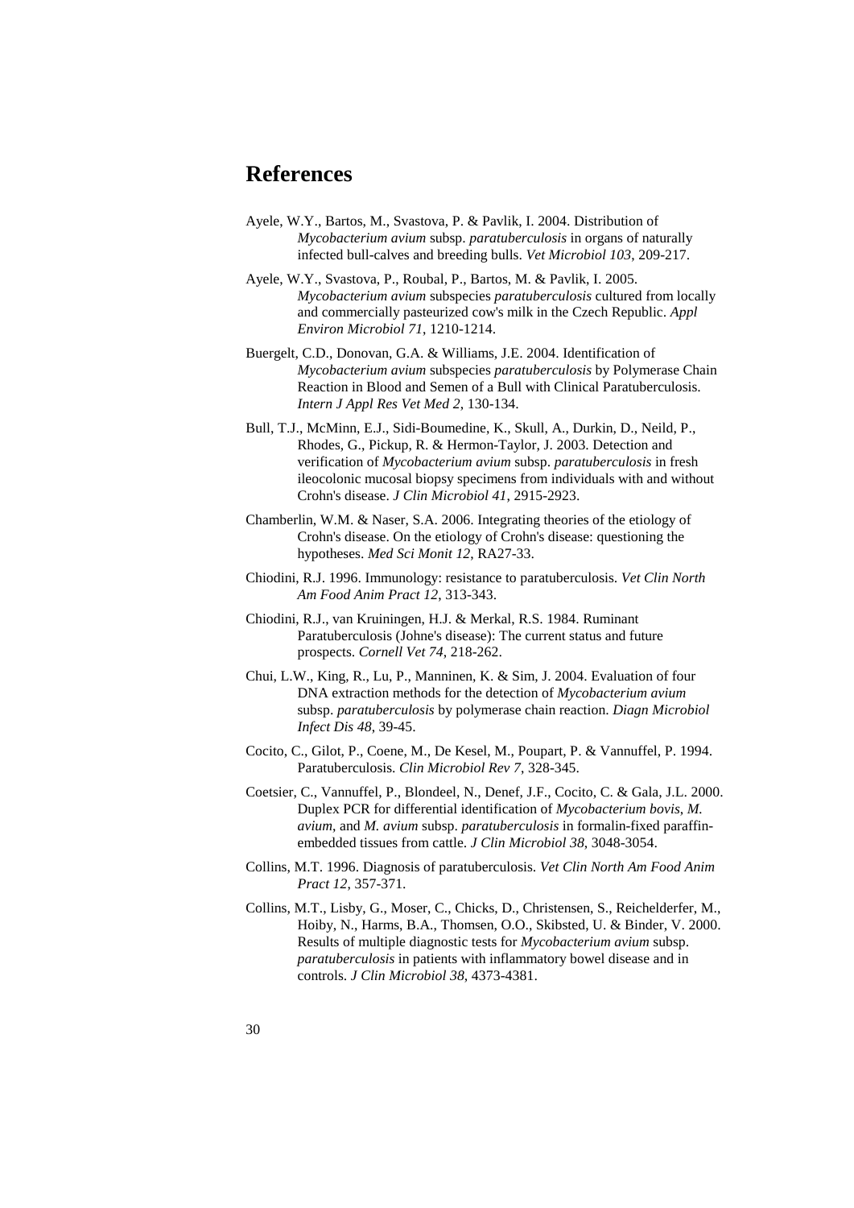# References

Ayele, W.Y., Bartos, M., Svastova, P. & Pavlik, I. 2004. Distribution of *Mycobacterium avium* subsp. *paratuberculosis* in organs of naturally infected bull-calves and breeding bulls. *Vet Microbiol 103*, 209-217.

Ayele, W.Y., Svastova, P., Roubal, P., Bartos, M. & Pavlik, I. 2005. *Mycobacterium avium* subspecies *paratuberculosis* cultured from locally and commercially pasteurized cow's milk in the Czech Republic. *Appl Environ Microbiol 71*, 1210-1214.

Buergelt, C.D., Donovan, G.A. & Williams, J.E. 2004. Identification of *Mycobacterium avium* subspecies *paratuberculosis* by Polymerase Chain Reaction in Blood and Semen of a Bull with Clinical Paratuberculosis. *Intern J Appl Res Vet Med 2*, 130-134.

Bull, T.J., McMinn, E.J., Sidi-Boumedine, K., Skull, A., Durkin, D., Neild, P., Rhodes, G., Pickup, R. & Hermon-Taylor, J. 2003. Detection and verification of *Mycobacterium avium* subsp. *paratuberculosis* in fresh ileocolonic mucosal biopsy specimens from individuals with and without Crohn's disease. *J Clin Microbiol 41*, 2915-2923.

Chamberlin, W.M. & Naser, S.A. 2006. Integrating theories of the etiology of Crohn's disease. On the etiology of Crohn's disease: questioning the hypotheses. *Med Sci Monit 12*, RA27-33.

Chiodini, R.J. 1996. Immunology: resistance to paratuberculosis. *Vet Clin North Am Food Anim Pract 12*, 313-343.

Chiodini, R.J., van Kruiningen, H.J. & Merkal, R.S. 1984. Ruminant Paratuberculosis (Johne's disease): The current status and future prospects. *Cornell Vet 74*, 218-262.

Chui, L.W., King, R., Lu, P., Manninen, K. & Sim, J. 2004. Evaluation of four DNA extraction methods for the detection of *Mycobacterium avium* subsp. *paratuberculosis* by polymerase chain reaction. *Diagn Microbiol Infect Dis 48*, 39-45.

Cocito, C., Gilot, P., Coene, M., De Kesel, M., Poupart, P. & Vannuffel, P. 1994. Paratuberculosis. *Clin Microbiol Rev 7*, 328-345.

Coetsier, C., Vannuffel, P., Blondeel, N., Denef, J.F., Cocito, C. & Gala, J.L. 2000. Duplex PCR for differential identification of *Mycobacterium bovis*, *M. avium*, and *M. avium* subsp. *paratuberculosis* in formalin-fixed paraffin-embedded tissues from cattle. *J Clin Microbiol 38*, 3048-3054.

Collins, M.T. 1996. Diagnosis of paratuberculosis. *Vet Clin North Am Food Anim Pract 12*, 357-371.

Collins, M.T., Lisby, G., Moser, C., Chicks, D., Christensen, S., Reichelderfer, M., Hoiby, N., Harms, B.A., Thomsen, O.O., Skibsted, U. & Binder, V. 2000. Results of multiple diagnostic tests for *Mycobacterium avium* subsp. *paratuberculosis* in patients with inflammatory bowel disease and in controls. *J Clin Microbiol 38*, 4373-4381.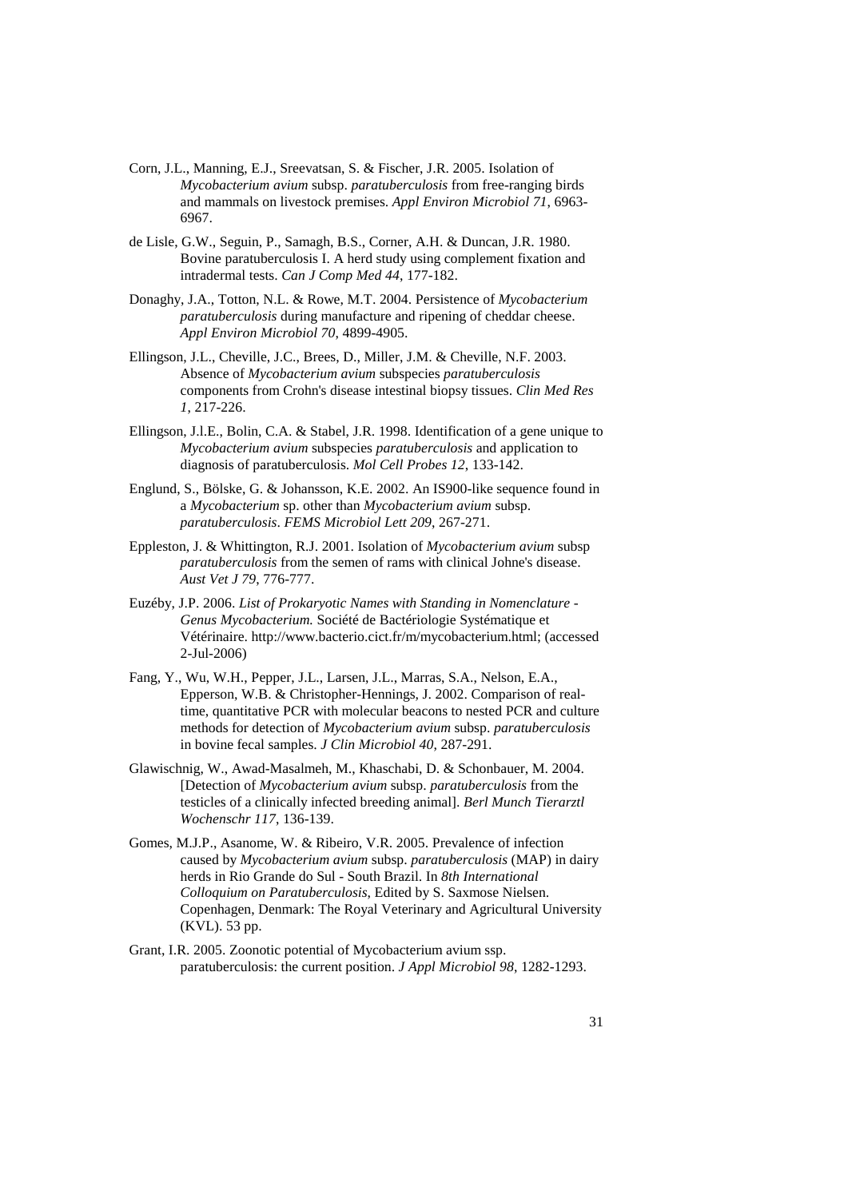Corn, J.L., Manning, E.J., Sreevatsan, S. & Fischer, J.R. 2005. Isolation of *Mycobacterium avium* subsp. *paratuberculosis* from free-ranging birds and mammals on livestock premises. *Appl Environ Microbiol 71*, 6963-6967.

de Lisle, G.W., Seguin, P., Samagh, B.S., Corner, A.H. & Duncan, J.R. 1980. Bovine paratuberculosis I. A herd study using complement fixation and intradermal tests. *Can J Comp Med 44*, 177-182.

Donaghy, J.A., Totton, N.L. & Rowe, M.T. 2004. Persistence of *Mycobacterium paratuberculosis* during manufacture and ripening of cheddar cheese. *Appl Environ Microbiol 70*, 4899-4905.

Ellingson, J.L., Cheville, J.C., Brees, D., Miller, J.M. & Cheville, N.F. 2003. Absence of *Mycobacterium avium* subspecies *paratuberculosis* components from Crohn's disease intestinal biopsy tissues. *Clin Med Res 1*, 217-226.

Ellingson, J.l.E., Bolin, C.A. & Stabel, J.R. 1998. Identification of a gene unique to *Mycobacterium avium* subspecies *paratuberculosis* and application to diagnosis of paratuberculosis. *Mol Cell Probes 12*, 133-142.

Englund, S., Bölske, G. & Johansson, K.E. 2002. An IS900-like sequence found in a *Mycobacterium* sp. other than *Mycobacterium avium* subsp. *paratuberculosis*. *FEMS Microbiol Lett 209*, 267-271.

Eppleston, J. & Whittington, R.J. 2001. Isolation of *Mycobacterium avium* subsp *paratuberculosis* from the semen of rams with clinical Johne's disease. *Aust Vet J 79*, 776-777.

Euzéby, J.P. 2006. *List of Prokaryotic Names with Standing in Nomenclature - Genus Mycobacterium.* Société de Bactériologie Systématique et Vétérinaire. http://www.bacterio.cict.fr/m/mycobacterium.html; (accessed 2-Jul-2006)

Fang, Y., Wu, W.H., Pepper, J.L., Larsen, J.L., Marras, S.A., Nelson, E.A., Epperson, W.B. & Christopher-Hennings, J. 2002. Comparison of real-time, quantitative PCR with molecular beacons to nested PCR and culture methods for detection of *Mycobacterium avium* subsp. *paratuberculosis* in bovine fecal samples. *J Clin Microbiol 40*, 287-291.

Glawischnig, W., Awad-Masalmeh, M., Khaschabi, D. & Schonbauer, M. 2004. [Detection of *Mycobacterium avium* subsp. *paratuberculosis* from the testicles of a clinically infected breeding animal]. *Berl Munch Tierarztl Wochenschr 117*, 136-139.

Gomes, M.J.P., Asanome, W. & Ribeiro, V.R. 2005. Prevalence of infection caused by *Mycobacterium avium* subsp. *paratuberculosis* (MAP) in dairy herds in Rio Grande do Sul - South Brazil. In *8th International Colloquium on Paratuberculosis*, Edited by S. Saxmose Nielsen. Copenhagen, Denmark: The Royal Veterinary and Agricultural University (KVL). 53 pp.

Grant, I.R. 2005. Zoonotic potential of Mycobacterium avium ssp. paratuberculosis: the current position. *J Appl Microbiol 98*, 1282-1293.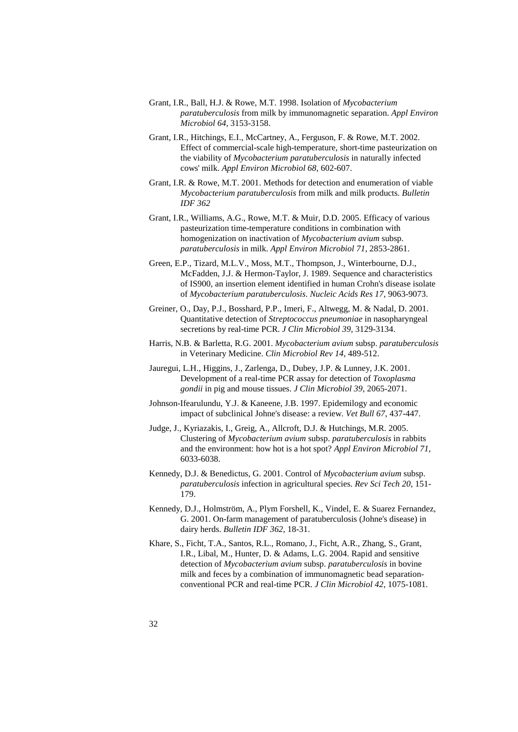Grant, I.R., Ball, H.J. & Rowe, M.T. 1998. Isolation of *Mycobacterium paratuberculosis* from milk by immunomagnetic separation. *Appl Environ Microbiol 64*, 3153-3158.

Grant, I.R., Hitchings, E.I., McCartney, A., Ferguson, F. & Rowe, M.T. 2002. Effect of commercial-scale high-temperature, short-time pasteurization on the viability of *Mycobacterium paratuberculosis* in naturally infected cows' milk. *Appl Environ Microbiol 68*, 602-607.

Grant, I.R. & Rowe, M.T. 2001. Methods for detection and enumeration of viable *Mycobacterium paratuberculosis* from milk and milk products. *Bulletin IDF 362*

Grant, I.R., Williams, A.G., Rowe, M.T. & Muir, D.D. 2005. Efficacy of various pasteurization time-temperature conditions in combination with homogenization on inactivation of *Mycobacterium avium* subsp. *paratuberculosis* in milk. *Appl Environ Microbiol 71*, 2853-2861.

Green, E.P., Tizard, M.L.V., Moss, M.T., Thompson, J., Winterbourne, D.J., McFadden, J.J. & Hermon-Taylor, J. 1989. Sequence and characteristics of IS900, an insertion element identified in human Crohn's disease isolate of *Mycobacterium paratuberculosis*. *Nucleic Acids Res 17*, 9063-9073.

Greiner, O., Day, P.J., Bosshard, P.P., Imeri, F., Altwegg, M. & Nadal, D. 2001. Quantitative detection of *Streptococcus pneumoniae* in nasopharyngeal secretions by real-time PCR. *J Clin Microbiol 39*, 3129-3134.

Harris, N.B. & Barletta, R.G. 2001. *Mycobacterium avium* subsp. *paratuberculosis* in Veterinary Medicine. *Clin Microbiol Rev 14*, 489-512.

Jauregui, L.H., Higgins, J., Zarlenga, D., Dubey, J.P. & Lunney, J.K. 2001. Development of a real-time PCR assay for detection of *Toxoplasma gondii* in pig and mouse tissues. *J Clin Microbiol 39*, 2065-2071.

Johnson-Ifearulundu, Y.J. & Kaneene, J.B. 1997. Epidemilogy and economic impact of subclinical Johne's disease: a review. *Vet Bull 67*, 437-447.

Judge, J., Kyriazakis, I., Greig, A., Allcroft, D.J. & Hutchings, M.R. 2005. Clustering of *Mycobacterium avium* subsp. *paratuberculosis* in rabbits and the environment: how hot is a hot spot? *Appl Environ Microbiol 71*, 6033-6038.

Kennedy, D.J. & Benedictus, G. 2001. Control of *Mycobacterium avium* subsp. *paratuberculosis* infection in agricultural species. *Rev Sci Tech 20*, 151-179.

Kennedy, D.J., Holmström, A., Plym Forshell, K., Vindel, E. & Suarez Fernandez, G. 2001. On-farm management of paratuberculosis (Johne's disease) in dairy herds. *Bulletin IDF 362*, 18-31.

Khare, S., Ficht, T.A., Santos, R.L., Romano, J., Ficht, A.R., Zhang, S., Grant, I.R., Libal, M., Hunter, D. & Adams, L.G. 2004. Rapid and sensitive detection of *Mycobacterium avium* subsp. *paratuberculosis* in bovine milk and feces by a combination of immunomagnetic bead separation-conventional PCR and real-time PCR. *J Clin Microbiol 42*, 1075-1081.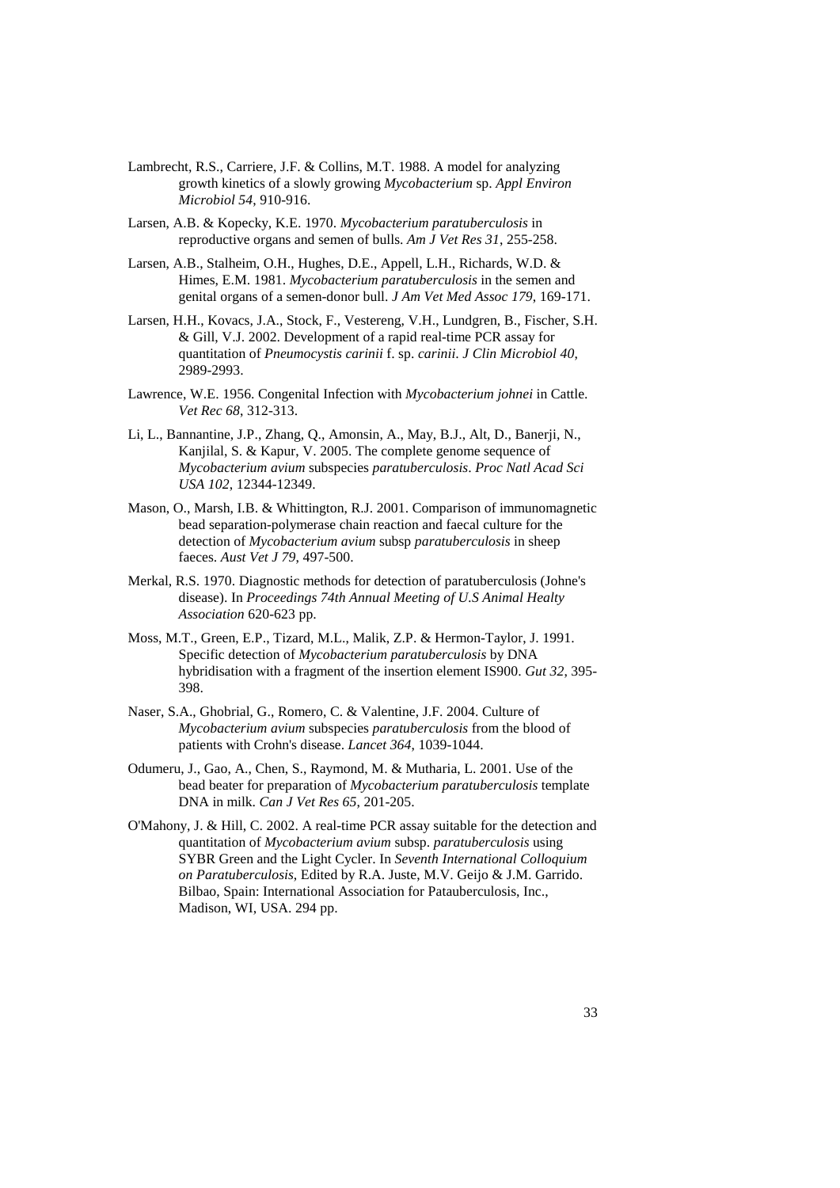Lambrecht, R.S., Carriere, J.F. & Collins, M.T. 1988. A model for analyzing growth kinetics of a slowly growing *Mycobacterium* sp. *Appl Environ Microbiol 54*, 910-916.

Larsen, A.B. & Kopecky, K.E. 1970. *Mycobacterium paratuberculosis* in reproductive organs and semen of bulls. *Am J Vet Res 31*, 255-258.

Larsen, A.B., Stalheim, O.H., Hughes, D.E., Appell, L.H., Richards, W.D. & Himes, E.M. 1981. *Mycobacterium paratuberculosis* in the semen and genital organs of a semen-donor bull. *J Am Vet Med Assoc 179*, 169-171.

Larsen, H.H., Kovacs, J.A., Stock, F., Vestereng, V.H., Lundgren, B., Fischer, S.H. & Gill, V.J. 2002. Development of a rapid real-time PCR assay for quantitation of *Pneumocystis carinii* f. sp. *carinii*. *J Clin Microbiol 40*, 2989-2993.

Lawrence, W.E. 1956. Congenital Infection with *Mycobacterium johnei* in Cattle. *Vet Rec 68*, 312-313.

Li, L., Bannantine, J.P., Zhang, Q., Amonsin, A., May, B.J., Alt, D., Banerji, N., Kanjilal, S. & Kapur, V. 2005. The complete genome sequence of *Mycobacterium avium* subspecies *paratuberculosis*. *Proc Natl Acad Sci USA 102*, 12344-12349.

Mason, O., Marsh, I.B. & Whittington, R.J. 2001. Comparison of immunomagnetic bead separation-polymerase chain reaction and faecal culture for the detection of *Mycobacterium avium* subsp *paratuberculosis* in sheep faeces. *Aust Vet J 79*, 497-500.

Merkal, R.S. 1970. Diagnostic methods for detection of paratuberculosis (Johne's disease). In *Proceedings 74th Annual Meeting of U.S Animal Healty Association* 620-623 pp.

Moss, M.T., Green, E.P., Tizard, M.L., Malik, Z.P. & Hermon-Taylor, J. 1991. Specific detection of *Mycobacterium paratuberculosis* by DNA hybridisation with a fragment of the insertion element IS900. *Gut 32*, 395-398.

Naser, S.A., Ghobrial, G., Romero, C. & Valentine, J.F. 2004. Culture of *Mycobacterium avium* subspecies *paratuberculosis* from the blood of patients with Crohn's disease. *Lancet 364*, 1039-1044.

Odumeru, J., Gao, A., Chen, S., Raymond, M. & Mutharia, L. 2001. Use of the bead beater for preparation of *Mycobacterium paratuberculosis* template DNA in milk. *Can J Vet Res 65*, 201-205.

O'Mahony, J. & Hill, C. 2002. A real-time PCR assay suitable for the detection and quantitation of *Mycobacterium avium* subsp. *paratuberculosis* using SYBR Green and the Light Cycler. In *Seventh International Colloquium on Paratuberculosis*, Edited by R.A. Juste, M.V. Geijo & J.M. Garrido. Bilbao, Spain: International Association for Patauberculosis, Inc., Madison, WI, USA. 294 pp.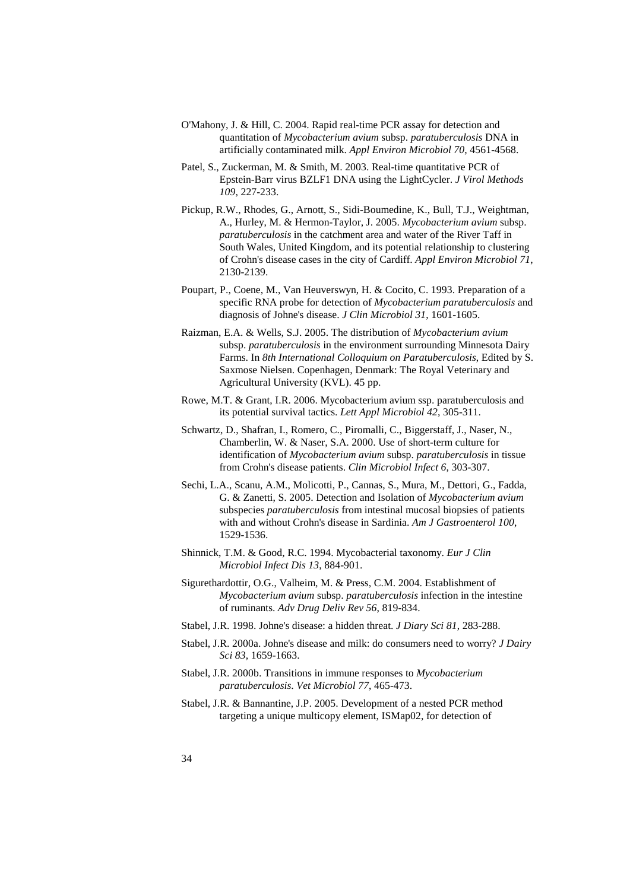O'Mahony, J. & Hill, C. 2004. Rapid real-time PCR assay for detection and quantitation of *Mycobacterium avium* subsp. *paratuberculosis* DNA in artificially contaminated milk. *Appl Environ Microbiol 70*, 4561-4568.

Patel, S., Zuckerman, M. & Smith, M. 2003. Real-time quantitative PCR of Epstein-Barr virus BZLF1 DNA using the LightCycler. *J Virol Methods 109*, 227-233.

Pickup, R.W., Rhodes, G., Arnott, S., Sidi-Boumedine, K., Bull, T.J., Weightman, A., Hurley, M. & Hermon-Taylor, J. 2005. *Mycobacterium avium* subsp. *paratuberculosis* in the catchment area and water of the River Taff in South Wales, United Kingdom, and its potential relationship to clustering of Crohn's disease cases in the city of Cardiff. *Appl Environ Microbiol 71*, 2130-2139.

Poupart, P., Coene, M., Van Heuverswyn, H. & Cocito, C. 1993. Preparation of a specific RNA probe for detection of *Mycobacterium paratuberculosis* and diagnosis of Johne's disease. *J Clin Microbiol 31*, 1601-1605.

Raizman, E.A. & Wells, S.J. 2005. The distribution of *Mycobacterium avium* subsp. *paratuberculosis* in the environment surrounding Minnesota Dairy Farms. In *8th International Colloquium on Paratuberculosis*, Edited by S. Saxmose Nielsen. Copenhagen, Denmark: The Royal Veterinary and Agricultural University (KVL). 45 pp.

Rowe, M.T. & Grant, I.R. 2006. Mycobacterium avium ssp. paratuberculosis and its potential survival tactics. *Lett Appl Microbiol 42*, 305-311.

Schwartz, D., Shafran, I., Romero, C., Piromalli, C., Biggerstaff, J., Naser, N., Chamberlin, W. & Naser, S.A. 2000. Use of short-term culture for identification of *Mycobacterium avium* subsp. *paratuberculosis* in tissue from Crohn's disease patients. *Clin Microbiol Infect 6*, 303-307.

Sechi, L.A., Scanu, A.M., Molicotti, P., Cannas, S., Mura, M., Dettori, G., Fadda, G. & Zanetti, S. 2005. Detection and Isolation of *Mycobacterium avium* subspecies *paratuberculosis* from intestinal mucosal biopsies of patients with and without Crohn's disease in Sardinia. *Am J Gastroenterol 100*, 1529-1536.

Shinnick, T.M. & Good, R.C. 1994. Mycobacterial taxonomy. *Eur J Clin Microbiol Infect Dis 13*, 884-901.

Sigurethardottir, O.G., Valheim, M. & Press, C.M. 2004. Establishment of *Mycobacterium avium* subsp. *paratuberculosis* infection in the intestine of ruminants. *Adv Drug Deliv Rev 56*, 819-834.

Stabel, J.R. 1998. Johne's disease: a hidden threat. *J Diary Sci 81*, 283-288.

Stabel, J.R. 2000a. Johne's disease and milk: do consumers need to worry? *J Dairy Sci 83*, 1659-1663.

Stabel, J.R. 2000b. Transitions in immune responses to *Mycobacterium paratuberculosis*. *Vet Microbiol 77*, 465-473.

Stabel, J.R. & Bannantine, J.P. 2005. Development of a nested PCR method targeting a unique multicopy element, ISMap02, for detection of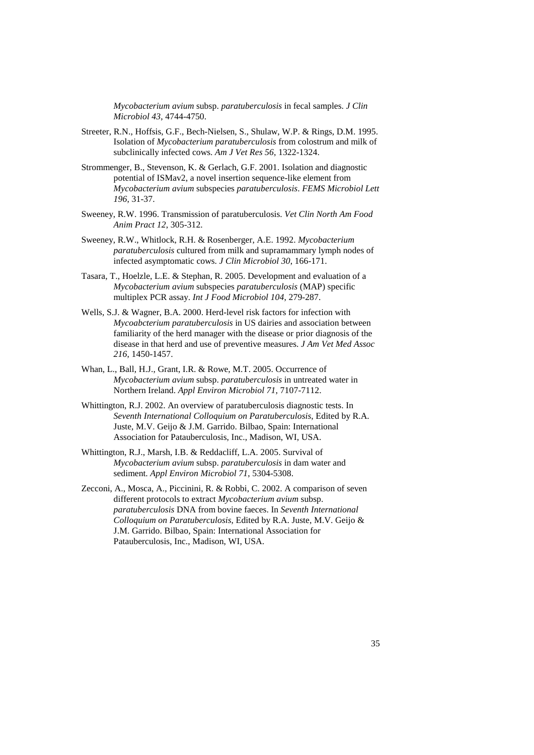*Mycobacterium avium* subsp. *paratuberculosis* in fecal samples. *J Clin Microbiol 43*, 4744-4750.

Streeter, R.N., Hoffsis, G.F., Bech-Nielsen, S., Shulaw, W.P. & Rings, D.M. 1995. Isolation of *Mycobacterium paratuberculosis* from colostrum and milk of subclinically infected cows. *Am J Vet Res 56*, 1322-1324.

Strommenger, B., Stevenson, K. & Gerlach, G.F. 2001. Isolation and diagnostic potential of ISMav2, a novel insertion sequence-like element from *Mycobacterium avium* subspecies *paratuberculosis*. *FEMS Microbiol Lett 196*, 31-37.

Sweeney, R.W. 1996. Transmission of paratuberculosis. *Vet Clin North Am Food Anim Pract 12*, 305-312.

Sweeney, R.W., Whitlock, R.H. & Rosenberger, A.E. 1992. *Mycobacterium paratuberculosis* cultured from milk and supramammary lymph nodes of infected asymptomatic cows. *J Clin Microbiol 30*, 166-171.

Tasara, T., Hoelzle, L.E. & Stephan, R. 2005. Development and evaluation of a *Mycobacterium avium* subspecies *paratuberculosis* (MAP) specific multiplex PCR assay. *Int J Food Microbiol 104*, 279-287.

Wells, S.J. & Wagner, B.A. 2000. Herd-level risk factors for infection with *Mycoabcterium paratuberculosis* in US dairies and association between familiarity of the herd manager with the disease or prior diagnosis of the disease in that herd and use of preventive measures. *J Am Vet Med Assoc 216*, 1450-1457.

Whan, L., Ball, H.J., Grant, I.R. & Rowe, M.T. 2005. Occurrence of *Mycobacterium avium* subsp. *paratuberculosis* in untreated water in Northern Ireland. *Appl Environ Microbiol 71*, 7107-7112.

Whittington, R.J. 2002. An overview of paratuberculosis diagnostic tests. In *Seventh International Colloquium on Paratuberculosis*, Edited by R.A. Juste, M.V. Geijo & J.M. Garrido. Bilbao, Spain: International Association for Patauberculosis, Inc., Madison, WI, USA.

Whittington, R.J., Marsh, I.B. & Reddacliff, L.A. 2005. Survival of *Mycobacterium avium* subsp. *paratuberculosis* in dam water and sediment. *Appl Environ Microbiol 71*, 5304-5308.

Zecconi, A., Mosca, A., Piccinini, R. & Robbi, C. 2002. A comparison of seven different protocols to extract *Mycobacterium avium* subsp. *paratuberculosis* DNA from bovine faeces. In *Seventh International Colloquium on Paratuberculosis*, Edited by R.A. Juste, M.V. Geijo & J.M. Garrido. Bilbao, Spain: International Association for Patauberculosis, Inc., Madison, WI, USA.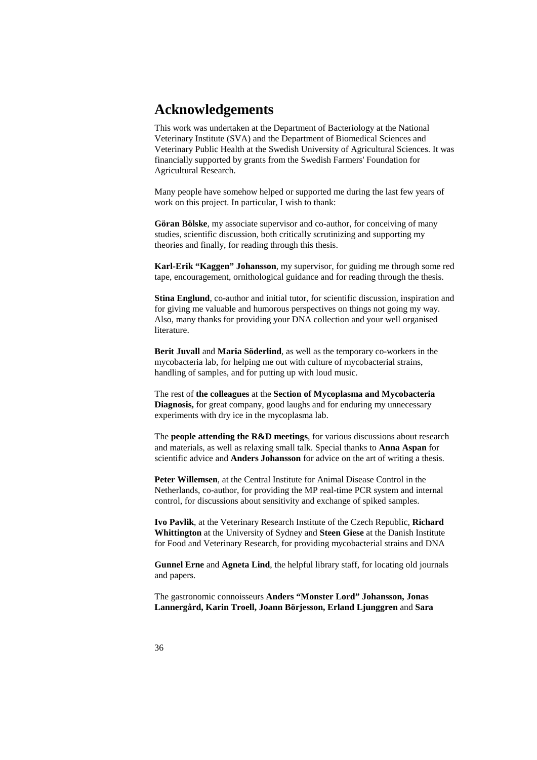# Acknowledgements

This work was undertaken at the Department of Bacteriology at the National Veterinary Institute (SVA) and the Department of Biomedical Sciences and Veterinary Public Health at the Swedish University of Agricultural Sciences. It was financially supported by grants from the Swedish Farmers' Foundation for Agricultural Research.

Many people have somehow helped or supported me during the last few years of work on this project. In particular, I wish to thank:

**Göran Bölske**, my associate supervisor and co-author, for conceiving of many studies, scientific discussion, both critically scrutinizing and supporting my theories and finally, for reading through this thesis.

**Karl-Erik "Kaggen" Johansson**, my supervisor, for guiding me through some red tape, encouragement, ornithological guidance and for reading through the thesis.

**Stina Englund**, co-author and initial tutor, for scientific discussion, inspiration and for giving me valuable and humorous perspectives on things not going my way. Also, many thanks for providing your DNA collection and your well organised literature.

**Berit Juvall** and **Maria Söderlind**, as well as the temporary co-workers in the mycobacteria lab, for helping me out with culture of mycobacterial strains, handling of samples, and for putting up with loud music.

The rest of **the colleagues** at the **Section of Mycoplasma and Mycobacteria Diagnosis,** for great company, good laughs and for enduring my unnecessary experiments with dry ice in the mycoplasma lab.

The **people attending the R&D meetings**, for various discussions about research and materials, as well as relaxing small talk. Special thanks to **Anna Aspan** for scientific advice and **Anders Johansson** for advice on the art of writing a thesis.

**Peter Willemsen**, at the Central Institute for Animal Disease Control in the Netherlands, co-author, for providing the MP real-time PCR system and internal control, for discussions about sensitivity and exchange of spiked samples.

**Ivo Pavlik**, at the Veterinary Research Institute of the Czech Republic, **Richard Whittington** at the University of Sydney and **Steen Giese** at the Danish Institute for Food and Veterinary Research, for providing mycobacterial strains and DNA

**Gunnel Erne** and **Agneta Lind**, the helpful library staff, for locating old journals and papers.

The gastronomic connoisseurs **Anders "Monster Lord" Johansson, Jonas Lannergård, Karin Troell, Joann Börjesson, Erland Ljunggren** and **Sara**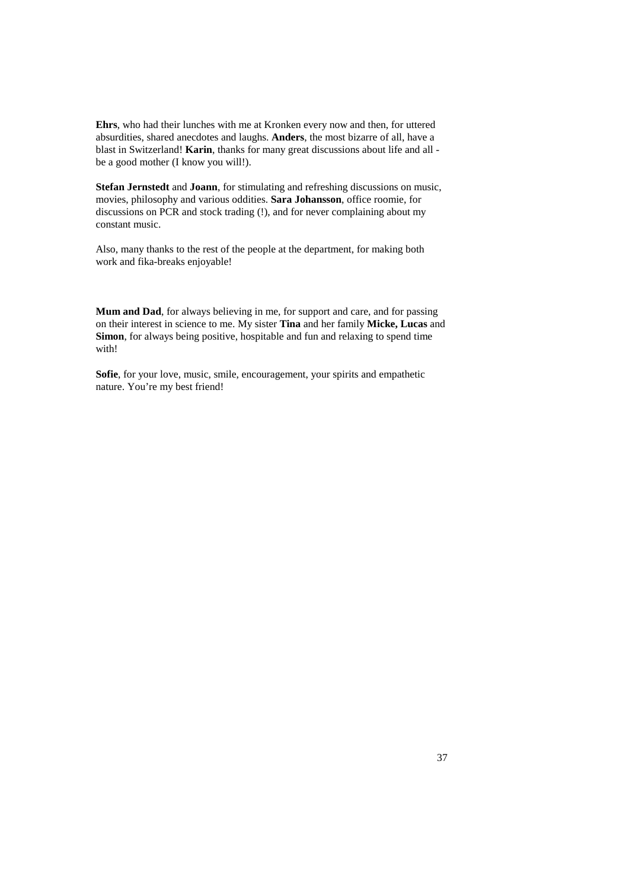**Ehrs**, who had their lunches with me at Kronken every now and then, for uttered absurdities, shared anecdotes and laughs. **Anders**, the most bizarre of all, have a blast in Switzerland! **Karin**, thanks for many great discussions about life and all - be a good mother (I know you will!).

**Stefan Jernstedt** and **Joann**, for stimulating and refreshing discussions on music, movies, philosophy and various oddities. **Sara Johansson**, office roomie, for discussions on PCR and stock trading (!), and for never complaining about my constant music.

Also, many thanks to the rest of the people at the department, for making both work and fika-breaks enjoyable!

**Mum and Dad**, for always believing in me, for support and care, and for passing on their interest in science to me. My sister **Tina** and her family **Micke, Lucas** and **Simon**, for always being positive, hospitable and fun and relaxing to spend time with!

**Sofie**, for your love, music, smile, encouragement, your spirits and empathetic nature. You're my best friend!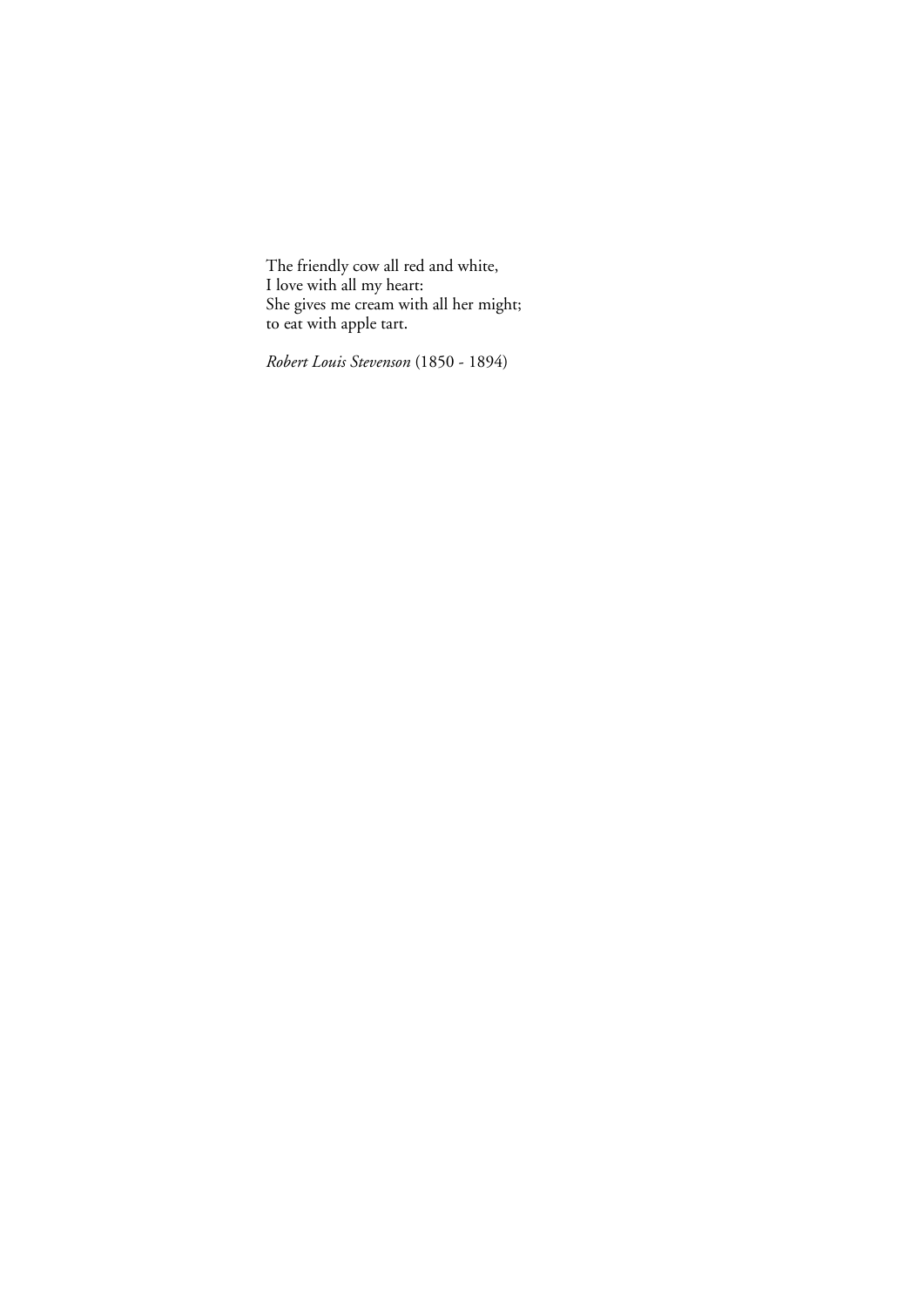The friendly cow all red and white,
I love with all my heart:
She gives me cream with all her might;
to eat with apple tart.

*Robert Louis Stevenson* (1850 - 1894)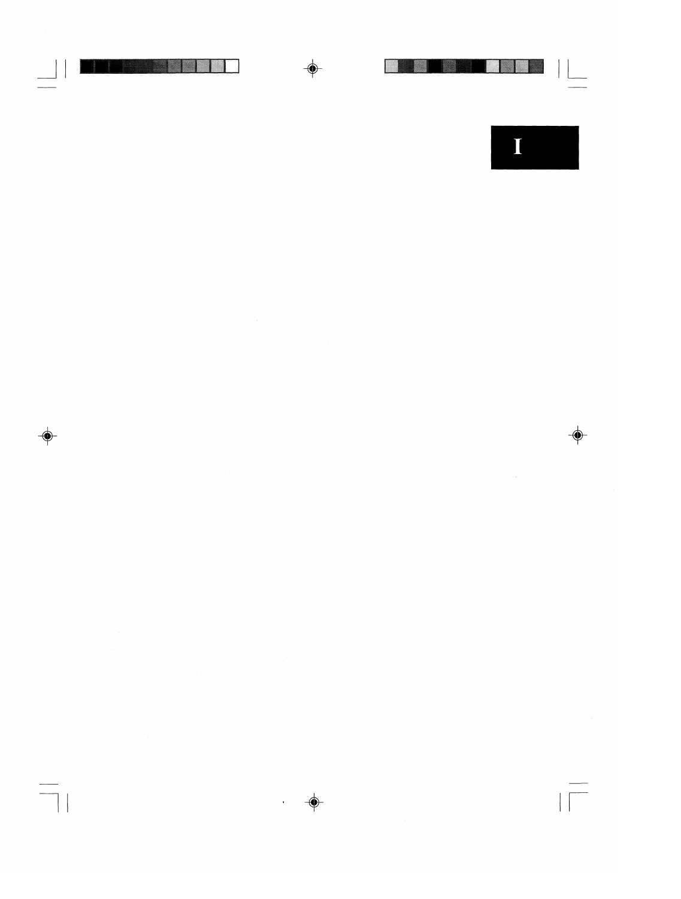I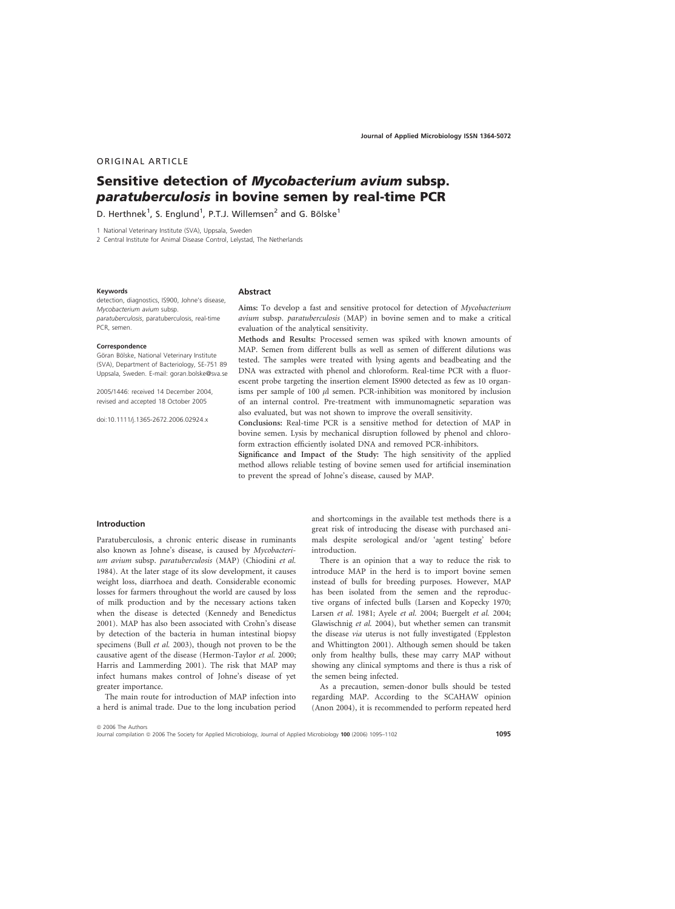ORIGINAL ARTICLE

# Sensitive detection of *Mycobacterium avium* subsp. *paratuberculosis* in bovine semen by real-time PCR

D. Herthnek[1], S. Englund[1], P.T.J. Willemsen[2] and G. Bölske[1]

1 National Veterinary Institute (SVA), Uppsala, Sweden

2 Central Institute for Animal Disease Control, Lelystad, The Netherlands

**Keywords**

detection, diagnostics, IS900, Johne's disease, *Mycobacterium avium* subsp. *paratuberculosis*, paratuberculosis, real-time PCR, semen.

**Correspondence**

Göran Bölske, National Veterinary Institute (SVA), Department of Bacteriology, SE-751 89 Uppsala, Sweden. E-mail: goran.bolske@sva.se

2005/1446: received 14 December 2004, revised and accepted 18 October 2005

doi:10.1111/j.1365-2672.2006.02924.x

## Abstract

**Aims:** To develop a fast and sensitive protocol for detection of *Mycobacterium avium* subsp. *paratuberculosis* (MAP) in bovine semen and to make a critical evaluation of the analytical sensitivity.

**Methods and Results:** Processed semen was spiked with known amounts of MAP. Semen from different bulls as well as semen of different dilutions was tested. The samples were treated with lysing agents and beadbeating and the DNA was extracted with phenol and chloroform. Real-time PCR with a fluorescent probe targeting the insertion element IS900 detected as few as 10 organisms per sample of 100 μl semen. PCR-inhibition was monitored by inclusion of an internal control. Pre-treatment with immunomagnetic separation was also evaluated, but was not shown to improve the overall sensitivity.

**Conclusions:** Real-time PCR is a sensitive method for detection of MAP in bovine semen. Lysis by mechanical disruption followed by phenol and chloroform extraction efficiently isolated DNA and removed PCR-inhibitors.

**Significance and Impact of the Study:** The high sensitivity of the applied method allows reliable testing of bovine semen used for artificial insemination to prevent the spread of Johne's disease, caused by MAP.

## Introduction

Paratuberculosis, a chronic enteric disease in ruminants also known as Johne's disease, is caused by *Mycobacterium avium* subsp. *paratuberculosis* (MAP) (Chiodini *et al.* 1984). At the later stage of its slow development, it causes weight loss, diarrhoea and death. Considerable economic losses for farmers throughout the world are caused by loss of milk production and by the necessary actions taken when the disease is detected (Kennedy and Benedictus 2001). MAP has also been associated with Crohn's disease by detection of the bacteria in human intestinal biopsy specimens (Bull *et al.* 2003), though not proven to be the causative agent of the disease (Hermon-Taylor *et al.* 2000; Harris and Lammerding 2001). The risk that MAP may infect humans makes control of Johne's disease of yet greater importance.

The main route for introduction of MAP infection into a herd is animal trade. Due to the long incubation period and shortcomings in the available test methods there is a great risk of introducing the disease with purchased animals despite serological and/or 'agent testing' before introduction.

There is an opinion that a way to reduce the risk to introduce MAP in the herd is to import bovine semen instead of bulls for breeding purposes. However, MAP has been isolated from the semen and the reproductive organs of infected bulls (Larsen and Kopecky 1970; Larsen *et al.* 1981; Ayele *et al.* 2004; Buergelt *et al.* 2004; Glawischnig *et al.* 2004), but whether semen can transmit the disease *via* uterus is not fully investigated (Eppleston and Whittington 2001). Although semen should be taken only from healthy bulls, these may carry MAP without showing any clinical symptoms and there is thus a risk of the semen being infected.

As a precaution, semen-donor bulls should be tested regarding MAP. According to the SCAHAW opinion (Anon 2004), it is recommended to perform repeated herd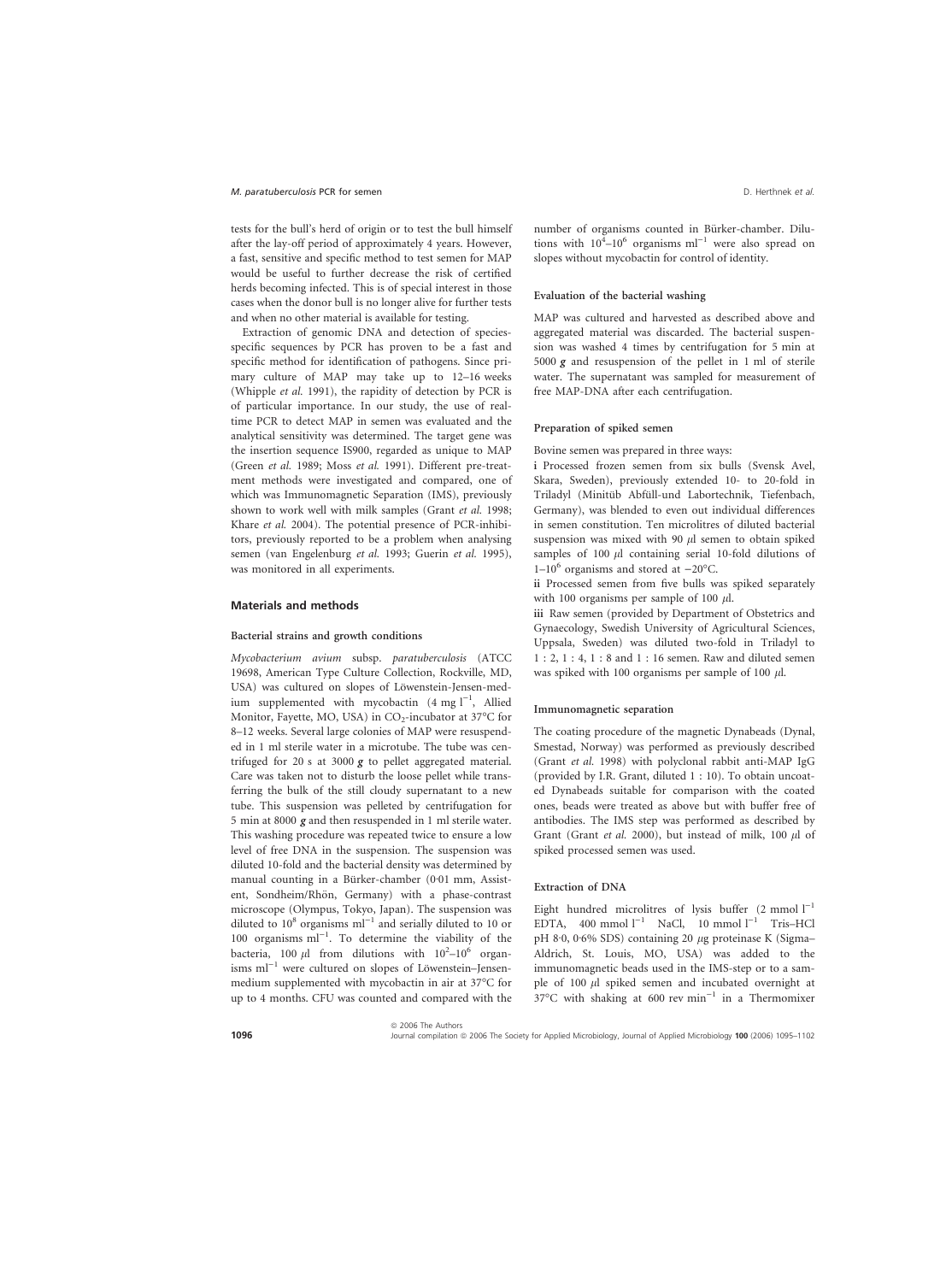tests for the bull's herd of origin or to test the bull himself after the lay-off period of approximately 4 years. However, a fast, sensitive and specific method to test semen for MAP would be useful to further decrease the risk of certified herds becoming infected. This is of special interest in those cases when the donor bull is no longer alive for further tests and when no other material is available for testing.

Extraction of genomic DNA and detection of species-specific sequences by PCR has proven to be a fast and specific method for identification of pathogens. Since primary culture of MAP may take up to 12–16 weeks (Whipple *et al.* 1991), the rapidity of detection by PCR is of particular importance. In our study, the use of real-time PCR to detect MAP in semen was evaluated and the analytical sensitivity was determined. The target gene was the insertion sequence IS900, regarded as unique to MAP (Green *et al.* 1989; Moss *et al.* 1991). Different pre-treatment methods were investigated and compared, one of which was Immunomagnetic Separation (IMS), previously shown to work well with milk samples (Grant *et al.* 1998; Khare *et al.* 2004). The potential presence of PCR-inhibitors, previously reported to be a problem when analysing semen (van Engelenburg *et al.* 1993; Guerin *et al.* 1995), was monitored in all experiments.

## Materials and methods

### Bacterial strains and growth conditions

*Mycobacterium avium* subsp. *paratuberculosis* (ATCC 19698, American Type Culture Collection, Rockville, MD, USA) was cultured on slopes of Löwenstein-Jensen-medium supplemented with mycobactin (4 mg $l^{-1}$, Allied Monitor, Fayette, MO, USA) in $CO_2$-incubator at 37°C for 8–12 weeks. Several large colonies of MAP were resuspended in 1 ml sterile water in a microtube. The tube was centrifuged for 20 s at 3000 ***g*** to pellet aggregated material. Care was taken not to disturb the loose pellet while transferring the bulk of the still cloudy supernatant to a new tube. This suspension was pelleted by centrifugation for 5 min at 8000 ***g*** and then resuspended in 1 ml sterile water. This washing procedure was repeated twice to ensure a low level of free DNA in the suspension. The suspension was diluted 10-fold and the bacterial density was determined by manual counting in a Bürker-chamber (0·01 mm, Assistent, Sondheim/Rhön, Germany) with a phase-contrast microscope (Olympus, Tokyo, Japan). The suspension was diluted to $10^8$ organisms $ml^{-1}$ and serially diluted to 10 or 100 organisms $ml^{-1}$. To determine the viability of the bacteria, 100 $\mu$l from dilutions with $10^2$–$10^6$ organisms $ml^{-1}$ were cultured on slopes of Löwenstein–Jensen-medium supplemented with mycobactin in air at 37°C for up to 4 months. CFU was counted and compared with the number of organisms counted in Bürker-chamber. Dilutions with $10^4$–$10^6$ organisms $ml^{-1}$ were also spread on slopes without mycobactin for control of identity.

### Evaluation of the bacterial washing

MAP was cultured and harvested as described above and aggregated material was discarded. The bacterial suspension was washed 4 times by centrifugation for 5 min at 5000 ***g*** and resuspension of the pellet in 1 ml of sterile water. The supernatant was sampled for measurement of free MAP-DNA after each centrifugation.

### Preparation of spiked semen

Bovine semen was prepared in three ways:

**i** Processed frozen semen from six bulls (Svensk Avel, Skara, Sweden), previously extended 10- to 20-fold in Triladyl (Minitüb Abfüll-und Labortechnik, Tiefenbach, Germany), was blended to even out individual differences in semen constitution. Ten microlitres of diluted bacterial suspension was mixed with 90 $\mu$l semen to obtain spiked samples of 100 $\mu$l containing serial 10-fold dilutions of 1–$10^6$ organisms and stored at −20°C.

**ii** Processed semen from five bulls was spiked separately with 100 organisms per sample of 100 $\mu$l.

**iii** Raw semen (provided by Department of Obstetrics and Gynaecology, Swedish University of Agricultural Sciences, Uppsala, Sweden) was diluted two-fold in Triladyl to 1 : 2, 1 : 4, 1 : 8 and 1 : 16 semen. Raw and diluted semen was spiked with 100 organisms per sample of 100 $\mu$l.

### Immunomagnetic separation

The coating procedure of the magnetic Dynabeads (Dynal, Smestad, Norway) was performed as previously described (Grant *et al.* 1998) with polyclonal rabbit anti-MAP IgG (provided by I.R. Grant, diluted 1 : 10). To obtain uncoated Dynabeads suitable for comparison with the coated ones, beads were treated as above but with buffer free of antibodies. The IMS step was performed as described by Grant (Grant *et al.* 2000), but instead of milk, 100 $\mu$l of spiked processed semen was used.

### Extraction of DNA

Eight hundred microlitres of lysis buffer (2 mmol $l^{-1}$ EDTA, 400 mmol $l^{-1}$ NaCl, 10 mmol $l^{-1}$ Tris–HCl pH 8·0, 0·6% SDS) containing 20 $\mu$g proteinase K (Sigma–Aldrich, St. Louis, MO, USA) was added to the immunomagnetic beads used in the IMS-step or to a sample of 100 $\mu$l spiked semen and incubated overnight at 37°C with shaking at 600 rev $min^{-1}$ in a Thermomixer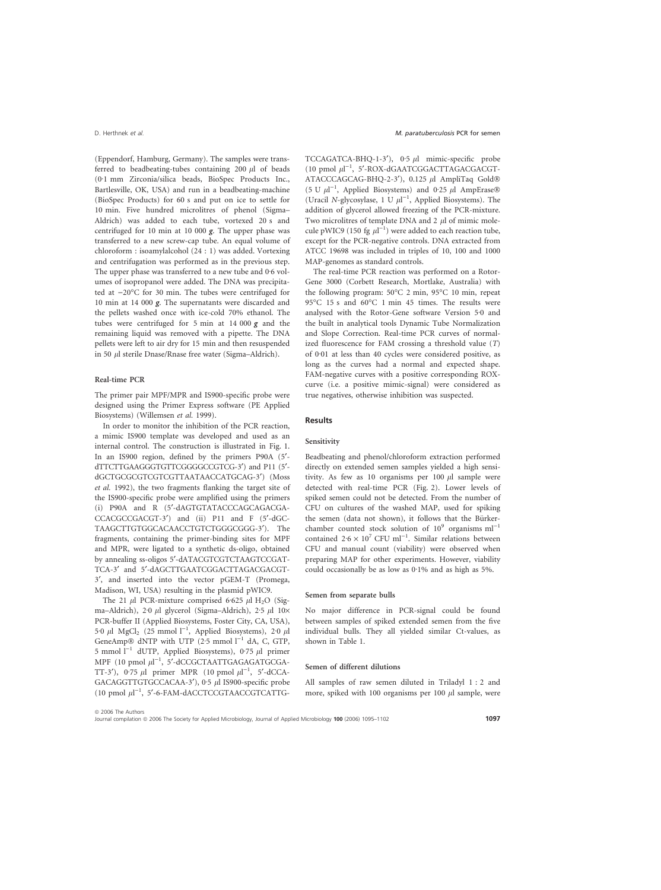(Eppendorf, Hamburg, Germany). The samples were transferred to beadbeating-tubes containing 200 μl of beads (0·1 mm Zirconia/silica beads, BioSpec Products Inc., Bartlesville, OK, USA) and run in a beadbeating-machine (BioSpec Products) for 60 s and put on ice to settle for 10 min. Five hundred microlitres of phenol (Sigma–Aldrich) was added to each tube, vortexed 20 s and centrifuged for 10 min at 10 000 ***g***. The upper phase was transferred to a new screw-cap tube. An equal volume of chloroform : isoamylalcohol (24 : 1) was added. Vortexing and centrifugation was performed as in the previous step. The upper phase was transferred to a new tube and 0·6 volumes of isopropanol were added. The DNA was precipitated at −20°C for 30 min. The tubes were centrifuged for 10 min at 14 000 ***g***. The supernatants were discarded and the pellets washed once with ice-cold 70% ethanol. The tubes were centrifuged for 5 min at 14 000 ***g*** and the remaining liquid was removed with a pipette. The DNA pellets were left to air dry for 15 min and then resuspended in 50 μl sterile Dnase/Rnase free water (Sigma–Aldrich).

### Real-time PCR

The primer pair MPF/MPR and IS900-specific probe were designed using the Primer Express software (PE Applied Biosystems) (Willemsen *et al.* 1999).

In order to monitor the inhibition of the PCR reaction, a mimic IS900 template was developed and used as an internal control. The construction is illustrated in Fig. 1. In an IS900 region, defined by the primers P90A (5′-dTTCTTGAAGGGTGTTCGGGGCCGTCG-3′) and P11 (5′-dGCTGCGCGTCGTCGTTAATAACCATGCAG-3′) (Moss *et al.* 1992), the two fragments flanking the target site of the IS900-specific probe were amplified using the primers (i) P90A and R (5′-dAGTGTATACCCAGCAGACGACCACGCCGACGT-3′) and (ii) P11 and F (5′-dGCTAAGCTTGTGGCACAACCTGTCTGGGCGGG-3′). The fragments, containing the primer-binding sites for MPF and MPR, were ligated to a synthetic ds-oligo, obtained by annealing ss-oligos 5′-dATACGTCGTCTAAGTCCGATTCA-3′ and 5′-dAGCTTGAATCGGACTTAGACGACGT-3′, and inserted into the vector pGEM-T (Promega, Madison, WI, USA) resulting in the plasmid pWIC9.

The 21 μl PCR-mixture comprised 6·625 μl $H_2O$ (Sigma–Aldrich), 2·0 μl glycerol (Sigma–Aldrich), 2·5 μl 10× PCR-buffer II (Applied Biosystems, Foster City, CA, USA), 5·0 μl $MgCl_2$ (25 mmol $l^{-1}$, Applied Biosystems), 2·0 μl GeneAmp® dNTP with UTP (2·5 mmol $l^{-1}$ dA, C, GTP, 5 mmol $l^{-1}$ dUTP, Applied Biosystems), 0·75 μl primer MPF (10 pmol $\mu l^{-1}$, 5′-dCCGCTAATTGAGAGATGCGATT-3′), 0·75 μl primer MPR (10 pmol $\mu l^{-1}$, 5′-dCCAGACAGGTTGTGCCACAA-3′), 0·5 μl IS900-specific probe (10 pmol $\mu l^{-1}$, 5′-6-FAM-dACCTCCGTAACCGTCATTGTCCAGATCA-BHQ-1-3′), 0·5 μl mimic-specific probe (10 pmol $\mu l^{-1}$, 5′-ROX-dGAATCGGACTTAGACGACGTATACCCAGCAG-BHQ-2-3′), 0.125 μl AmpliTaq Gold® (5 U $\mu l^{-1}$, Applied Biosystems) and 0·25 μl AmpErase® (Uracil *N*-glycosylase, 1 U $\mu l^{-1}$, Applied Biosystems). The addition of glycerol allowed freezing of the PCR-mixture. Two microlitres of template DNA and 2 μl of mimic molecule pWIC9 (150 fg $\mu l^{-1}$) were added to each reaction tube, except for the PCR-negative controls. DNA extracted from ATCC 19698 was included in triples of 10, 100 and 1000 MAP-genomes as standard controls.

The real-time PCR reaction was performed on a Rotor-Gene 3000 (Corbett Research, Mortlake, Australia) with the following program: 50°C 2 min, 95°C 10 min, repeat 95°C 15 s and 60°C 1 min 45 times. The results were analysed with the Rotor-Gene software Version 5·0 and the built in analytical tools Dynamic Tube Normalization and Slope Correction. Real-time PCR curves of normalized fluorescence for FAM crossing a threshold value (*T*) of 0·01 at less than 40 cycles were considered positive, as long as the curves had a normal and expected shape. FAM-negative curves with a positive corresponding ROX-curve (i.e. a positive mimic-signal) were considered as true negatives, otherwise inhibition was suspected.

## Results

### Sensitivity

Beadbeating and phenol/chloroform extraction performed directly on extended semen samples yielded a high sensitivity. As few as 10 organisms per 100 μl sample were detected with real-time PCR (Fig. 2). Lower levels of spiked semen could not be detected. From the number of CFU on cultures of the washed MAP, used for spiking the semen (data not shown), it follows that the Bürker-chamber counted stock solution of $10^9$ organisms $ml^{-1}$ contained $2{\cdot}6 \times 10^7$ CFU $ml^{-1}$. Similar relations between CFU and manual count (viability) were observed when preparing MAP for other experiments. However, viability could occasionally be as low as 0·1% and as high as 5%.

### Semen from separate bulls

No major difference in PCR-signal could be found between samples of spiked extended semen from the five individual bulls. They all yielded similar Ct-values, as shown in Table 1.

### Semen of different dilutions

All samples of raw semen diluted in Triladyl 1 : 2 and more, spiked with 100 organisms per 100 μl sample, were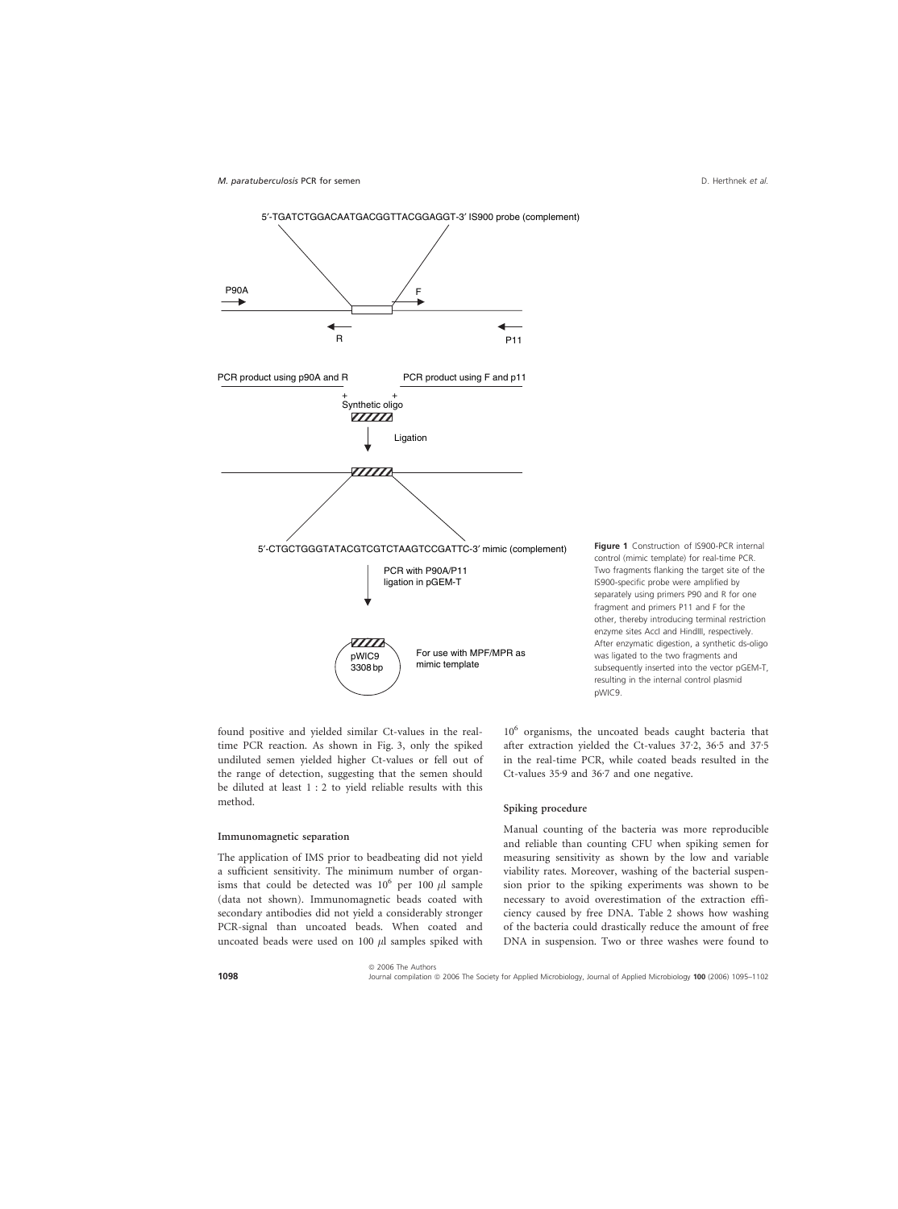5′-TGATCTGGACAATGACGGTTACGGAGGT-3′ IS900 probe (complement)

P90A

F

R

P11

PCR product using p90A and R

PCR product using F and p11

Synthetic oligo

Ligation

5′-CTGCTGGGTATACGTCGTCTAAGTCCGATTC-3′ mimic (complement)

PCR with P90A/P11 ligation in pGEM-T

pWIC9 3308 bp

For use with MPF/MPR as mimic template

**Figure 1** Construction of IS900-PCR internal control (mimic template) for real-time PCR. Two fragments flanking the target site of the IS900-specific probe were amplified by separately using primers P90 and R for one fragment and primers P11 and F for the other, thereby introducing terminal restriction enzyme sites AccI and HindIII, respectively. After enzymatic digestion, a synthetic ds-oligo was ligated to the two fragments and subsequently inserted into the vector pGEM-T, resulting in the internal control plasmid pWIC9.

found positive and yielded similar Ct-values in the real-time PCR reaction. As shown in Fig. 3, only the spiked undiluted semen yielded higher Ct-values or fell out of the range of detection, suggesting that the semen should be diluted at least 1 : 2 to yield reliable results with this method.

### Immunomagnetic separation

The application of IMS prior to beadbeating did not yield a sufficient sensitivity. The minimum number of organisms that could be detected was $10^6$ per 100 $\mu$l sample (data not shown). Immunomagnetic beads coated with secondary antibodies did not yield a considerably stronger PCR-signal than uncoated beads. When coated and uncoated beads were used on 100 $\mu$l samples spiked with $10^6$ organisms, the uncoated beads caught bacteria that after extraction yielded the Ct-values 37·2, 36·5 and 37·5 in the real-time PCR, while coated beads resulted in the Ct-values 35·9 and 36·7 and one negative.

### Spiking procedure

Manual counting of the bacteria was more reproducible and reliable than counting CFU when spiking semen for measuring sensitivity as shown by the low and variable viability rates. Moreover, washing of the bacterial suspension prior to the spiking experiments was shown to be necessary to avoid overestimation of the extraction efficiency caused by free DNA. Table 2 shows how washing of the bacteria could drastically reduce the amount of free DNA in suspension. Two or three washes were found to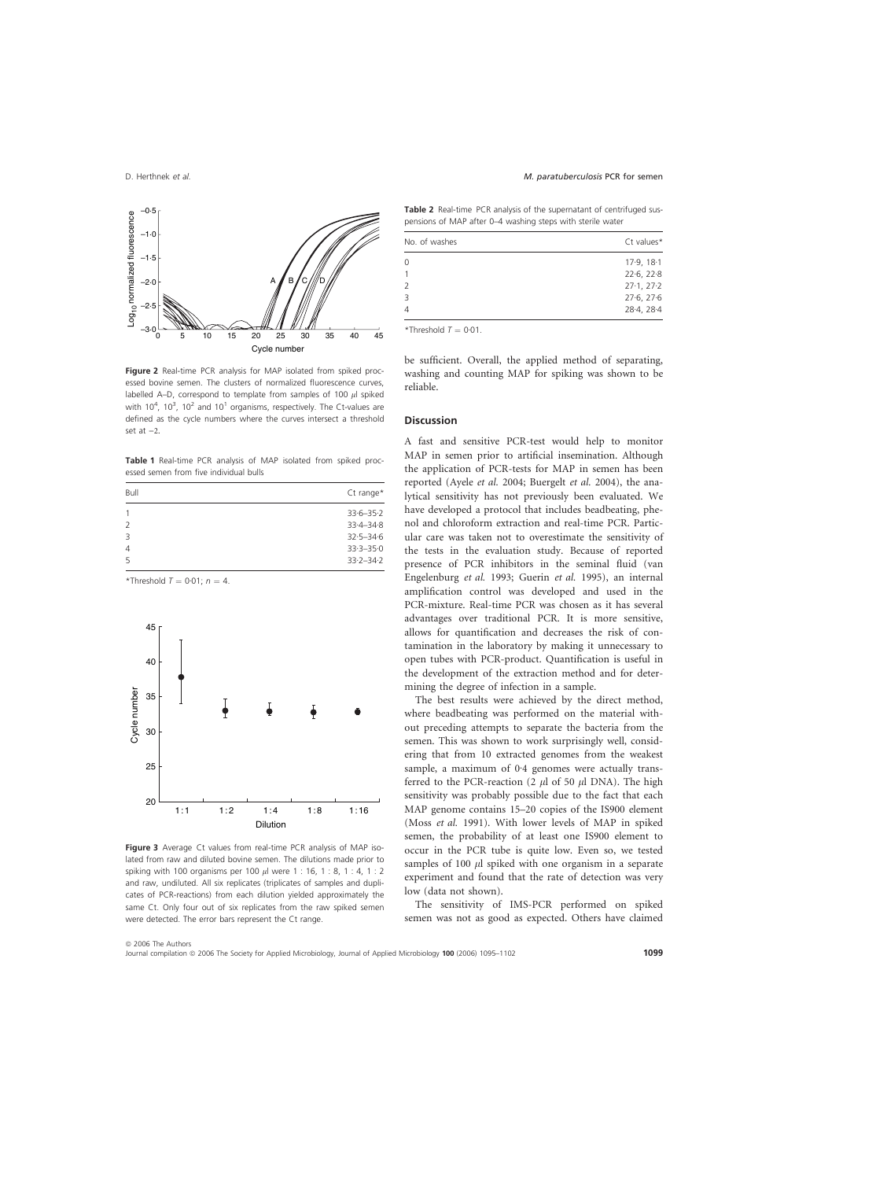Figure 2 Real-time PCR analysis for MAP isolated from spiked processed bovine semen. The clusters of normalized fluorescence curves, labelled A–D, correspond to template from samples of 100 $\mu$l spiked with $10^4$, $10^3$, $10^2$ and $10^1$ organisms, respectively. The Ct-values are defined as the cycle numbers where the curves intersect a threshold set at −2.

Table 1 Real-time PCR analysis of MAP isolated from spiked processed semen from five individual bulls

| Bull | Ct range* |
|---|---|
| 1 | 33·6–35·2 |
| 2 | 33·4–34·8 |
| 3 | 32·5–34·6 |
| 4 | 33·3–35·0 |
| 5 | 33·2–34·2 |

*Threshold $T = 0{\cdot}01$; $n = 4$.

Figure 3 Average Ct values from real-time PCR analysis of MAP isolated from raw and diluted bovine semen. The dilutions made prior to spiking with 100 organisms per 100 $\mu$l were 1 : 16, 1 : 8, 1 : 4, 1 : 2 and raw, undiluted. All six replicates (triplicates of samples and duplicates of PCR-reactions) from each dilution yielded approximately the same Ct. Only four out of six replicates from the raw spiked semen were detected. The error bars represent the Ct range.

Table 2 Real-time PCR analysis of the supernatant of centrifuged suspensions of MAP after 0–4 washing steps with sterile water

| No. of washes | Ct values* |
|---|---|
| 0 | 17·9, 18·1 |
| 1 | 22·6, 22·8 |
| 2 | 27·1, 27·2 |
| 3 | 27·6, 27·6 |
| 4 | 28·4, 28·4 |

*Threshold $T = 0{\cdot}01$.

be sufficient. Overall, the applied method of separating, washing and counting MAP for spiking was shown to be reliable.

## Discussion

A fast and sensitive PCR-test would help to monitor MAP in semen prior to artificial insemination. Although the application of PCR-tests for MAP in semen has been reported (Ayele *et al.* 2004; Buergelt *et al.* 2004), the analytical sensitivity has not previously been evaluated. We have developed a protocol that includes beadbeating, phenol and chloroform extraction and real-time PCR. Particular care was taken not to overestimate the sensitivity of the tests in the evaluation study. Because of reported presence of PCR inhibitors in the seminal fluid (van Engelenburg *et al.* 1993; Guerin *et al.* 1995), an internal amplification control was developed and used in the PCR-mixture. Real-time PCR was chosen as it has several advantages over traditional PCR. It is more sensitive, allows for quantification and decreases the risk of contamination in the laboratory by making it unnecessary to open tubes with PCR-product. Quantification is useful in the development of the extraction method and for determining the degree of infection in a sample.

The best results were achieved by the direct method, where beadbeating was performed on the material without preceding attempts to separate the bacteria from the semen. This was shown to work surprisingly well, considering that from 10 extracted genomes from the weakest sample, a maximum of 0·4 genomes were actually transferred to the PCR-reaction (2 $\mu$l of 50 $\mu$l DNA). The high sensitivity was probably possible due to the fact that each MAP genome contains 15–20 copies of the IS900 element (Moss *et al.* 1991). With lower levels of MAP in spiked semen, the probability of at least one IS900 element to occur in the PCR tube is quite low. Even so, we tested samples of 100 $\mu$l spiked with one organism in a separate experiment and found that the rate of detection was very low (data not shown).

The sensitivity of IMS-PCR performed on spiked semen was not as good as expected. Others have claimed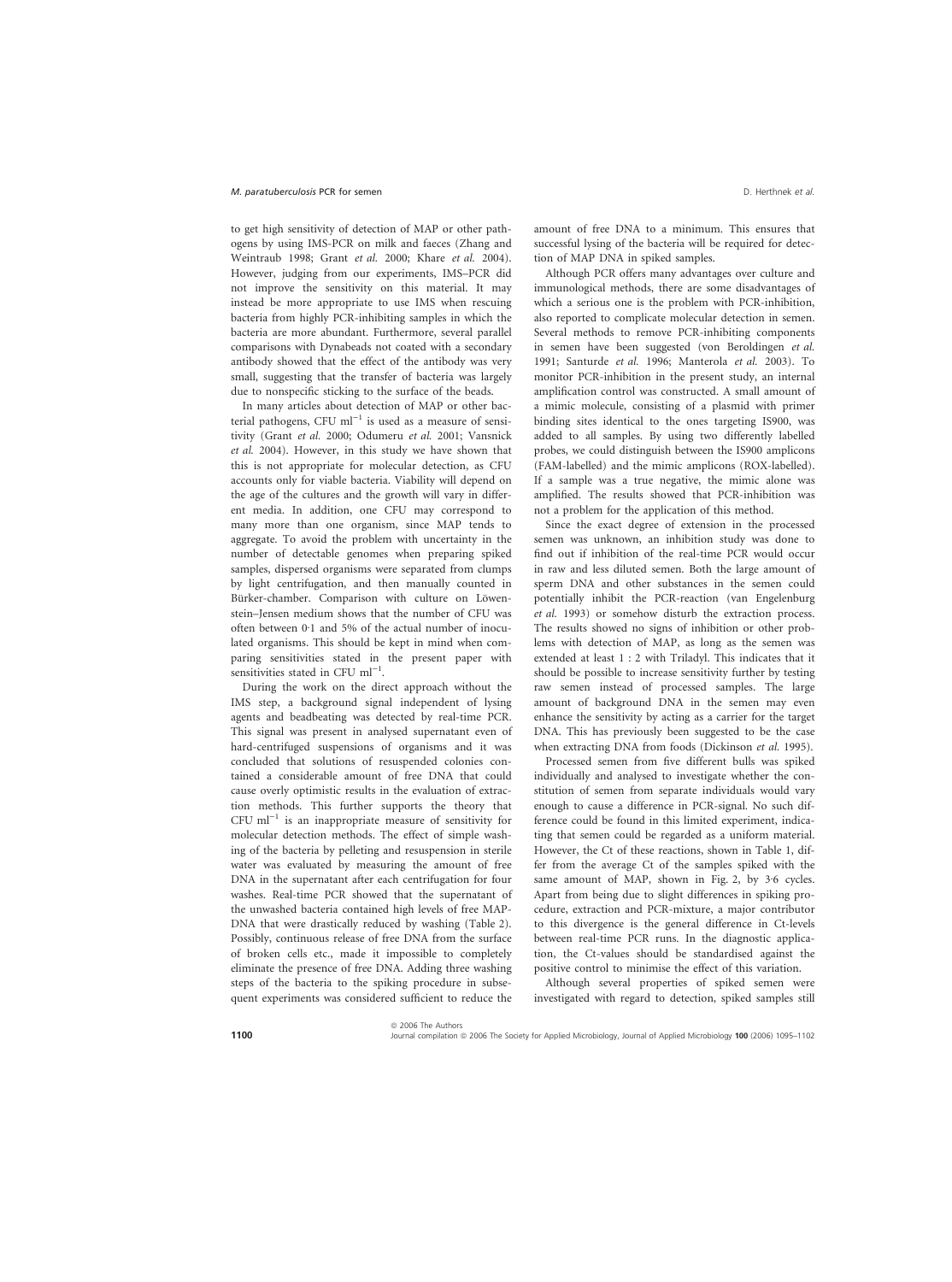to get high sensitivity of detection of MAP or other pathogens by using IMS-PCR on milk and faeces (Zhang and Weintraub 1998; Grant *et al.* 2000; Khare *et al.* 2004). However, judging from our experiments, IMS–PCR did not improve the sensitivity on this material. It may instead be more appropriate to use IMS when rescuing bacteria from highly PCR-inhibiting samples in which the bacteria are more abundant. Furthermore, several parallel comparisons with Dynabeads not coated with a secondary antibody showed that the effect of the antibody was very small, suggesting that the transfer of bacteria was largely due to nonspecific sticking to the surface of the beads.

In many articles about detection of MAP or other bacterial pathogens, CFU $ml^{-1}$ is used as a measure of sensitivity (Grant *et al.* 2000; Odumeru *et al.* 2001; Vansnick *et al.* 2004). However, in this study we have shown that this is not appropriate for molecular detection, as CFU accounts only for viable bacteria. Viability will depend on the age of the cultures and the growth will vary in different media. In addition, one CFU may correspond to many more than one organism, since MAP tends to aggregate. To avoid the problem with uncertainty in the number of detectable genomes when preparing spiked samples, dispersed organisms were separated from clumps by light centrifugation, and then manually counted in Bürker-chamber. Comparison with culture on Löwenstein–Jensen medium shows that the number of CFU was often between 0·1 and 5% of the actual number of inoculated organisms. This should be kept in mind when comparing sensitivities stated in the present paper with sensitivities stated in CFU $ml^{-1}$.

During the work on the direct approach without the IMS step, a background signal independent of lysing agents and beadbeating was detected by real-time PCR. This signal was present in analysed supernatant even of hard-centrifuged suspensions of organisms and it was concluded that solutions of resuspended colonies contained a considerable amount of free DNA that could cause overly optimistic results in the evaluation of extraction methods. This further supports the theory that CFU $ml^{-1}$ is an inappropriate measure of sensitivity for molecular detection methods. The effect of simple washing of the bacteria by pelleting and resuspension in sterile water was evaluated by measuring the amount of free DNA in the supernatant after each centrifugation for four washes. Real-time PCR showed that the supernatant of the unwashed bacteria contained high levels of free MAP-DNA that were drastically reduced by washing (Table 2). Possibly, continuous release of free DNA from the surface of broken cells etc., made it impossible to completely eliminate the presence of free DNA. Adding three washing steps of the bacteria to the spiking procedure in subsequent experiments was considered sufficient to reduce the amount of free DNA to a minimum. This ensures that successful lysing of the bacteria will be required for detection of MAP DNA in spiked samples.

Although PCR offers many advantages over culture and immunological methods, there are some disadvantages of which a serious one is the problem with PCR-inhibition, also reported to complicate molecular detection in semen. Several methods to remove PCR-inhibiting components in semen have been suggested (von Beroldingen *et al.* 1991; Santurde *et al.* 1996; Manterola *et al.* 2003). To monitor PCR-inhibition in the present study, an internal amplification control was constructed. A small amount of a mimic molecule, consisting of a plasmid with primer binding sites identical to the ones targeting IS900, was added to all samples. By using two differently labelled probes, we could distinguish between the IS900 amplicons (FAM-labelled) and the mimic amplicons (ROX-labelled). If a sample was a true negative, the mimic alone was amplified. The results showed that PCR-inhibition was not a problem for the application of this method.

Since the exact degree of extension in the processed semen was unknown, an inhibition study was done to find out if inhibition of the real-time PCR would occur in raw and less diluted semen. Both the large amount of sperm DNA and other substances in the semen could potentially inhibit the PCR-reaction (van Engelenburg *et al.* 1993) or somehow disturb the extraction process. The results showed no signs of inhibition or other problems with detection of MAP, as long as the semen was extended at least 1 : 2 with Triladyl. This indicates that it should be possible to increase sensitivity further by testing raw semen instead of processed samples. The large amount of background DNA in the semen may even enhance the sensitivity by acting as a carrier for the target DNA. This has previously been suggested to be the case when extracting DNA from foods (Dickinson *et al.* 1995).

Processed semen from five different bulls was spiked individually and analysed to investigate whether the constitution of semen from separate individuals would vary enough to cause a difference in PCR-signal. No such difference could be found in this limited experiment, indicating that semen could be regarded as a uniform material. However, the Ct of these reactions, shown in Table 1, differ from the average Ct of the samples spiked with the same amount of MAP, shown in Fig. 2, by 3·6 cycles. Apart from being due to slight differences in spiking procedure, extraction and PCR-mixture, a major contributor to this divergence is the general difference in Ct-levels between real-time PCR runs. In the diagnostic application, the Ct-values should be standardised against the positive control to minimise the effect of this variation.

Although several properties of spiked semen were investigated with regard to detection, spiked samples still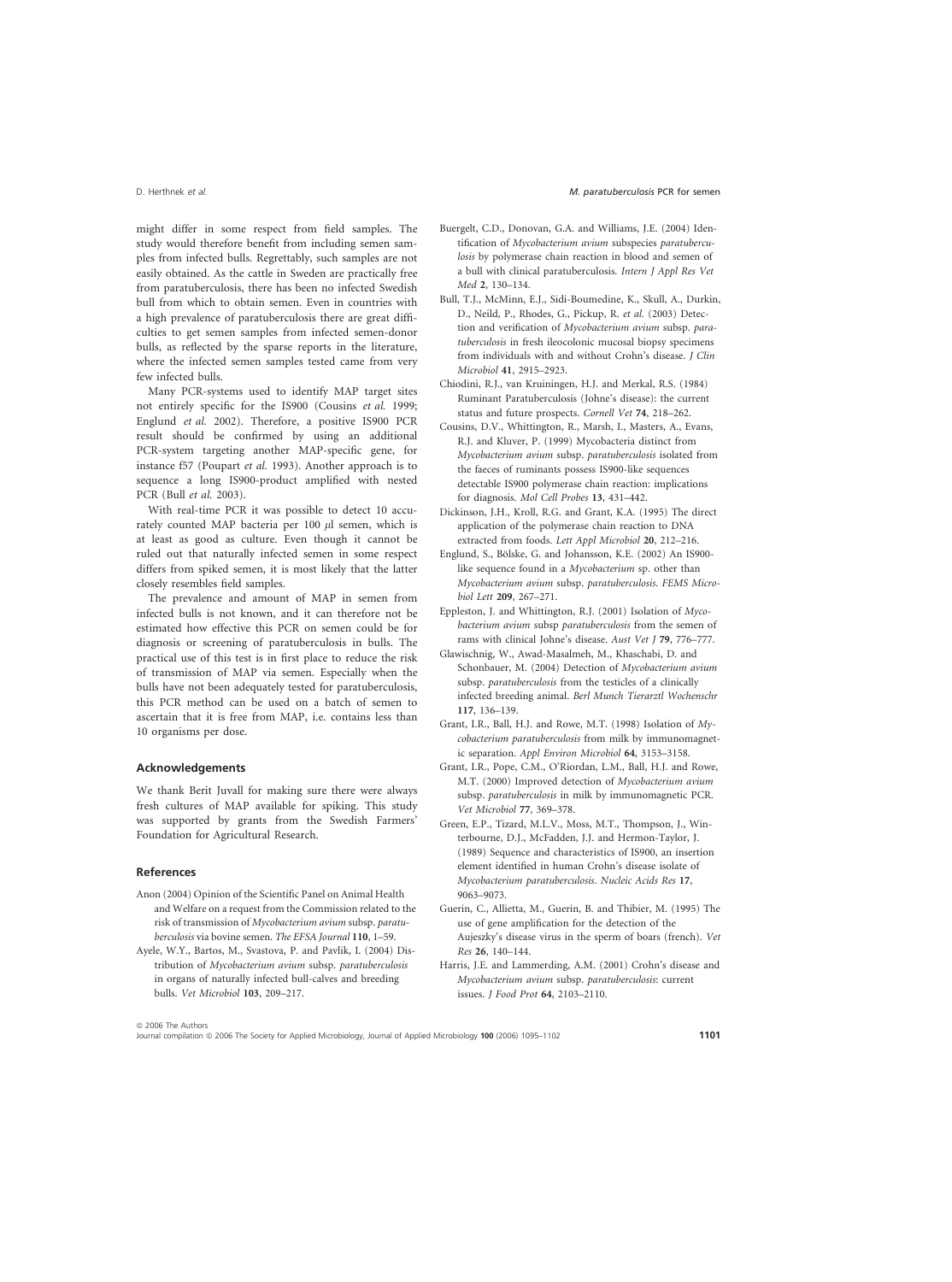might differ in some respect from field samples. The study would therefore benefit from including semen samples from infected bulls. Regrettably, such samples are not easily obtained. As the cattle in Sweden are practically free from paratuberculosis, there has been no infected Swedish bull from which to obtain semen. Even in countries with a high prevalence of paratuberculosis there are great difficulties to get semen samples from infected semen-donor bulls, as reflected by the sparse reports in the literature, where the infected semen samples tested came from very few infected bulls.

Many PCR-systems used to identify MAP target sites not entirely specific for the IS900 (Cousins *et al.* 1999; Englund *et al.* 2002). Therefore, a positive IS900 PCR result should be confirmed by using an additional PCR-system targeting another MAP-specific gene, for instance f57 (Poupart *et al.* 1993). Another approach is to sequence a long IS900-product amplified with nested PCR (Bull *et al.* 2003).

With real-time PCR it was possible to detect 10 accurately counted MAP bacteria per 100 $\mu$l semen, which is at least as good as culture. Even though it cannot be ruled out that naturally infected semen in some respect differs from spiked semen, it is most likely that the latter closely resembles field samples.

The prevalence and amount of MAP in semen from infected bulls is not known, and it can therefore not be estimated how effective this PCR on semen could be for diagnosis or screening of paratuberculosis in bulls. The practical use of this test is in first place to reduce the risk of transmission of MAP via semen. Especially when the bulls have not been adequately tested for paratuberculosis, this PCR method can be used on a batch of semen to ascertain that it is free from MAP, i.e. contains less than 10 organisms per dose.

## Acknowledgements

We thank Berit Juvall for making sure there were always fresh cultures of MAP available for spiking. This study was supported by grants from the Swedish Farmers' Foundation for Agricultural Research.

## References

Anon (2004) Opinion of the Scientific Panel on Animal Health and Welfare on a request from the Commission related to the risk of transmission of *Mycobacterium avium* subsp. *paratuberculosis* via bovine semen. *The EFSA Journal* **110**, 1–59.

Ayele, W.Y., Bartos, M., Svastova, P. and Pavlik, I. (2004) Distribution of *Mycobacterium avium* subsp. *paratuberculosis* in organs of naturally infected bull-calves and breeding bulls. *Vet Microbiol* **103**, 209–217.

Buergelt, C.D., Donovan, G.A. and Williams, J.E. (2004) Identification of *Mycobacterium avium* subspecies *paratuberculosis* by polymerase chain reaction in blood and semen of a bull with clinical paratuberculosis. *Intern J Appl Res Vet Med* **2**, 130–134.

Bull, T.J., McMinn, E.J., Sidi-Boumedine, K., Skull, A., Durkin, D., Neild, P., Rhodes, G., Pickup, R. *et al.* (2003) Detection and verification of *Mycobacterium avium* subsp. *paratuberculosis* in fresh ileocolonic mucosal biopsy specimens from individuals with and without Crohn's disease. *J Clin Microbiol* **41**, 2915–2923.

Chiodini, R.J., van Kruiningen, H.J. and Merkal, R.S. (1984) Ruminant Paratuberculosis (Johne's disease): the current status and future prospects. *Cornell Vet* **74**, 218–262.

Cousins, D.V., Whittington, R., Marsh, I., Masters, A., Evans, R.J. and Kluver, P. (1999) Mycobacteria distinct from *Mycobacterium avium* subsp. *paratuberculosis* isolated from the faeces of ruminants possess IS900-like sequences detectable IS900 polymerase chain reaction: implications for diagnosis. *Mol Cell Probes* **13**, 431–442.

Dickinson, J.H., Kroll, R.G. and Grant, K.A. (1995) The direct application of the polymerase chain reaction to DNA extracted from foods. *Lett Appl Microbiol* **20**, 212–216.

Englund, S., Bölske, G. and Johansson, K.E. (2002) An IS900-like sequence found in a *Mycobacterium* sp. other than *Mycobacterium avium* subsp. *paratuberculosis*. *FEMS Microbiol Lett* **209**, 267–271.

Eppleston, J. and Whittington, R.J. (2001) Isolation of *Mycobacterium avium* subsp *paratuberculosis* from the semen of rams with clinical Johne's disease. *Aust Vet J* **79**, 776–777.

Glawischnig, W., Awad-Masalmeh, M., Khaschabi, D. and Schonbauer, M. (2004) Detection of *Mycobacterium avium* subsp. *paratuberculosis* from the testicles of a clinically infected breeding animal. *Berl Munch Tierarztl Wochenschr* **117**, 136–139.

Grant, I.R., Ball, H.J. and Rowe, M.T. (1998) Isolation of *Mycobacterium paratuberculosis* from milk by immunomagnetic separation. *Appl Environ Microbiol* **64**, 3153–3158.

Grant, I.R., Pope, C.M., O'Riordan, L.M., Ball, H.J. and Rowe, M.T. (2000) Improved detection of *Mycobacterium avium* subsp. *paratuberculosis* in milk by immunomagnetic PCR. *Vet Microbiol* **77**, 369–378.

Green, E.P., Tizard, M.L.V., Moss, M.T., Thompson, J., Winterbourne, D.J., McFadden, J.J. and Hermon-Taylor, J. (1989) Sequence and characteristics of IS900, an insertion element identified in human Crohn's disease isolate of *Mycobacterium paratuberculosis*. *Nucleic Acids Res* **17**, 9063–9073.

Guerin, C., Allietta, M., Guerin, B. and Thibier, M. (1995) The use of gene amplification for the detection of the Aujeszky's disease virus in the sperm of boars (french). *Vet Res* **26**, 140–144.

Harris, J.E. and Lammerding, A.M. (2001) Crohn's disease and *Mycobacterium avium* subsp. *paratuberculosis*: current issues. *J Food Prot* **64**, 2103–2110.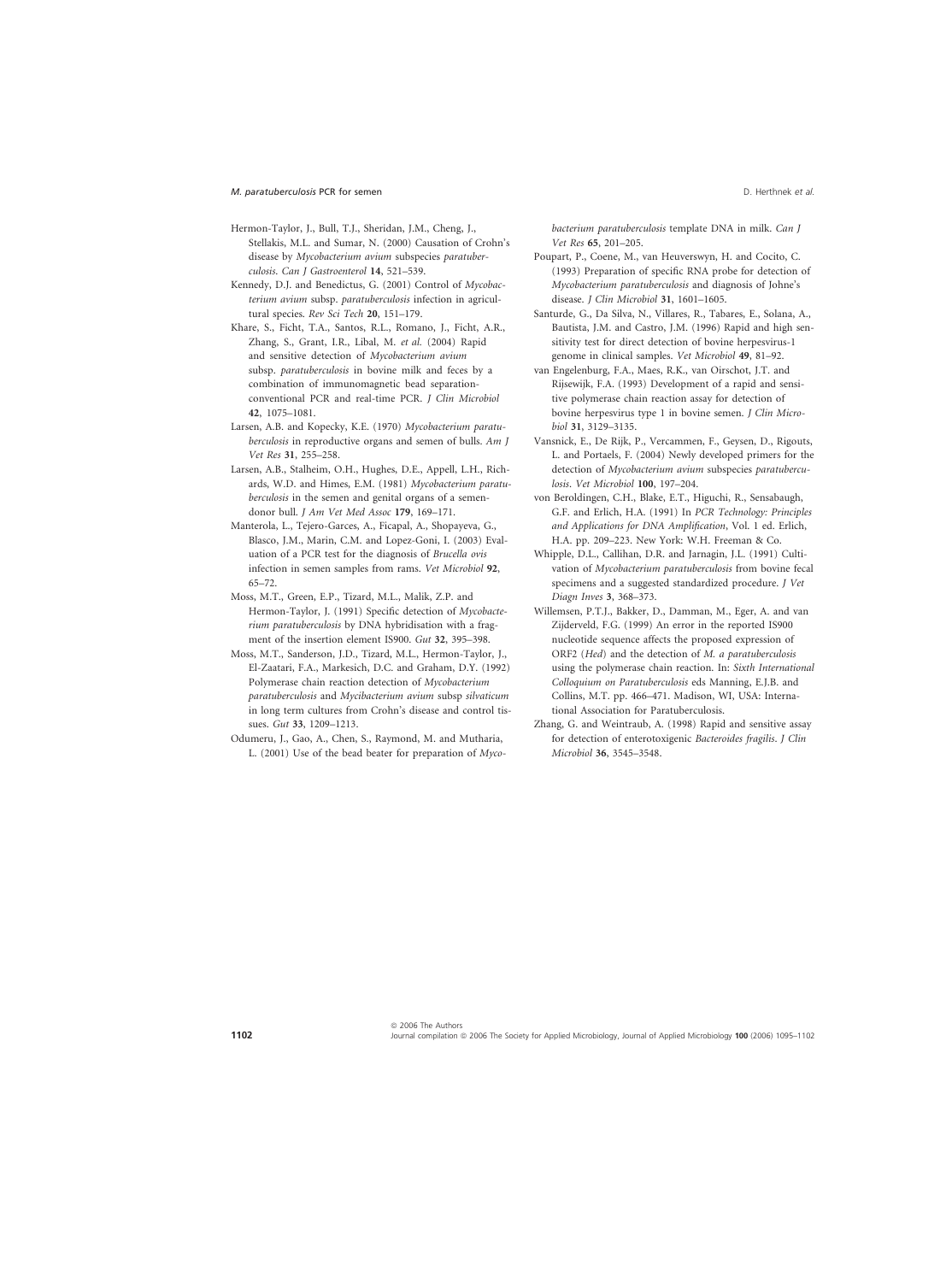Hermon-Taylor, J., Bull, T.J., Sheridan, J.M., Cheng, J., Stellakis, M.L. and Sumar, N. (2000) Causation of Crohn's disease by *Mycobacterium avium* subspecies *paratuberculosis*. *Can J Gastroenterol* **14**, 521–539.

Kennedy, D.J. and Benedictus, G. (2001) Control of *Mycobacterium avium* subsp. *paratuberculosis* infection in agricultural species. *Rev Sci Tech* **20**, 151–179.

Khare, S., Ficht, T.A., Santos, R.L., Romano, J., Ficht, A.R., Zhang, S., Grant, I.R., Libal, M. *et al.* (2004) Rapid and sensitive detection of *Mycobacterium avium* subsp. *paratuberculosis* in bovine milk and feces by a combination of immunomagnetic bead separation-conventional PCR and real-time PCR. *J Clin Microbiol* **42**, 1075–1081.

Larsen, A.B. and Kopecky, K.E. (1970) *Mycobacterium paratuberculosis* in reproductive organs and semen of bulls. *Am J Vet Res* **31**, 255–258.

Larsen, A.B., Stalheim, O.H., Hughes, D.E., Appell, L.H., Richards, W.D. and Himes, E.M. (1981) *Mycobacterium paratuberculosis* in the semen and genital organs of a semen-donor bull. *J Am Vet Med Assoc* **179**, 169–171.

Manterola, L., Tejero-Garces, A., Ficapal, A., Shopayeva, G., Blasco, J.M., Marin, C.M. and Lopez-Goni, I. (2003) Evaluation of a PCR test for the diagnosis of *Brucella ovis* infection in semen samples from rams. *Vet Microbiol* **92**, 65–72.

Moss, M.T., Green, E.P., Tizard, M.L., Malik, Z.P. and Hermon-Taylor, J. (1991) Specific detection of *Mycobacterium paratuberculosis* by DNA hybridisation with a fragment of the insertion element IS900. *Gut* **32**, 395–398.

Moss, M.T., Sanderson, J.D., Tizard, M.L., Hermon-Taylor, J., El-Zaatari, F.A., Markesich, D.C. and Graham, D.Y. (1992) Polymerase chain reaction detection of *Mycobacterium paratuberculosis* and *Mycibacterium avium* subsp *silvaticum* in long term cultures from Crohn's disease and control tissues. *Gut* **33**, 1209–1213.

Odumeru, J., Gao, A., Chen, S., Raymond, M. and Mutharia, L. (2001) Use of the bead beater for preparation of *Mycobacterium paratuberculosis* template DNA in milk. *Can J Vet Res* **65**, 201–205.

Poupart, P., Coene, M., van Heuverswyn, H. and Cocito, C. (1993) Preparation of specific RNA probe for detection of *Mycobacterium paratuberculosis* and diagnosis of Johne's disease. *J Clin Microbiol* **31**, 1601–1605.

Santurde, G., Da Silva, N., Villares, R., Tabares, E., Solana, A., Bautista, J.M. and Castro, J.M. (1996) Rapid and high sensitivity test for direct detection of bovine herpesvirus-1 genome in clinical samples. *Vet Microbiol* **49**, 81–92.

van Engelenburg, F.A., Maes, R.K., van Oirschot, J.T. and Rijsewijk, F.A. (1993) Development of a rapid and sensitive polymerase chain reaction assay for detection of bovine herpesvirus type 1 in bovine semen. *J Clin Microbiol* **31**, 3129–3135.

Vansnick, E., De Rijk, P., Vercammen, F., Geysen, D., Rigouts, L. and Portaels, F. (2004) Newly developed primers for the detection of *Mycobacterium avium* subspecies *paratuberculosis*. *Vet Microbiol* **100**, 197–204.

von Beroldingen, C.H., Blake, E.T., Higuchi, R., Sensabaugh, G.F. and Erlich, H.A. (1991) In *PCR Technology: Principles and Applications for DNA Amplification*, Vol. 1 ed. Erlich, H.A. pp. 209–223. New York: W.H. Freeman & Co.

Whipple, D.L., Callihan, D.R. and Jarnagin, J.L. (1991) Cultivation of *Mycobacterium paratuberculosis* from bovine fecal specimens and a suggested standardized procedure. *J Vet Diagn Inves* **3**, 368–373.

Willemsen, P.T.J., Bakker, D., Damman, M., Eger, A. and van Zijderveld, F.G. (1999) An error in the reported IS900 nucleotide sequence affects the proposed expression of ORF2 (*Hed*) and the detection of *M. a paratuberculosis* using the polymerase chain reaction. In: *Sixth International Colloquium on Paratuberculosis* eds Manning, E.J.B. and Collins, M.T. pp. 466–471. Madison, WI, USA: International Association for Paratuberculosis.

Zhang, G. and Weintraub, A. (1998) Rapid and sensitive assay for detection of enterotoxigenic *Bacteroides fragilis*. *J Clin Microbiol* **36**, 3545–3548.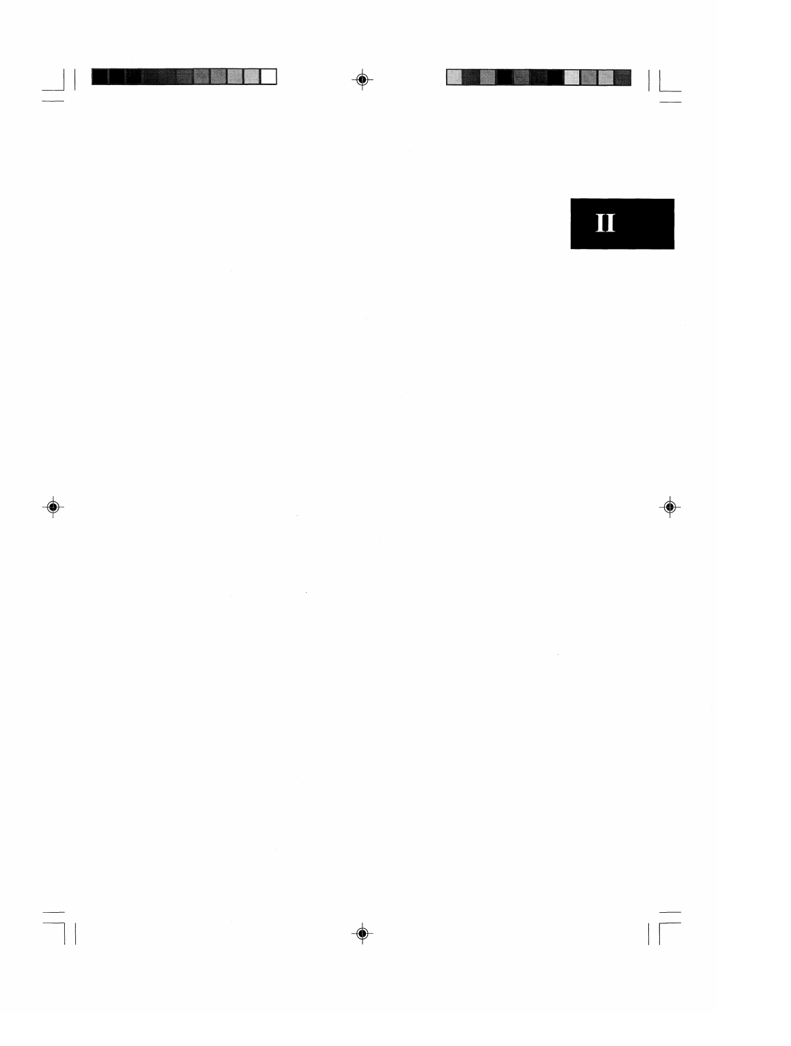# II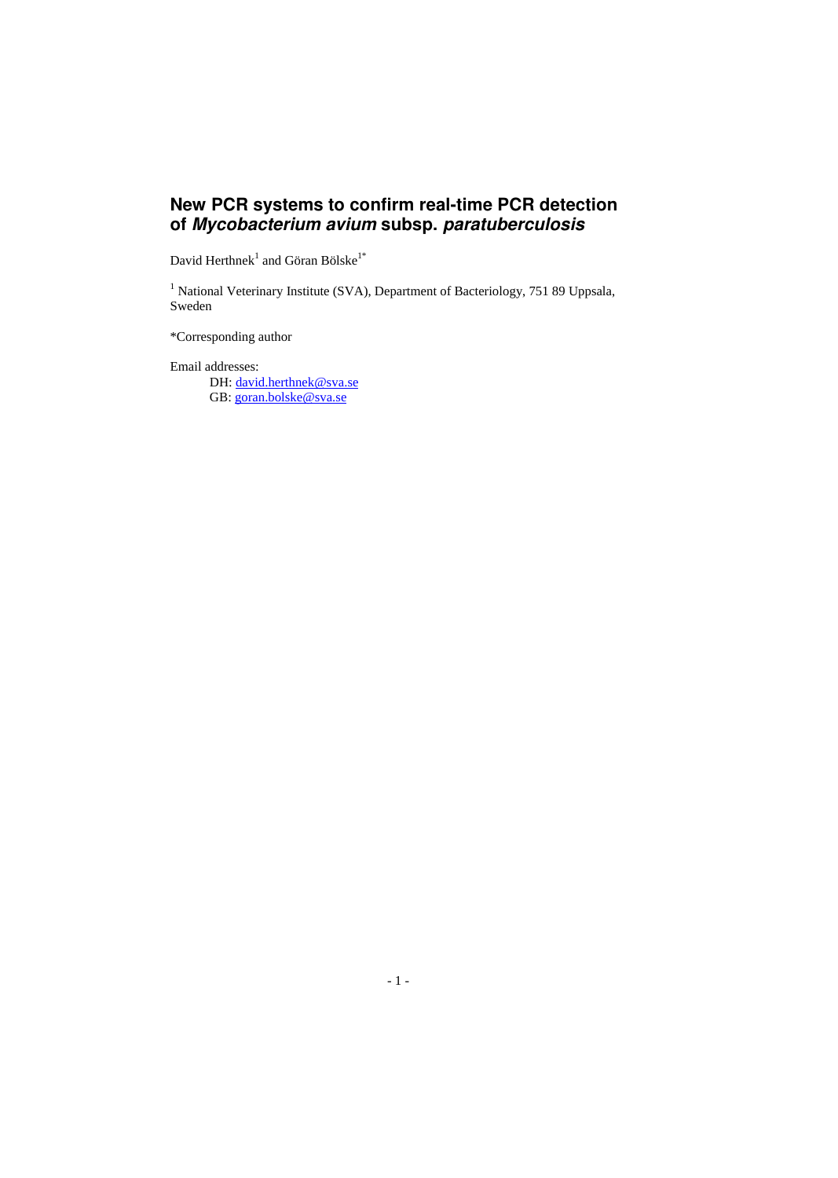# New PCR systems to confirm real-time PCR detection of *Mycobacterium avium* subsp. *paratuberculosis*

David Herthnek[1] and Göran Bölske[1*]

[1] National Veterinary Institute (SVA), Department of Bacteriology, 751 89 Uppsala, Sweden

*Corresponding author

Email addresses:
DH: david.herthnek@sva.se
GB: goran.bolske@sva.se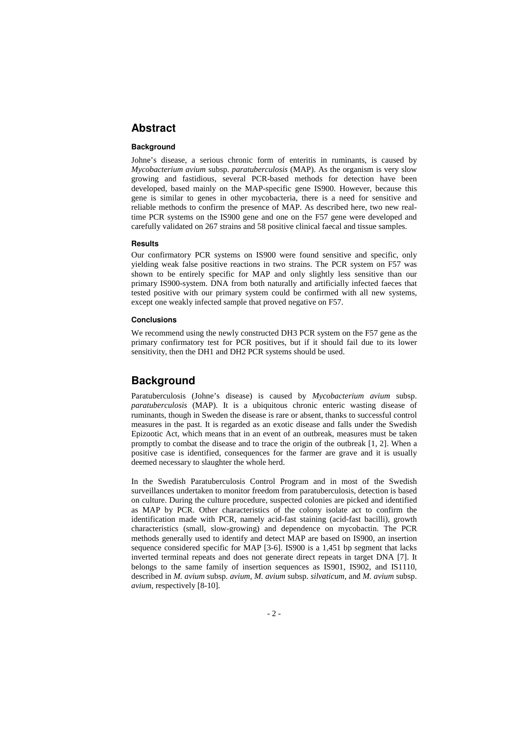## Abstract

### Background

Johne's disease, a serious chronic form of enteritis in ruminants, is caused by *Mycobacterium avium* subsp. *paratuberculosis* (MAP). As the organism is very slow growing and fastidious, several PCR-based methods for detection have been developed, based mainly on the MAP-specific gene IS900. However, because this gene is similar to genes in other mycobacteria, there is a need for sensitive and reliable methods to confirm the presence of MAP. As described here, two new real-time PCR systems on the IS900 gene and one on the F57 gene were developed and carefully validated on 267 strains and 58 positive clinical faecal and tissue samples.

### Results

Our confirmatory PCR systems on IS900 were found sensitive and specific, only yielding weak false positive reactions in two strains. The PCR system on F57 was shown to be entirely specific for MAP and only slightly less sensitive than our primary IS900-system. DNA from both naturally and artificially infected faeces that tested positive with our primary system could be confirmed with all new systems, except one weakly infected sample that proved negative on F57.

### Conclusions

We recommend using the newly constructed DH3 PCR system on the F57 gene as the primary confirmatory test for PCR positives, but if it should fail due to its lower sensitivity, then the DH1 and DH2 PCR systems should be used.

## Background

Paratuberculosis (Johne's disease) is caused by *Mycobacterium avium* subsp. *paratuberculosis* (MAP). It is a ubiquitous chronic enteric wasting disease of ruminants, though in Sweden the disease is rare or absent, thanks to successful control measures in the past. It is regarded as an exotic disease and falls under the Swedish Epizootic Act, which means that in an event of an outbreak, measures must be taken promptly to combat the disease and to trace the origin of the outbreak [1, 2]. When a positive case is identified, consequences for the farmer are grave and it is usually deemed necessary to slaughter the whole herd.

In the Swedish Paratuberculosis Control Program and in most of the Swedish surveillances undertaken to monitor freedom from paratuberculosis, detection is based on culture. During the culture procedure, suspected colonies are picked and identified as MAP by PCR. Other characteristics of the colony isolate act to confirm the identification made with PCR, namely acid-fast staining (acid-fast bacilli), growth characteristics (small, slow-growing) and dependence on mycobactin. The PCR methods generally used to identify and detect MAP are based on IS900, an insertion sequence considered specific for MAP [3-6]. IS900 is a 1,451 bp segment that lacks inverted terminal repeats and does not generate direct repeats in target DNA [7]. It belongs to the same family of insertion sequences as IS901, IS902, and IS1110, described in *M. avium* subsp. *avium*, *M. avium* subsp. *silvaticum*, and *M. avium* subsp. *avium*, respectively [8-10].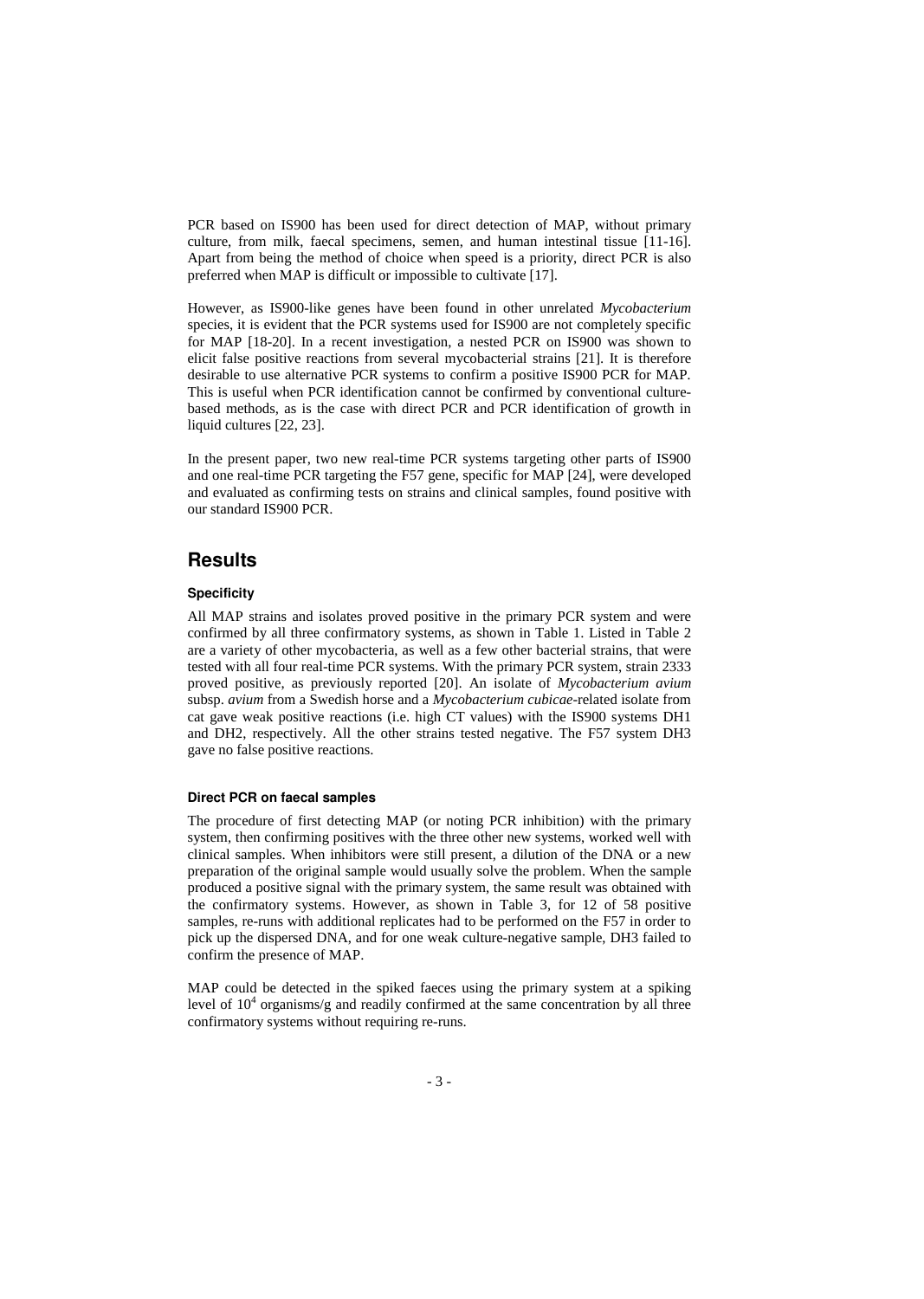PCR based on IS900 has been used for direct detection of MAP, without primary culture, from milk, faecal specimens, semen, and human intestinal tissue [11-16]. Apart from being the method of choice when speed is a priority, direct PCR is also preferred when MAP is difficult or impossible to cultivate [17].

However, as IS900-like genes have been found in other unrelated *Mycobacterium* species, it is evident that the PCR systems used for IS900 are not completely specific for MAP [18-20]. In a recent investigation, a nested PCR on IS900 was shown to elicit false positive reactions from several mycobacterial strains [21]. It is therefore desirable to use alternative PCR systems to confirm a positive IS900 PCR for MAP. This is useful when PCR identification cannot be confirmed by conventional culture-based methods, as is the case with direct PCR and PCR identification of growth in liquid cultures [22, 23].

In the present paper, two new real-time PCR systems targeting other parts of IS900 and one real-time PCR targeting the F57 gene, specific for MAP [24], were developed and evaluated as confirming tests on strains and clinical samples, found positive with our standard IS900 PCR.

## Results

### Specificity

All MAP strains and isolates proved positive in the primary PCR system and were confirmed by all three confirmatory systems, as shown in Table 1. Listed in Table 2 are a variety of other mycobacteria, as well as a few other bacterial strains, that were tested with all four real-time PCR systems. With the primary PCR system, strain 2333 proved positive, as previously reported [20]. An isolate of *Mycobacterium avium* subsp. *avium* from a Swedish horse and a *Mycobacterium cubicae*-related isolate from cat gave weak positive reactions (i.e. high CT values) with the IS900 systems DH1 and DH2, respectively. All the other strains tested negative. The F57 system DH3 gave no false positive reactions.

### Direct PCR on faecal samples

The procedure of first detecting MAP (or noting PCR inhibition) with the primary system, then confirming positives with the three other new systems, worked well with clinical samples. When inhibitors were still present, a dilution of the DNA or a new preparation of the original sample would usually solve the problem. When the sample produced a positive signal with the primary system, the same result was obtained with the confirmatory systems. However, as shown in Table 3, for 12 of 58 positive samples, re-runs with additional replicates had to be performed on the F57 in order to pick up the dispersed DNA, and for one weak culture-negative sample, DH3 failed to confirm the presence of MAP.

MAP could be detected in the spiked faeces using the primary system at a spiking level of $10^4$ organisms/g and readily confirmed at the same concentration by all three confirmatory systems without requiring re-runs.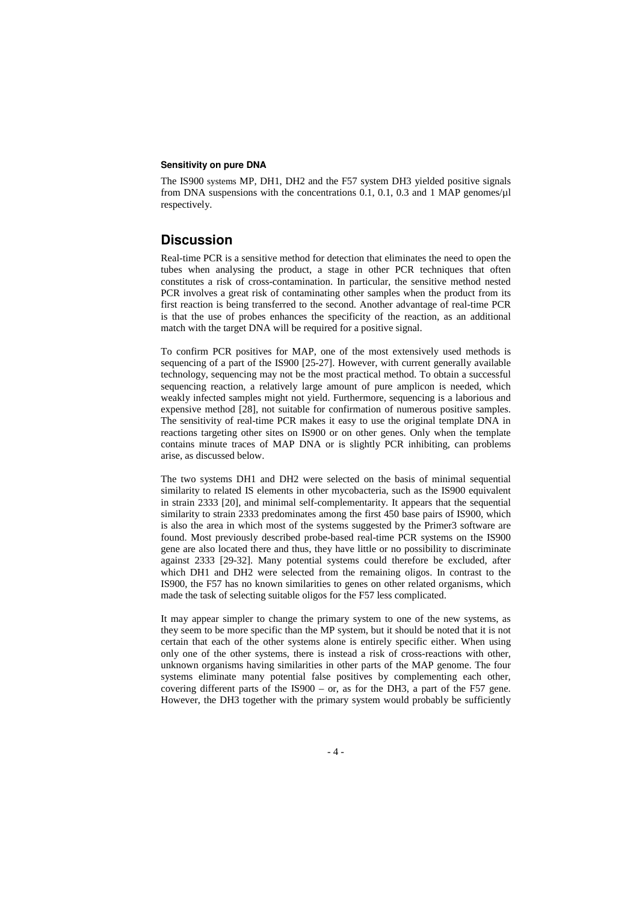#### Sensitivity on pure DNA

The IS900 systems MP, DH1, DH2 and the F57 system DH3 yielded positive signals from DNA suspensions with the concentrations 0.1, 0.1, 0.3 and 1 MAP genomes/µl respectively.

## Discussion

Real-time PCR is a sensitive method for detection that eliminates the need to open the tubes when analysing the product, a stage in other PCR techniques that often constitutes a risk of cross-contamination. In particular, the sensitive method nested PCR involves a great risk of contaminating other samples when the product from its first reaction is being transferred to the second. Another advantage of real-time PCR is that the use of probes enhances the specificity of the reaction, as an additional match with the target DNA will be required for a positive signal.

To confirm PCR positives for MAP, one of the most extensively used methods is sequencing of a part of the IS900 [25-27]. However, with current generally available technology, sequencing may not be the most practical method. To obtain a successful sequencing reaction, a relatively large amount of pure amplicon is needed, which weakly infected samples might not yield. Furthermore, sequencing is a laborious and expensive method [28], not suitable for confirmation of numerous positive samples. The sensitivity of real-time PCR makes it easy to use the original template DNA in reactions targeting other sites on IS900 or on other genes. Only when the template contains minute traces of MAP DNA or is slightly PCR inhibiting, can problems arise, as discussed below.

The two systems DH1 and DH2 were selected on the basis of minimal sequential similarity to related IS elements in other mycobacteria, such as the IS900 equivalent in strain 2333 [20], and minimal self-complementarity. It appears that the sequential similarity to strain 2333 predominates among the first 450 base pairs of IS900, which is also the area in which most of the systems suggested by the Primer3 software are found. Most previously described probe-based real-time PCR systems on the IS900 gene are also located there and thus, they have little or no possibility to discriminate against 2333 [29-32]. Many potential systems could therefore be excluded, after which DH1 and DH2 were selected from the remaining oligos. In contrast to the IS900, the F57 has no known similarities to genes on other related organisms, which made the task of selecting suitable oligos for the F57 less complicated.

It may appear simpler to change the primary system to one of the new systems, as they seem to be more specific than the MP system, but it should be noted that it is not certain that each of the other systems alone is entirely specific either. When using only one of the other systems, there is instead a risk of cross-reactions with other, unknown organisms having similarities in other parts of the MAP genome. The four systems eliminate many potential false positives by complementing each other, covering different parts of the IS900 – or, as for the DH3, a part of the F57 gene. However, the DH3 together with the primary system would probably be sufficiently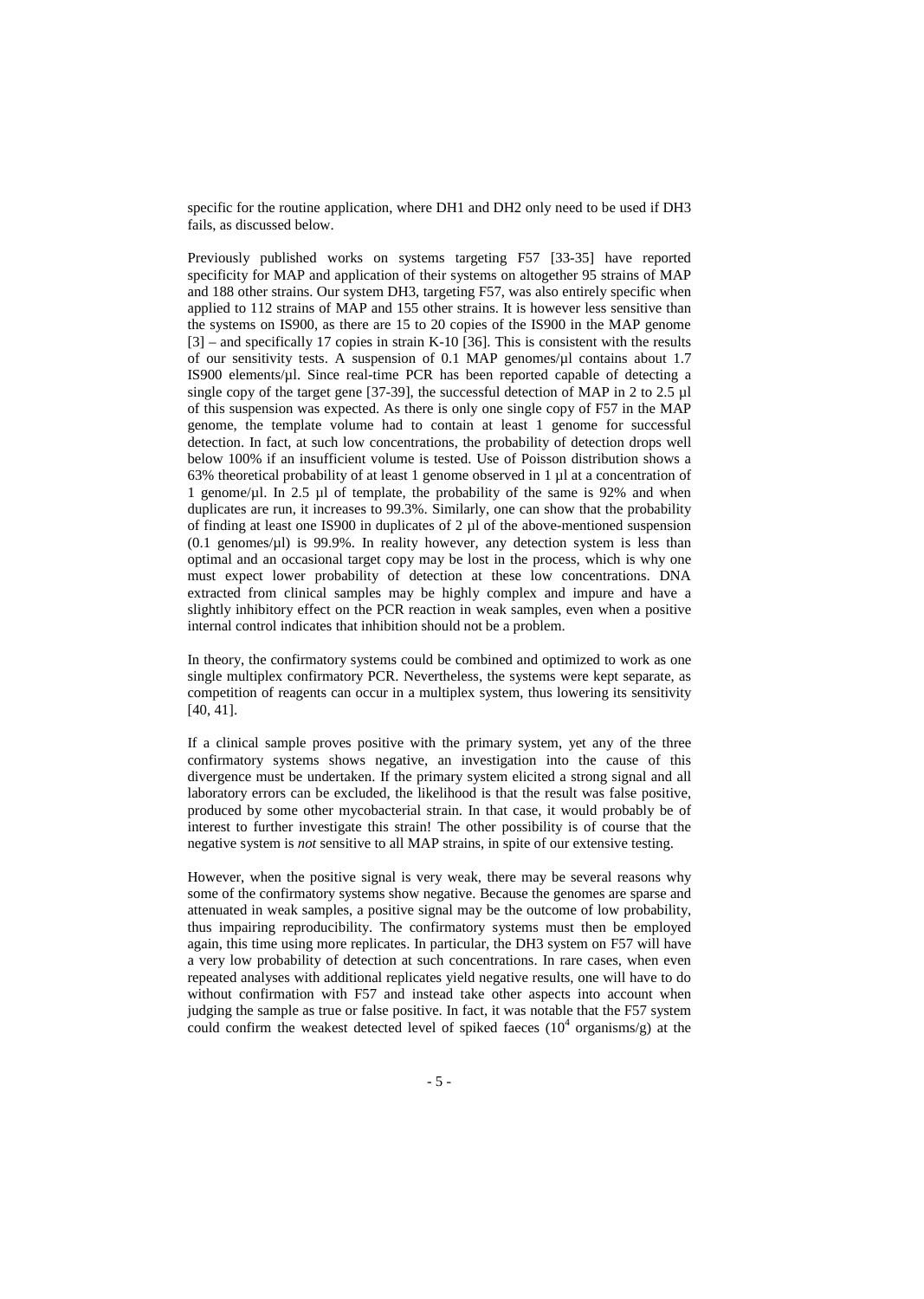specific for the routine application, where DH1 and DH2 only need to be used if DH3 fails, as discussed below.

Previously published works on systems targeting F57 [33-35] have reported specificity for MAP and application of their systems on altogether 95 strains of MAP and 188 other strains. Our system DH3, targeting F57, was also entirely specific when applied to 112 strains of MAP and 155 other strains. It is however less sensitive than the systems on IS900, as there are 15 to 20 copies of the IS900 in the MAP genome [3] – and specifically 17 copies in strain K-10 [36]. This is consistent with the results of our sensitivity tests. A suspension of 0.1 MAP genomes/µl contains about 1.7 IS900 elements/µl. Since real-time PCR has been reported capable of detecting a single copy of the target gene [37-39], the successful detection of MAP in 2 to 2.5 µl of this suspension was expected. As there is only one single copy of F57 in the MAP genome, the template volume had to contain at least 1 genome for successful detection. In fact, at such low concentrations, the probability of detection drops well below 100% if an insufficient volume is tested. Use of Poisson distribution shows a 63% theoretical probability of at least 1 genome observed in 1 µl at a concentration of 1 genome/µl. In 2.5 µl of template, the probability of the same is 92% and when duplicates are run, it increases to 99.3%. Similarly, one can show that the probability of finding at least one IS900 in duplicates of 2 µl of the above-mentioned suspension (0.1 genomes/µl) is 99.9%. In reality however, any detection system is less than optimal and an occasional target copy may be lost in the process, which is why one must expect lower probability of detection at these low concentrations. DNA extracted from clinical samples may be highly complex and impure and have a slightly inhibitory effect on the PCR reaction in weak samples, even when a positive internal control indicates that inhibition should not be a problem.

In theory, the confirmatory systems could be combined and optimized to work as one single multiplex confirmatory PCR. Nevertheless, the systems were kept separate, as competition of reagents can occur in a multiplex system, thus lowering its sensitivity [40, 41].

If a clinical sample proves positive with the primary system, yet any of the three confirmatory systems shows negative, an investigation into the cause of this divergence must be undertaken. If the primary system elicited a strong signal and all laboratory errors can be excluded, the likelihood is that the result was false positive, produced by some other mycobacterial strain. In that case, it would probably be of interest to further investigate this strain! The other possibility is of course that the negative system is *not* sensitive to all MAP strains, in spite of our extensive testing.

However, when the positive signal is very weak, there may be several reasons why some of the confirmatory systems show negative. Because the genomes are sparse and attenuated in weak samples, a positive signal may be the outcome of low probability, thus impairing reproducibility. The confirmatory systems must then be employed again, this time using more replicates. In particular, the DH3 system on F57 will have a very low probability of detection at such concentrations. In rare cases, when even repeated analyses with additional replicates yield negative results, one will have to do without confirmation with F57 and instead take other aspects into account when judging the sample as true or false positive. In fact, it was notable that the F57 system could confirm the weakest detected level of spiked faeces ($10^4$ organisms/g) at the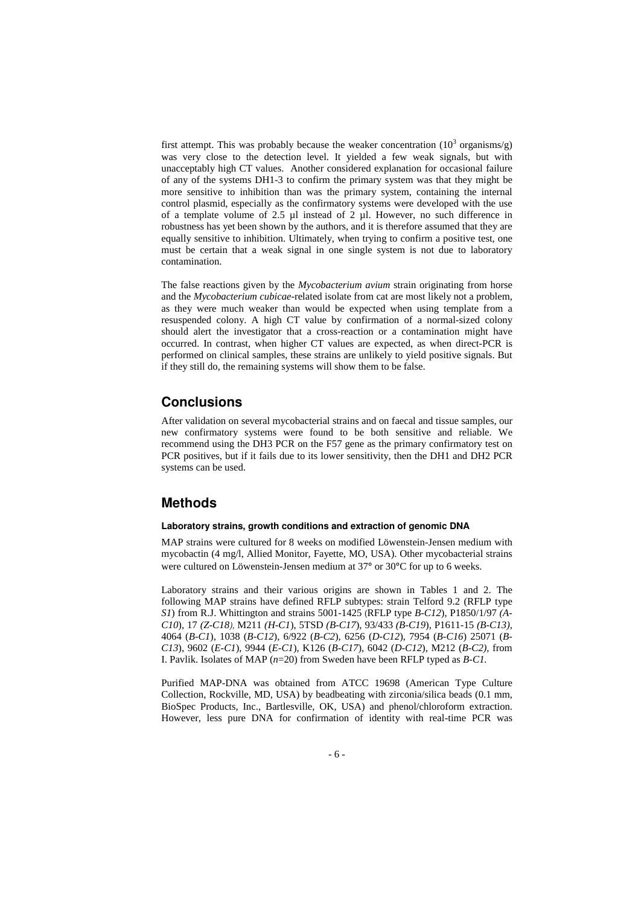first attempt. This was probably because the weaker concentration ($10^3$ organisms/g) was very close to the detection level. It yielded a few weak signals, but with unacceptably high CT values. Another considered explanation for occasional failure of any of the systems DH1-3 to confirm the primary system was that they might be more sensitive to inhibition than was the primary system, containing the internal control plasmid, especially as the confirmatory systems were developed with the use of a template volume of 2.5 µl instead of 2 µl. However, no such difference in robustness has yet been shown by the authors, and it is therefore assumed that they are equally sensitive to inhibition. Ultimately, when trying to confirm a positive test, one must be certain that a weak signal in one single system is not due to laboratory contamination.

The false reactions given by the *Mycobacterium avium* strain originating from horse and the *Mycobacterium cubicae*-related isolate from cat are most likely not a problem, as they were much weaker than would be expected when using template from a resuspended colony. A high CT value by confirmation of a normal-sized colony should alert the investigator that a cross-reaction or a contamination might have occurred. In contrast, when higher CT values are expected, as when direct-PCR is performed on clinical samples, these strains are unlikely to yield positive signals. But if they still do, the remaining systems will show them to be false.

## Conclusions

After validation on several mycobacterial strains and on faecal and tissue samples, our new confirmatory systems were found to be both sensitive and reliable. We recommend using the DH3 PCR on the F57 gene as the primary confirmatory test on PCR positives, but if it fails due to its lower sensitivity, then the DH1 and DH2 PCR systems can be used.

## Methods

### Laboratory strains, growth conditions and extraction of genomic DNA

MAP strains were cultured for 8 weeks on modified Löwenstein-Jensen medium with mycobactin (4 mg/l, Allied Monitor, Fayette, MO, USA). Other mycobacterial strains were cultured on Löwenstein-Jensen medium at 37° or 30°C for up to 6 weeks.

Laboratory strains and their various origins are shown in Tables 1 and 2. The following MAP strains have defined RFLP subtypes: strain Telford 9.2 (RFLP type *S1*) from R.J. Whittington and strains 5001-1425 (RFLP type *B-C12*), P1850/1/97 *(A-C10*), 17 *(Z-C18),* M211 *(H-C1*), 5TSD *(B-C17*), 93/433 *(B-C19*), P1611-15 *(B-C13),* 4064 (*B-C1*), 1038 (*B-C12*), 6/922 (*B-C2*), 6256 (*D-C12*), 7954 (*B-C16*) 25071 (*B-C13*), 9602 (*E-C1*), 9944 (*E-C1*), K126 (*B-C17*), 6042 (*D-C12*), M212 (*B-C2),* from I. Pavlik. Isolates of MAP (*n*=20) from Sweden have been RFLP typed as *B-C1.*

Purified MAP-DNA was obtained from ATCC 19698 (American Type Culture Collection, Rockville, MD, USA) by beadbeating with zirconia/silica beads (0.1 mm, BioSpec Products, Inc., Bartlesville, OK, USA) and phenol/chloroform extraction. However, less pure DNA for confirmation of identity with real-time PCR was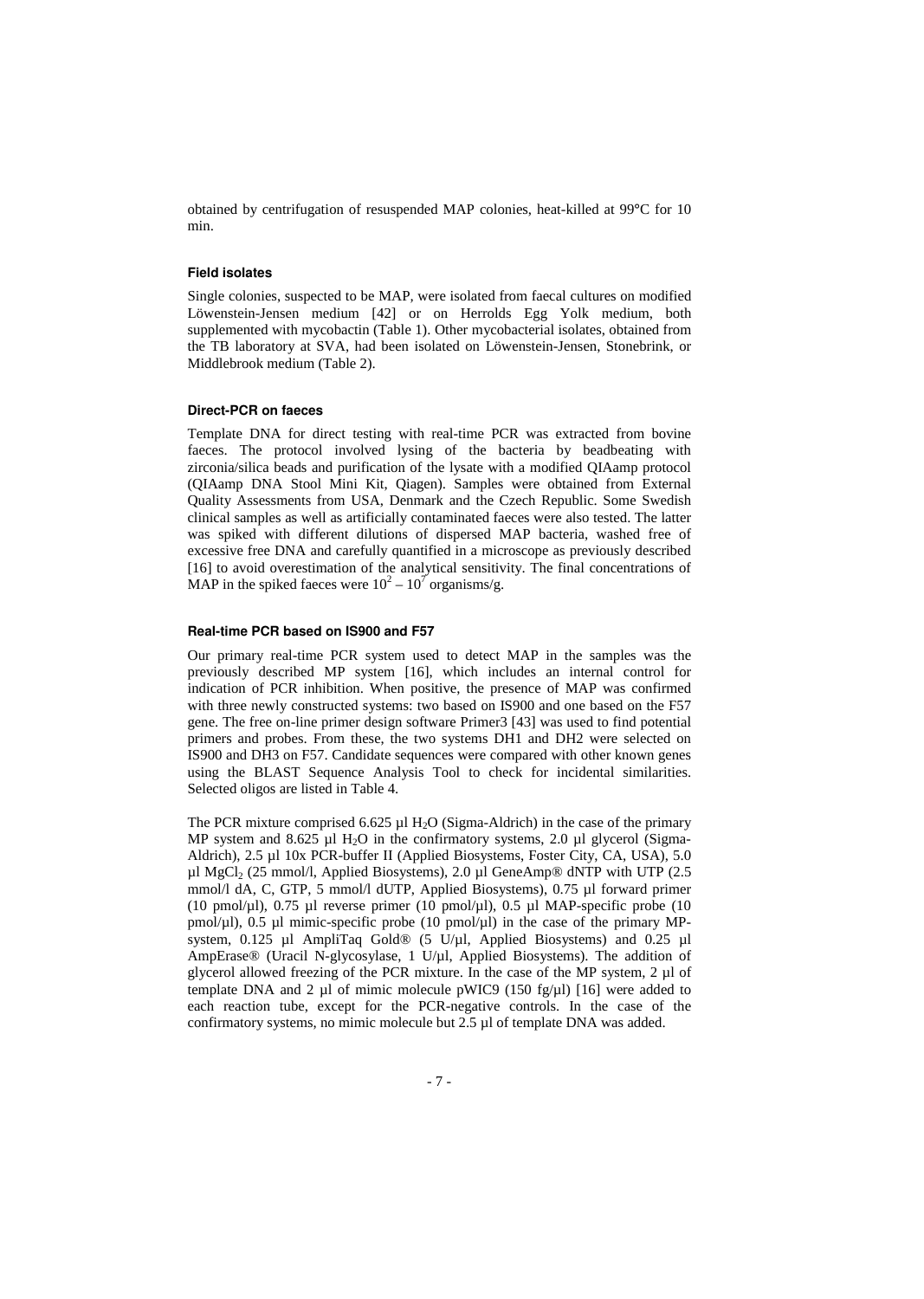obtained by centrifugation of resuspended MAP colonies, heat-killed at 99°C for 10 min.

#### Field isolates

Single colonies, suspected to be MAP, were isolated from faecal cultures on modified Löwenstein-Jensen medium [42] or on Herrolds Egg Yolk medium, both supplemented with mycobactin (Table 1). Other mycobacterial isolates, obtained from the TB laboratory at SVA, had been isolated on Löwenstein-Jensen, Stonebrink, or Middlebrook medium (Table 2).

#### Direct-PCR on faeces

Template DNA for direct testing with real-time PCR was extracted from bovine faeces. The protocol involved lysing of the bacteria by beadbeating with zirconia/silica beads and purification of the lysate with a modified QIAamp protocol (QIAamp DNA Stool Mini Kit, Qiagen). Samples were obtained from External Quality Assessments from USA, Denmark and the Czech Republic. Some Swedish clinical samples as well as artificially contaminated faeces were also tested. The latter was spiked with different dilutions of dispersed MAP bacteria, washed free of excessive free DNA and carefully quantified in a microscope as previously described [16] to avoid overestimation of the analytical sensitivity. The final concentrations of MAP in the spiked faeces were $10^2 – 10^7$ organisms/g.

#### Real-time PCR based on IS900 and F57

Our primary real-time PCR system used to detect MAP in the samples was the previously described MP system [16], which includes an internal control for indication of PCR inhibition. When positive, the presence of MAP was confirmed with three newly constructed systems: two based on IS900 and one based on the F57 gene. The free on-line primer design software Primer3 [43] was used to find potential primers and probes. From these, the two systems DH1 and DH2 were selected on IS900 and DH3 on F57. Candidate sequences were compared with other known genes using the BLAST Sequence Analysis Tool to check for incidental similarities. Selected oligos are listed in Table 4.

The PCR mixture comprised 6.625 µl $H_2O$ (Sigma-Aldrich) in the case of the primary MP system and 8.625 µl $H_2O$ in the confirmatory systems, 2.0 µl glycerol (Sigma-Aldrich), 2.5 µl 10x PCR-buffer II (Applied Biosystems, Foster City, CA, USA), 5.0 µl $MgCl_2$ (25 mmol/l, Applied Biosystems), 2.0 µl GeneAmp® dNTP with UTP (2.5 mmol/l dA, C, GTP, 5 mmol/l dUTP, Applied Biosystems), 0.75 µl forward primer (10 pmol/µl), 0.75 µl reverse primer (10 pmol/µl), 0.5 µl MAP-specific probe (10 pmol/µl), 0.5 µl mimic-specific probe (10 pmol/µl) in the case of the primary MP-system, 0.125 µl AmpliTaq Gold® (5 U/µl, Applied Biosystems) and 0.25 µl AmpErase® (Uracil N-glycosylase, 1 U/µl, Applied Biosystems). The addition of glycerol allowed freezing of the PCR mixture. In the case of the MP system, 2 µl of template DNA and 2 µl of mimic molecule pWIC9 (150 fg/µl) [16] were added to each reaction tube, except for the PCR-negative controls. In the case of the confirmatory systems, no mimic molecule but 2.5 µl of template DNA was added.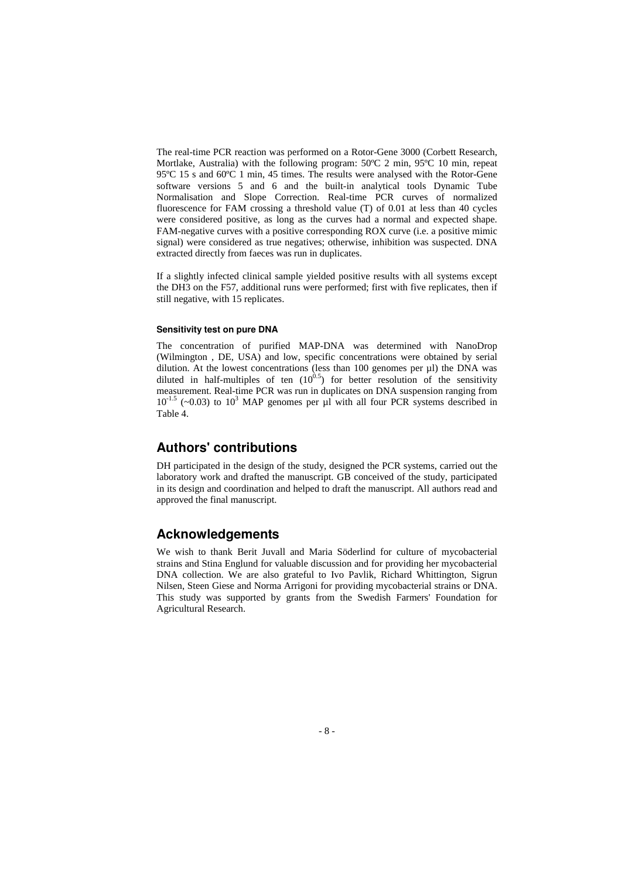The real-time PCR reaction was performed on a Rotor-Gene 3000 (Corbett Research, Mortlake, Australia) with the following program: 50ºC 2 min, 95ºC 10 min, repeat 95ºC 15 s and 60ºC 1 min, 45 times. The results were analysed with the Rotor-Gene software versions 5 and 6 and the built-in analytical tools Dynamic Tube Normalisation and Slope Correction. Real-time PCR curves of normalized fluorescence for FAM crossing a threshold value (T) of 0.01 at less than 40 cycles were considered positive, as long as the curves had a normal and expected shape. FAM-negative curves with a positive corresponding ROX curve (i.e. a positive mimic signal) were considered as true negatives; otherwise, inhibition was suspected. DNA extracted directly from faeces was run in duplicates.

If a slightly infected clinical sample yielded positive results with all systems except the DH3 on the F57, additional runs were performed; first with five replicates, then if still negative, with 15 replicates.

#### Sensitivity test on pure DNA

The concentration of purified MAP-DNA was determined with NanoDrop (Wilmington , DE, USA) and low, specific concentrations were obtained by serial dilution. At the lowest concentrations (less than 100 genomes per µl) the DNA was diluted in half-multiples of ten ($10^{0.5}$) for better resolution of the sensitivity measurement. Real-time PCR was run in duplicates on DNA suspension ranging from $10^{-1.5}$ (~0.03) to $10^{3}$ MAP genomes per µl with all four PCR systems described in Table 4.

## Authors' contributions

DH participated in the design of the study, designed the PCR systems, carried out the laboratory work and drafted the manuscript. GB conceived of the study, participated in its design and coordination and helped to draft the manuscript. All authors read and approved the final manuscript.

## Acknowledgements

We wish to thank Berit Juvall and Maria Söderlind for culture of mycobacterial strains and Stina Englund for valuable discussion and for providing her mycobacterial DNA collection. We are also grateful to Ivo Pavlik, Richard Whittington, Sigrun Nilsen, Steen Giese and Norma Arrigoni for providing mycobacterial strains or DNA. This study was supported by grants from the Swedish Farmers' Foundation for Agricultural Research.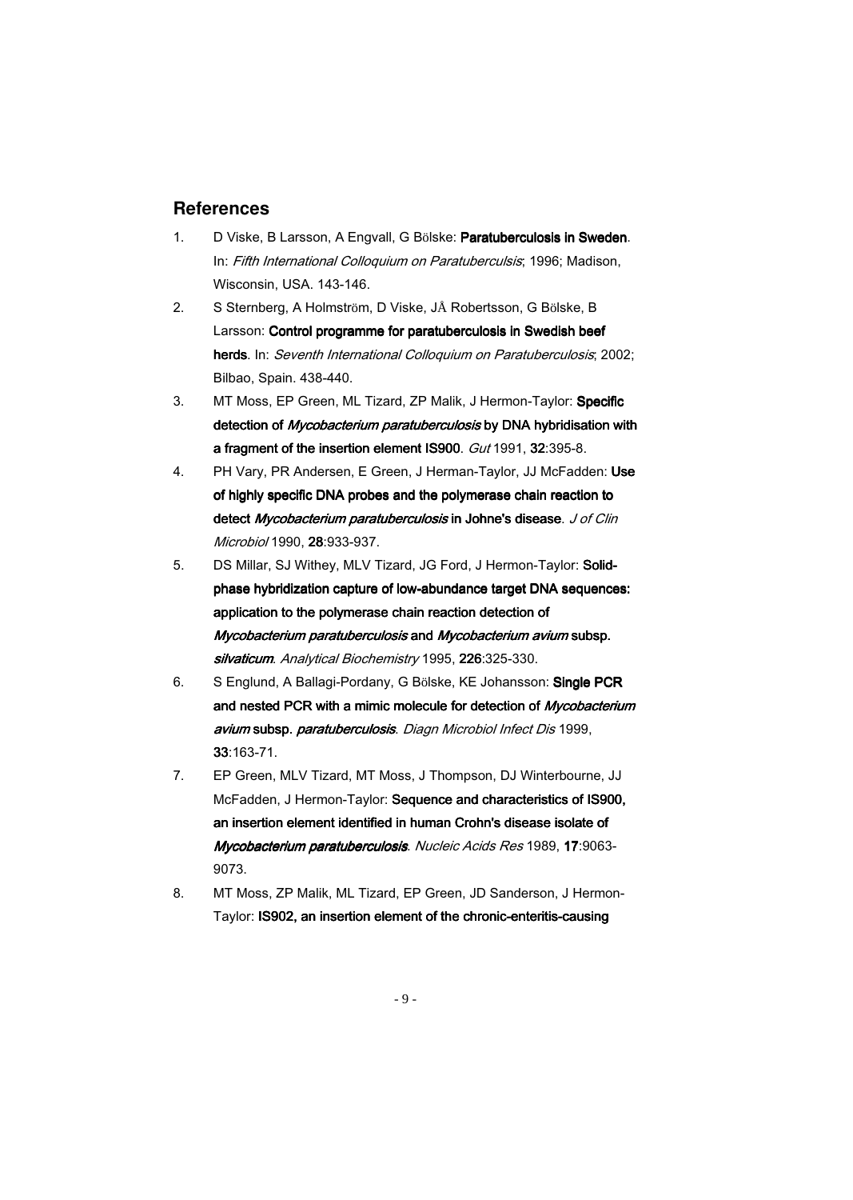## References

1. D Viske, B Larsson, A Engvall, G Bölske: **Paratuberculosis in Sweden**. In: *Fifth International Colloquium on Paratuberculsis*; 1996; Madison, Wisconsin, USA. 143-146.
2. S Sternberg, A Holmström, D Viske, JÅ Robertsson, G Bölske, B Larsson: **Control programme for paratuberculosis in Swedish beef herds**. In: *Seventh International Colloquium on Paratuberculosis*; 2002; Bilbao, Spain. 438-440.
3. MT Moss, EP Green, ML Tizard, ZP Malik, J Hermon-Taylor: **Specific detection of *Mycobacterium paratuberculosis* by DNA hybridisation with a fragment of the insertion element IS900**. *Gut* 1991, **32**:395-8.
4. PH Vary, PR Andersen, E Green, J Herman-Taylor, JJ McFadden: **Use of highly specific DNA probes and the polymerase chain reaction to detect *Mycobacterium paratuberculosis* in Johne's disease**. *J of Clin Microbiol* 1990, **28**:933-937.
5. DS Millar, SJ Withey, MLV Tizard, JG Ford, J Hermon-Taylor: **Solid-phase hybridization capture of low-abundance target DNA sequences: application to the polymerase chain reaction detection of *Mycobacterium paratuberculosis* and *Mycobacterium avium* subsp. *silvaticum***. *Analytical Biochemistry* 1995, **226**:325-330.
6. S Englund, A Ballagi-Pordany, G Bölske, KE Johansson: **Single PCR and nested PCR with a mimic molecule for detection of *Mycobacterium avium* subsp. *paratuberculosis***. *Diagn Microbiol Infect Dis* 1999, **33**:163-71.
7. EP Green, MLV Tizard, MT Moss, J Thompson, DJ Winterbourne, JJ McFadden, J Hermon-Taylor: **Sequence and characteristics of IS900, an insertion element identified in human Crohn's disease isolate of *Mycobacterium paratuberculosis***. *Nucleic Acids Res* 1989, **17**:9063-9073.
8. MT Moss, ZP Malik, ML Tizard, EP Green, JD Sanderson, J Hermon-Taylor: **IS902, an insertion element of the chronic-enteritis-causing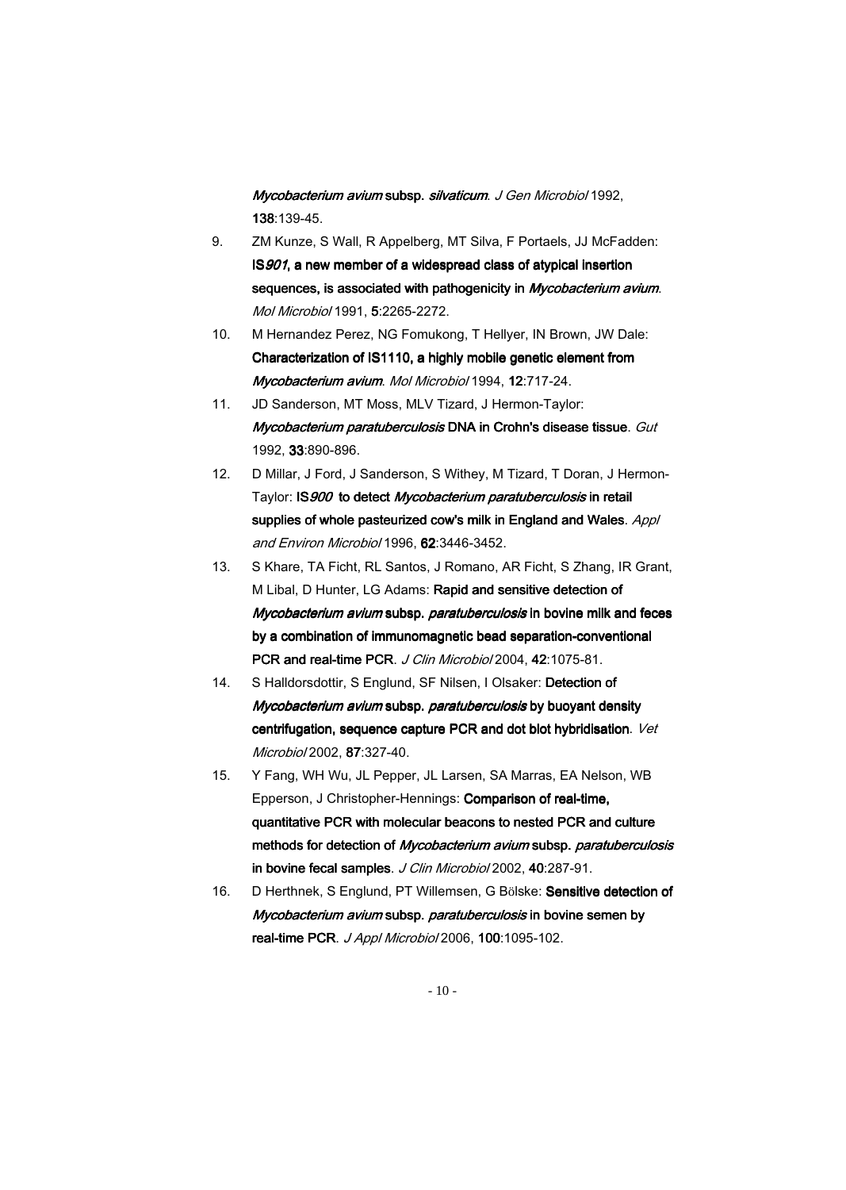*Mycobacterium avium* subsp. *silvaticum*. *J Gen Microbiol* 1992, **138**:139-45.

9. ZM Kunze, S Wall, R Appelberg, MT Silva, F Portaels, JJ McFadden: **IS*901*, a new member of a widespread class of atypical insertion sequences, is associated with pathogenicity in *Mycobacterium avium***. *Mol Microbiol* 1991, **5**:2265-2272.
10. M Hernandez Perez, NG Fomukong, T Hellyer, IN Brown, JW Dale: **Characterization of IS1110, a highly mobile genetic element from *Mycobacterium avium***. *Mol Microbiol* 1994, **12**:717-24.
11. JD Sanderson, MT Moss, MLV Tizard, J Hermon-Taylor: ***Mycobacterium paratuberculosis* DNA in Crohn's disease tissue**. *Gut* 1992, **33**:890-896.
12. D Millar, J Ford, J Sanderson, S Withey, M Tizard, T Doran, J Hermon-Taylor: **IS*900* to detect *Mycobacterium paratuberculosis* in retail supplies of whole pasteurized cow's milk in England and Wales**. *Appl and Environ Microbiol* 1996, **62**:3446-3452.
13. S Khare, TA Ficht, RL Santos, J Romano, AR Ficht, S Zhang, IR Grant, M Libal, D Hunter, LG Adams: **Rapid and sensitive detection of *Mycobacterium avium* subsp. *paratuberculosis* in bovine milk and feces by a combination of immunomagnetic bead separation-conventional PCR and real-time PCR**. *J Clin Microbiol* 2004, **42**:1075-81.
14. S Halldorsdottir, S Englund, SF Nilsen, I Olsaker: **Detection of *Mycobacterium avium* subsp. *paratuberculosis* by buoyant density centrifugation, sequence capture PCR and dot blot hybridisation**. *Vet Microbiol* 2002, **87**:327-40.
15. Y Fang, WH Wu, JL Pepper, JL Larsen, SA Marras, EA Nelson, WB Epperson, J Christopher-Hennings: **Comparison of real-time, quantitative PCR with molecular beacons to nested PCR and culture methods for detection of *Mycobacterium avium* subsp. *paratuberculosis* in bovine fecal samples**. *J Clin Microbiol* 2002, **40**:287-91.
16. D Herthnek, S Englund, PT Willemsen, G Bölske: **Sensitive detection of *Mycobacterium avium* subsp. *paratuberculosis* in bovine semen by real-time PCR**. *J Appl Microbiol* 2006, **100**:1095-102.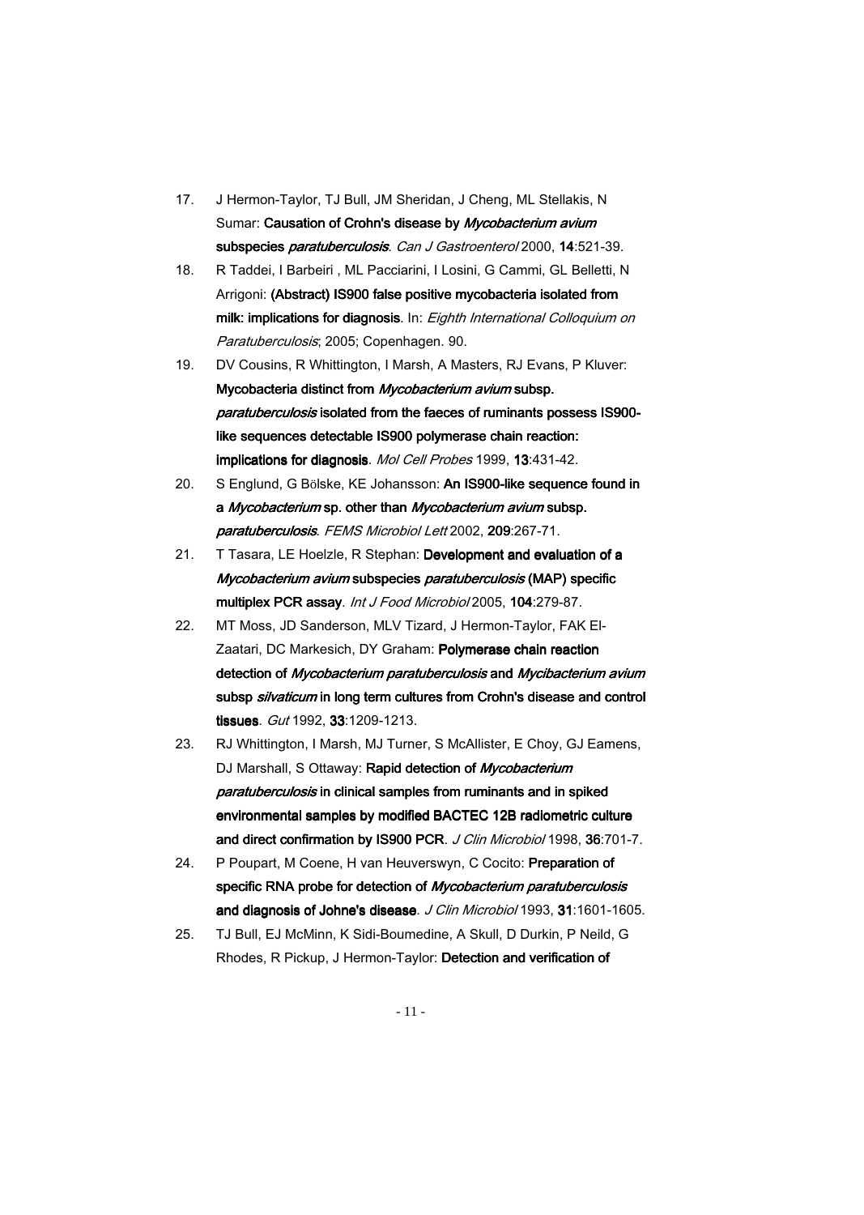17. J Hermon-Taylor, TJ Bull, JM Sheridan, J Cheng, ML Stellakis, N Sumar: **Causation of Crohn's disease by *Mycobacterium avium* subspecies *paratuberculosis***. *Can J Gastroenterol* 2000, **14**:521-39.
18. R Taddei, I Barbeiri , ML Pacciarini, I Losini, G Cammi, GL Belletti, N Arrigoni: **(Abstract) IS900 false positive mycobacteria isolated from milk: implications for diagnosis**. In: *Eighth International Colloquium on Paratuberculosis*; 2005; Copenhagen. 90.
19. DV Cousins, R Whittington, I Marsh, A Masters, RJ Evans, P Kluver: **Mycobacteria distinct from *Mycobacterium avium* subsp. *paratuberculosis* isolated from the faeces of ruminants possess IS900-like sequences detectable IS900 polymerase chain reaction: implications for diagnosis**. *Mol Cell Probes* 1999, **13**:431-42.
20. S Englund, G Bölske, KE Johansson: **An IS900-like sequence found in a *Mycobacterium* sp. other than *Mycobacterium avium* subsp. *paratuberculosis***. *FEMS Microbiol Lett* 2002, **209**:267-71.
21. T Tasara, LE Hoelzle, R Stephan: **Development and evaluation of a *Mycobacterium avium* subspecies *paratuberculosis* (MAP) specific multiplex PCR assay**. *Int J Food Microbiol* 2005, **104**:279-87.
22. MT Moss, JD Sanderson, MLV Tizard, J Hermon-Taylor, FAK El-Zaatari, DC Markesich, DY Graham: **Polymerase chain reaction detection of *Mycobacterium paratuberculosis* and *Mycibacterium avium* subsp *silvaticum* in long term cultures from Crohn's disease and control tissues**. *Gut* 1992, **33**:1209-1213.
23. RJ Whittington, I Marsh, MJ Turner, S McAllister, E Choy, GJ Eamens, DJ Marshall, S Ottaway: **Rapid detection of *Mycobacterium paratuberculosis* in clinical samples from ruminants and in spiked environmental samples by modified BACTEC 12B radiometric culture and direct confirmation by IS900 PCR**. *J Clin Microbiol* 1998, **36**:701-7.
24. P Poupart, M Coene, H van Heuverswyn, C Cocito: **Preparation of specific RNA probe for detection of *Mycobacterium paratuberculosis* and diagnosis of Johne's disease**. *J Clin Microbiol* 1993, **31**:1601-1605.
25. TJ Bull, EJ McMinn, K Sidi-Boumedine, A Skull, D Durkin, P Neild, G Rhodes, R Pickup, J Hermon-Taylor: **Detection and verification of**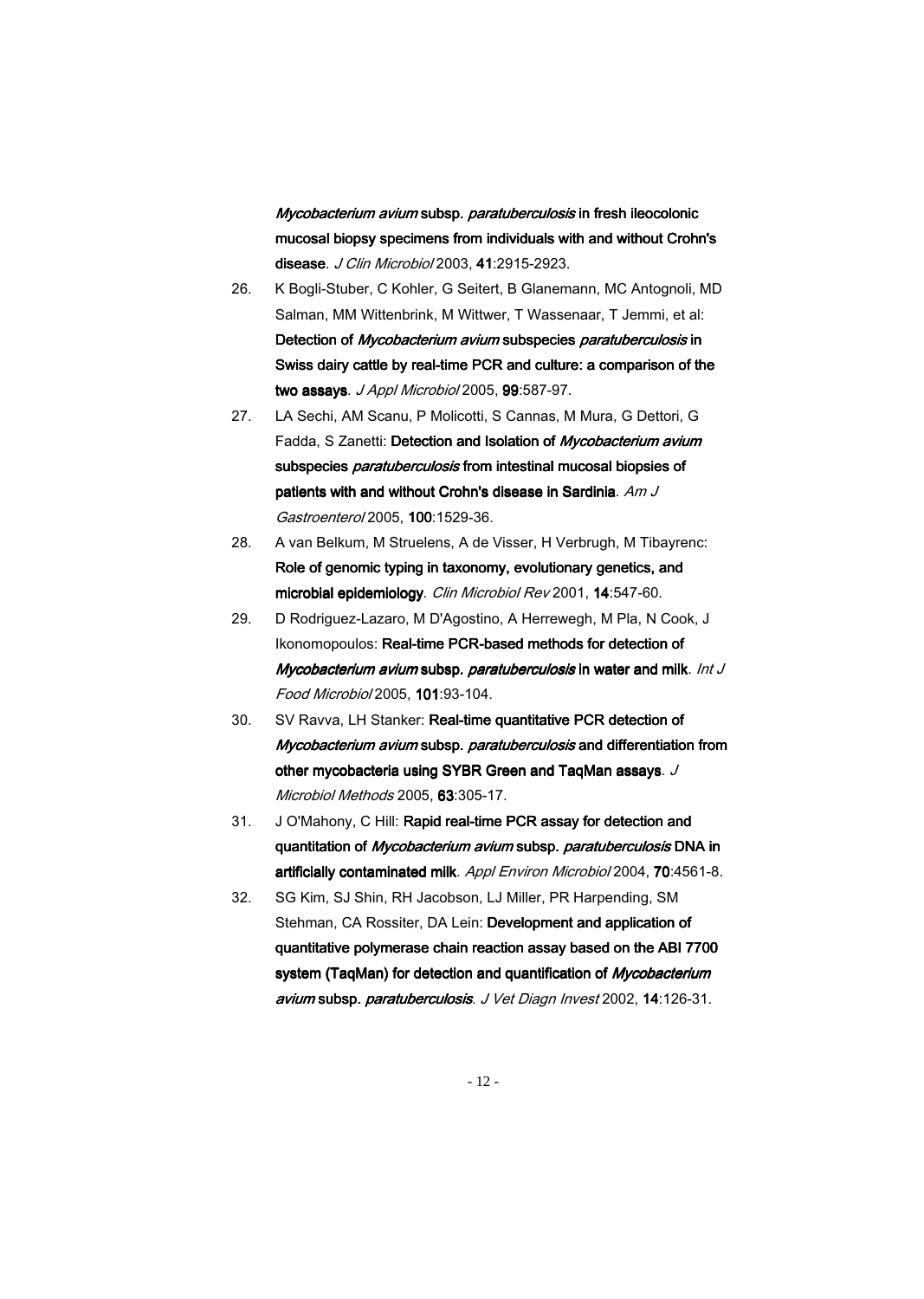*Mycobacterium avium* subsp. *paratuberculosis* in fresh ileocolonic mucosal biopsy specimens from individuals with and without Crohn's disease**. *J Clin Microbiol* 2003, **41**:2915-2923.

26. K Bogli-Stuber, C Kohler, G Seitert, B Glanemann, MC Antognoli, MD Salman, MM Wittenbrink, M Wittwer, T Wassenaar, T Jemmi, et al: **Detection of *Mycobacterium avium* subspecies *paratuberculosis* in Swiss dairy cattle by real-time PCR and culture: a comparison of the two assays**. *J Appl Microbiol* 2005, **99**:587-97.
27. LA Sechi, AM Scanu, P Molicotti, S Cannas, M Mura, G Dettori, G Fadda, S Zanetti: **Detection and Isolation of *Mycobacterium avium* subspecies *paratuberculosis* from intestinal mucosal biopsies of patients with and without Crohn's disease in Sardinia**. *Am J Gastroenterol* 2005, **100**:1529-36.
28. A van Belkum, M Struelens, A de Visser, H Verbrugh, M Tibayrenc: **Role of genomic typing in taxonomy, evolutionary genetics, and microbial epidemiology**. *Clin Microbiol Rev* 2001, **14**:547-60.
29. D Rodriguez-Lazaro, M D'Agostino, A Herrewegh, M Pla, N Cook, J Ikonomopoulos: **Real-time PCR-based methods for detection of *Mycobacterium avium* subsp. *paratuberculosis* in water and milk**. *Int J Food Microbiol* 2005, **101**:93-104.
30. SV Ravva, LH Stanker: **Real-time quantitative PCR detection of *Mycobacterium avium* subsp. *paratuberculosis* and differentiation from other mycobacteria using SYBR Green and TaqMan assays**. *J Microbiol Methods* 2005, **63**:305-17.
31. J O'Mahony, C Hill: **Rapid real-time PCR assay for detection and quantitation of *Mycobacterium avium* subsp. *paratuberculosis* DNA in artificially contaminated milk**. *Appl Environ Microbiol* 2004, **70**:4561-8.
32. SG Kim, SJ Shin, RH Jacobson, LJ Miller, PR Harpending, SM Stehman, CA Rossiter, DA Lein: **Development and application of quantitative polymerase chain reaction assay based on the ABI 7700 system (TaqMan) for detection and quantification of *Mycobacterium avium* subsp. *paratuberculosis***. *J Vet Diagn Invest* 2002, **14**:126-31.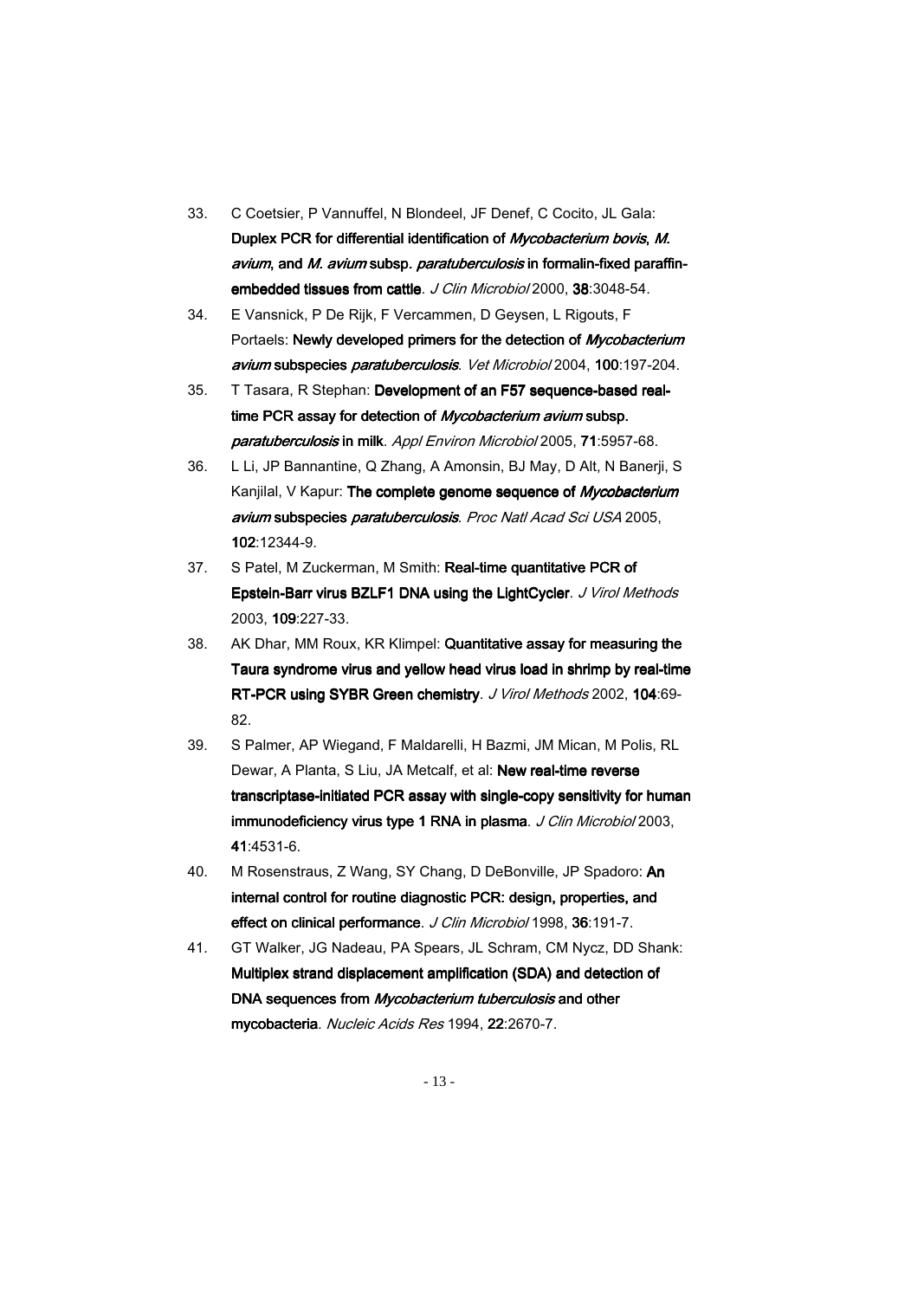33. C Coetsier, P Vannuffel, N Blondeel, JF Denef, C Cocito, JL Gala: **Duplex PCR for differential identification of *Mycobacterium bovis*, *M. avium*, and *M. avium* subsp. *paratuberculosis* in formalin-fixed paraffin-embedded tissues from cattle**. *J Clin Microbiol* 2000, **38**:3048-54.
34. E Vansnick, P De Rijk, F Vercammen, D Geysen, L Rigouts, F Portaels: **Newly developed primers for the detection of *Mycobacterium avium* subspecies *paratuberculosis***. *Vet Microbiol* 2004, **100**:197-204.
35. T Tasara, R Stephan: **Development of an F57 sequence-based real-time PCR assay for detection of *Mycobacterium avium* subsp. *paratuberculosis* in milk**. *Appl Environ Microbiol* 2005, **71**:5957-68.
36. L Li, JP Bannantine, Q Zhang, A Amonsin, BJ May, D Alt, N Banerji, S Kanjilal, V Kapur: **The complete genome sequence of *Mycobacterium avium* subspecies *paratuberculosis***. *Proc Natl Acad Sci USA* 2005, **102**:12344-9.
37. S Patel, M Zuckerman, M Smith: **Real-time quantitative PCR of Epstein-Barr virus BZLF1 DNA using the LightCycler**. *J Virol Methods* 2003, **109**:227-33.
38. AK Dhar, MM Roux, KR Klimpel: **Quantitative assay for measuring the Taura syndrome virus and yellow head virus load in shrimp by real-time RT-PCR using SYBR Green chemistry**. *J Virol Methods* 2002, **104**:69-82.
39. S Palmer, AP Wiegand, F Maldarelli, H Bazmi, JM Mican, M Polis, RL Dewar, A Planta, S Liu, JA Metcalf, et al: **New real-time reverse transcriptase-initiated PCR assay with single-copy sensitivity for human immunodeficiency virus type 1 RNA in plasma**. *J Clin Microbiol* 2003, **41**:4531-6.
40. M Rosenstraus, Z Wang, SY Chang, D DeBonville, JP Spadoro: **An internal control for routine diagnostic PCR: design, properties, and effect on clinical performance**. *J Clin Microbiol* 1998, **36**:191-7.
41. GT Walker, JG Nadeau, PA Spears, JL Schram, CM Nycz, DD Shank: **Multiplex strand displacement amplification (SDA) and detection of DNA sequences from *Mycobacterium tuberculosis* and other mycobacteria**. *Nucleic Acids Res* 1994, **22**:2670-7.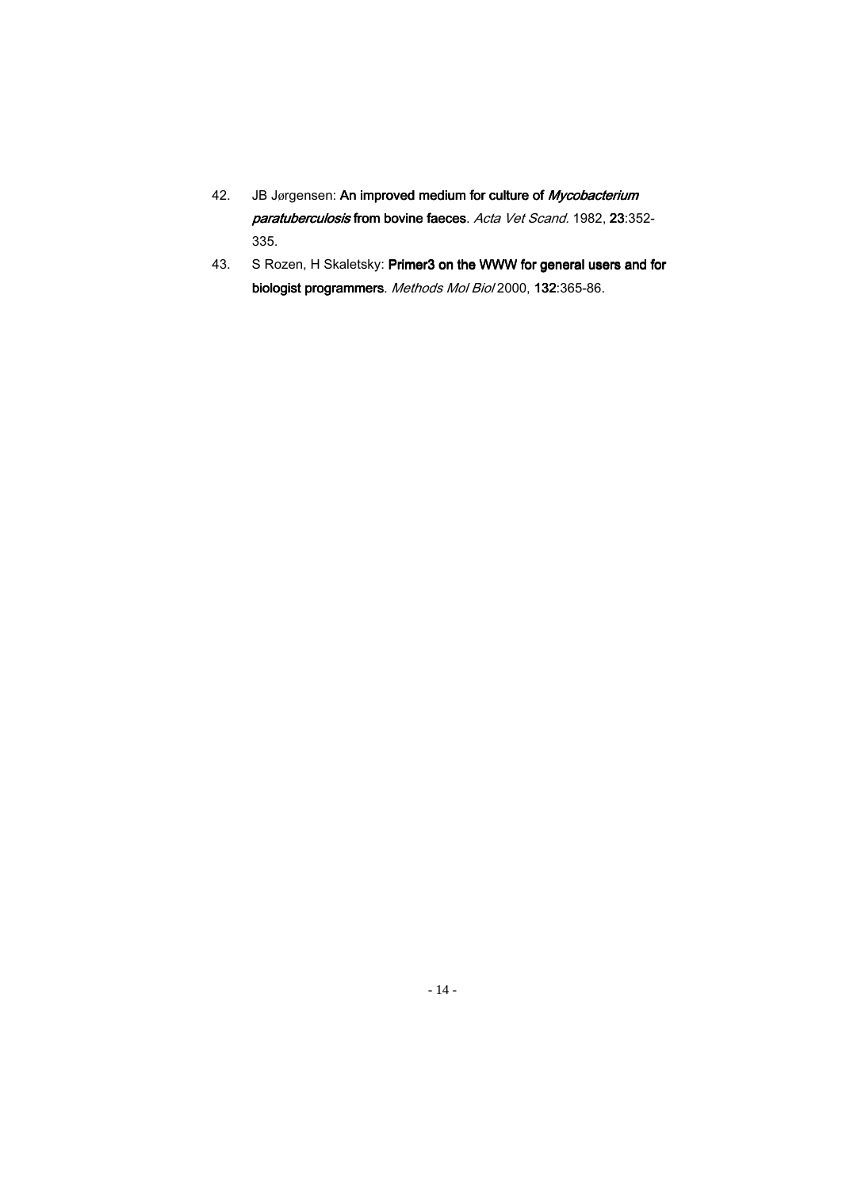42. JB Jørgensen: **An improved medium for culture of *Mycobacterium paratuberculosis* from bovine faeces**. *Acta Vet Scand*. 1982, **23**:352-335.
43. S Rozen, H Skaletsky: **Primer3 on the WWW for general users and for biologist programmers**. *Methods Mol Biol* 2000, **132**:365-86.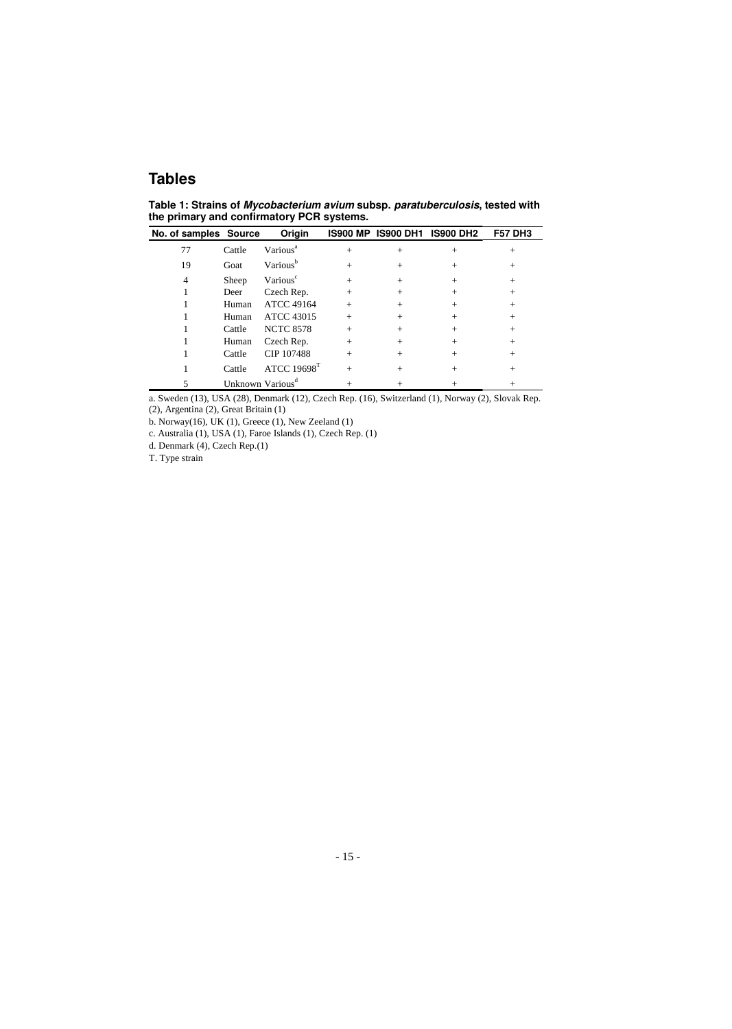# Tables

**Table 1: Strains of *Mycobacterium avium* subsp. *paratuberculosis*, tested with the primary and confirmatory PCR systems.**

| No. of samples | Source | Origin | IS900 MP | IS900 DH1 | IS900 DH2 | F57 DH3 |
|---|---|---|---|---|---|---|
| 77 | Cattle | Various[a] | + | + | + | + |
| 19 | Goat | Various[b] | + | + | + | + |
| 4 | Sheep | Various[c] | + | + | + | + |
| 1 | Deer | Czech Rep. | + | + | + | + |
| 1 | Human | ATCC 49164 | + | + | + | + |
| 1 | Human | ATCC 43015 | + | + | + | + |
| 1 | Cattle | NCTC 8578 | + | + | + | + |
| 1 | Human | Czech Rep. | + | + | + | + |
| 1 | Cattle | CIP 107488 | + | + | + | + |
| 1 | Cattle | ATCC 19698[T] | + | + | + | + |
| 5 | Unknown | Various[d] | + | + | + | + |

a. Sweden (13), USA (28), Denmark (12), Czech Rep. (16), Switzerland (1), Norway (2), Slovak Rep. (2), Argentina (2), Great Britain (1)

b. Norway(16), UK (1), Greece (1), New Zeeland (1)

c. Australia (1), USA (1), Faroe Islands (1), Czech Rep. (1)

d. Denmark (4), Czech Rep.(1)

T. Type strain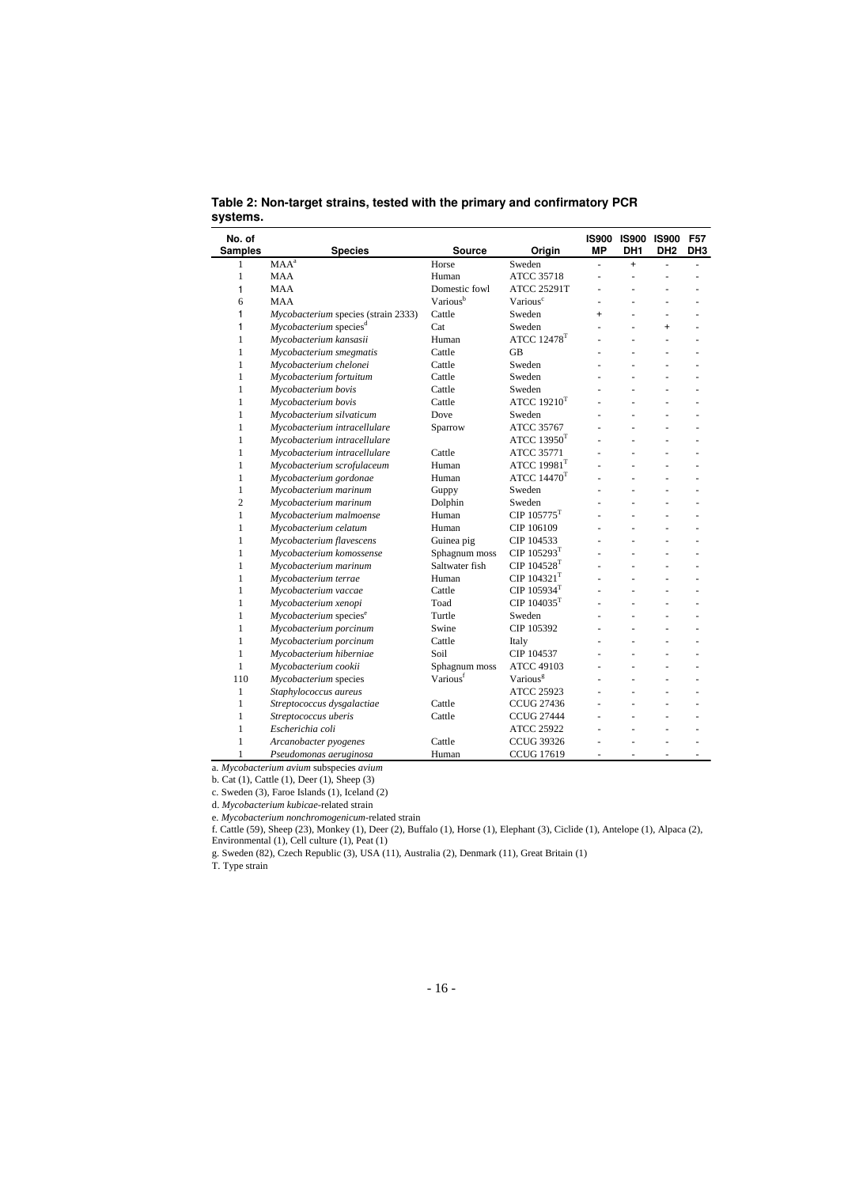**Table 2: Non-target strains, tested with the primary and confirmatory PCR systems.**

| No. of Samples | Species | Source | Origin | IS900 MP | IS900 DH1 | IS900 DH2 | F57 DH3 |
|---|---|---|---|---|---|---|---|
| 1 | MAA[a] | Horse | Sweden | - | + | - | - |
| 1 | MAA | Human | ATCC 35718 | - | - | - | - |
| 1 | MAA | Domestic fowl | ATCC 25291T | - | - | - | - |
| 6 | MAA | Various[b] | Various[c] | - | - | - | - |
| 1 | *Mycobacterium* species (strain 2333) | Cattle | Sweden | + | - | - | - |
| 1 | *Mycobacterium* species[d] | Cat | Sweden | - | - | + | - |
| 1 | *Mycobacterium kansasii* | Human | ATCC 12478[T] | - | - | - | - |
| 1 | *Mycobacterium smegmatis* | Cattle | GB | - | - | - | - |
| 1 | *Mycobacterium chelonei* | Cattle | Sweden | - | - | - | - |
| 1 | *Mycobacterium fortuitum* | Cattle | Sweden | - | - | - | - |
| 1 | *Mycobacterium bovis* | Cattle | Sweden | - | - | - | - |
| 1 | *Mycobacterium bovis* | Cattle | ATCC 19210[T] | - | - | - | - |
| 1 | *Mycobacterium silvaticum* | Dove | Sweden | - | - | - | - |
| 1 | *Mycobacterium intracellulare* | Sparrow | ATCC 35767 | - | - | - | - |
| 1 | *Mycobacterium intracellulare* | | ATCC 13950[T] | - | - | - | - |
| 1 | *Mycobacterium intracellulare* | Cattle | ATCC 35771 | - | - | - | - |
| 1 | *Mycobacterium scrofulaceum* | Human | ATCC 19981[T] | - | - | - | - |
| 1 | *Mycobacterium gordonae* | Human | ATCC 14470[T] | - | - | - | - |
| 1 | *Mycobacterium marinum* | Guppy | Sweden | - | - | - | - |
| 2 | *Mycobacterium marinum* | Dolphin | Sweden | - | - | - | - |
| 1 | *Mycobacterium malmoense* | Human | CIP 105775[T] | - | - | - | - |
| 1 | *Mycobacterium celatum* | Human | CIP 106109 | - | - | - | - |
| 1 | *Mycobacterium flavescens* | Guinea pig | CIP 104533 | - | - | - | - |
| 1 | *Mycobacterium komossense* | Sphagnum moss | CIP 105293[T] | - | - | - | - |
| 1 | *Mycobacterium marinum* | Saltwater fish | CIP 104528[T] | - | - | - | - |
| 1 | *Mycobacterium terrae* | Human | CIP 104321[T] | - | - | - | - |
| 1 | *Mycobacterium vaccae* | Cattle | CIP 105934[T] | - | - | - | - |
| 1 | *Mycobacterium xenopi* | Toad | CIP 104035[T] | - | - | - | - |
| 1 | *Mycobacterium* species[e] | Turtle | Sweden | - | - | - | - |
| 1 | *Mycobacterium porcinum* | Swine | CIP 105392 | - | - | - | - |
| 1 | *Mycobacterium porcinum* | Cattle | Italy | - | - | - | - |
| 1 | *Mycobacterium hiberniae* | Soil | CIP 104537 | - | - | - | - |
| 1 | *Mycobacterium cookii* | Sphagnum moss | ATCC 49103 | - | - | - | - |
| 110 | *Mycobacterium* species | Various[f] | Various[g] | - | - | - | - |
| 1 | *Staphylococcus aureus* | | ATCC 25923 | - | - | - | - |
| 1 | *Streptococcus dysgalactiae* | Cattle | CCUG 27436 | - | - | - | - |
| 1 | *Streptococcus uberis* | Cattle | CCUG 27444 | - | - | - | - |
| 1 | *Escherichia coli* | | ATCC 25922 | - | - | - | - |
| 1 | *Arcanobacter pyogenes* | Cattle | CCUG 39326 | - | - | - | - |
| 1 | *Pseudomonas aeruginosa* | Human | CCUG 17619 | - | - | - | - |

a. *Mycobacterium avium* subspecies *avium*

b. Cat (1), Cattle (1), Deer (1), Sheep (3)

c. Sweden (3), Faroe Islands (1), Iceland (2)

d. *Mycobacterium kubicae*-related strain

e. *Mycobacterium nonchromogenicum*-related strain

f. Cattle (59), Sheep (23), Monkey (1), Deer (2), Buffalo (1), Horse (1), Elephant (3), Ciclide (1), Antelope (1), Alpaca (2), Environmental (1), Cell culture (1), Peat (1)

g. Sweden (82), Czech Republic (3), USA (11), Australia (2), Denmark (11), Great Britain (1)

T. Type strain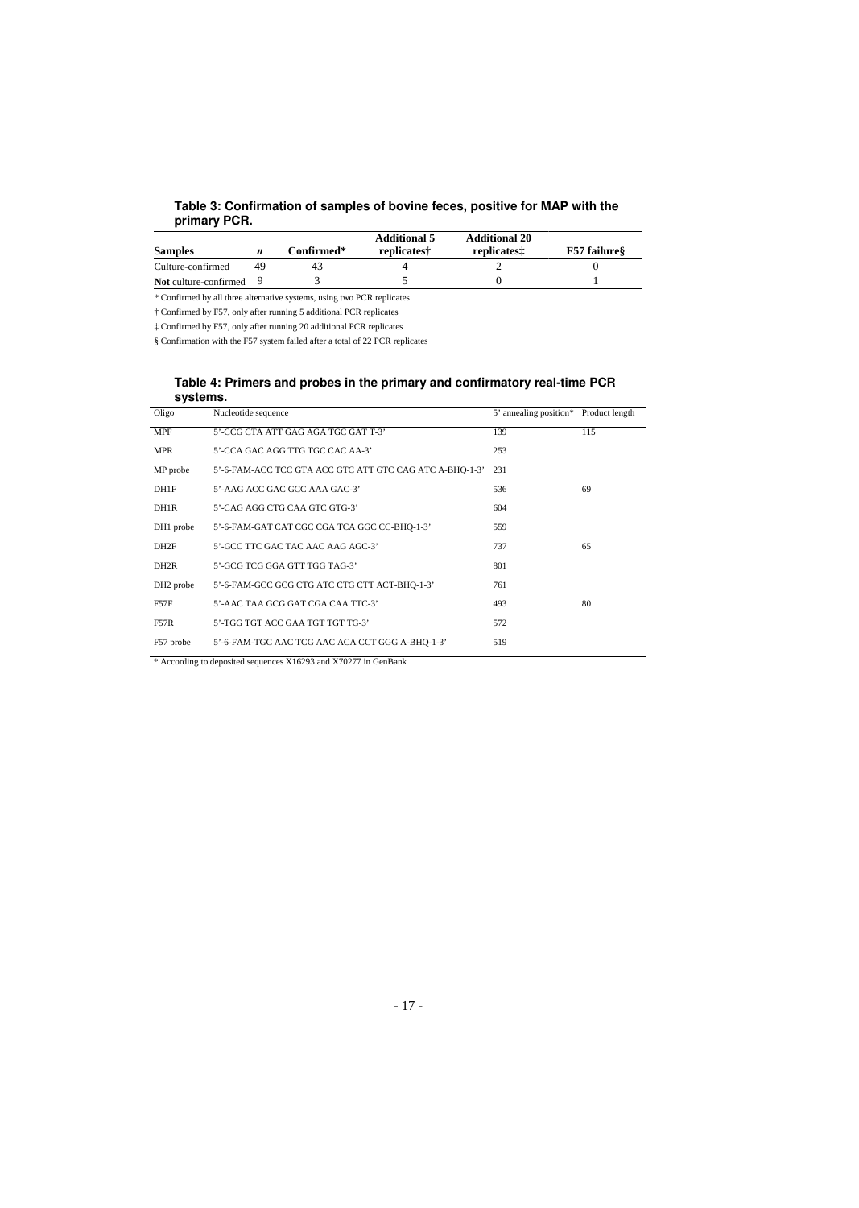**Table 3: Confirmation of samples of bovine feces, positive for MAP with the primary PCR.**

| Samples | *n* | Confirmed* | Additional 5 replicates† | Additional 20 replicates‡ | F57 failure§ |
|---|---|---|---|---|---|
| Culture-confirmed | 49 | 43 | 4 | 2 | 0 |
| **Not** culture-confirmed | 9 | 3 | 5 | 0 | 1 |

* Confirmed by all three alternative systems, using two PCR replicates

† Confirmed by F57, only after running 5 additional PCR replicates

‡ Confirmed by F57, only after running 20 additional PCR replicates

§ Confirmation with the F57 system failed after a total of 22 PCR replicates

**Table 4: Primers and probes in the primary and confirmatory real-time PCR systems.**

| Oligo | Nucleotide sequence | 5' annealing position* | Product length |
|---|---|---|---|
| MPF | 5'-CCG CTA ATT GAG AGA TGC GAT T-3' | 139 | 115 |
| MPR | 5'-CCA GAC AGG TTG TGC CAC AA-3' | 253 | |
| MP probe | 5'-6-FAM-ACC TCC GTA ACC GTC ATT GTC CAG ATC A-BHQ-1-3' | 231 | |
| DH1F | 5'-AAG ACC GAC GCC AAA GAC-3' | 536 | 69 |
| DH1R | 5'-CAG AGG CTG CAA GTC GTG-3' | 604 | |
| DH1 probe | 5'-6-FAM-GAT CAT CGC CGA TCA GGC CC-BHQ-1-3' | 559 | |
| DH2F | 5'-GCC TTC GAC TAC AAC AAG AGC-3' | 737 | 65 |
| DH2R | 5'-GCG TCG GGA GTT TGG TAG-3' | 801 | |
| DH2 probe | 5'-6-FAM-GCC GCG CTG ATC CTG CTT ACT-BHQ-1-3' | 761 | |
| F57F | 5'-AAC TAA GCG GAT CGA CAA TTC-3' | 493 | 80 |
| F57R | 5'-TGG TGT ACC GAA TGT TGT TG-3' | 572 | |
| F57 probe | 5'-6-FAM-TGC AAC TCG AAC ACA CCT GGG A-BHQ-1-3' | 519 | |

* According to deposited sequences X16293 and X70277 in GenBank